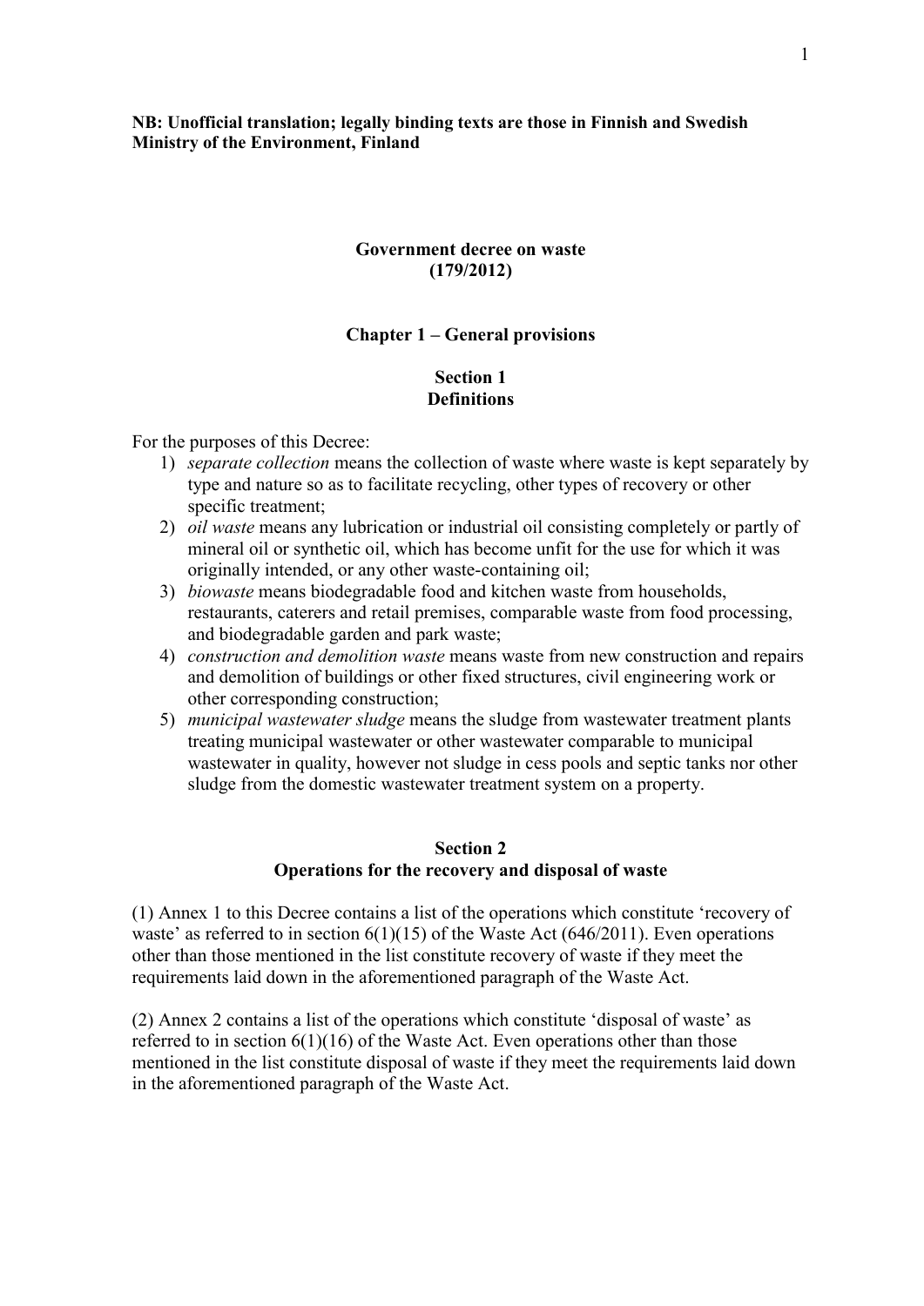**NB: Unofficial translation; legally binding texts are those in Finnish and Swedish**
**Ministry of the Environment, Finland**

# Government decree on waste (179/2012)

## Chapter 1 – General provisions

### Section 1 Definitions

For the purposes of this Decree:

1) *separate collection* means the collection of waste where waste is kept separately by type and nature so as to facilitate recycling, other types of recovery or other specific treatment;
2) *oil waste* means any lubrication or industrial oil consisting completely or partly of mineral oil or synthetic oil, which has become unfit for the use for which it was originally intended, or any other waste-containing oil;
3) *biowaste* means biodegradable food and kitchen waste from households, restaurants, caterers and retail premises, comparable waste from food processing, and biodegradable garden and park waste;
4) *construction and demolition waste* means waste from new construction and repairs and demolition of buildings or other fixed structures, civil engineering work or other corresponding construction;
5) *municipal wastewater sludge* means the sludge from wastewater treatment plants treating municipal wastewater or other wastewater comparable to municipal wastewater in quality, however not sludge in cess pools and septic tanks nor other sludge from the domestic wastewater treatment system on a property.

### Section 2 Operations for the recovery and disposal of waste

(1) Annex 1 to this Decree contains a list of the operations which constitute 'recovery of waste' as referred to in section 6(1)(15) of the Waste Act (646/2011). Even operations other than those mentioned in the list constitute recovery of waste if they meet the requirements laid down in the aforementioned paragraph of the Waste Act.

(2) Annex 2 contains a list of the operations which constitute 'disposal of waste' as referred to in section 6(1)(16) of the Waste Act. Even operations other than those mentioned in the list constitute disposal of waste if they meet the requirements laid down in the aforementioned paragraph of the Waste Act.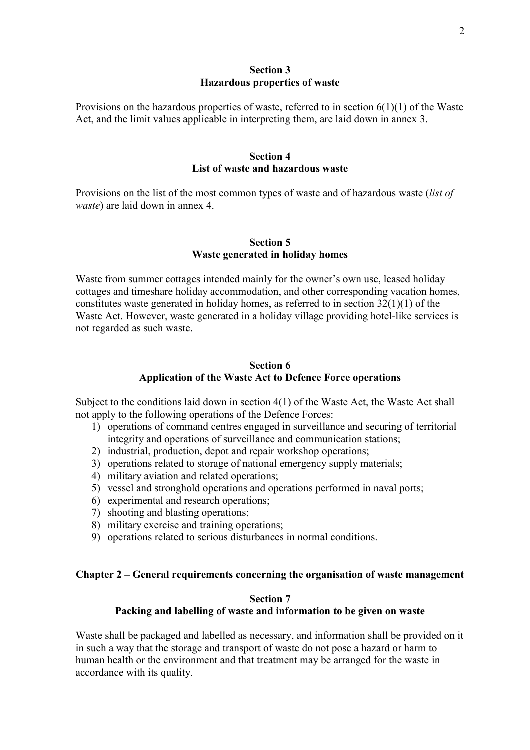### Section 3
### Hazardous properties of waste

Provisions on the hazardous properties of waste, referred to in section 6(1)(1) of the Waste Act, and the limit values applicable in interpreting them, are laid down in annex 3.

### Section 4
### List of waste and hazardous waste

Provisions on the list of the most common types of waste and of hazardous waste (*list of waste*) are laid down in annex 4.

### Section 5
### Waste generated in holiday homes

Waste from summer cottages intended mainly for the owner's own use, leased holiday cottages and timeshare holiday accommodation, and other corresponding vacation homes, constitutes waste generated in holiday homes, as referred to in section 32(1)(1) of the Waste Act. However, waste generated in a holiday village providing hotel-like services is not regarded as such waste.

### Section 6
### Application of the Waste Act to Defence Force operations

Subject to the conditions laid down in section 4(1) of the Waste Act, the Waste Act shall not apply to the following operations of the Defence Forces:

1) operations of command centres engaged in surveillance and securing of territorial integrity and operations of surveillance and communication stations;
2) industrial, production, depot and repair workshop operations;
3) operations related to storage of national emergency supply materials;
4) military aviation and related operations;
5) vessel and stronghold operations and operations performed in naval ports;
6) experimental and research operations;
7) shooting and blasting operations;
8) military exercise and training operations;
9) operations related to serious disturbances in normal conditions.

## Chapter 2 – General requirements concerning the organisation of waste management

### Section 7
### Packing and labelling of waste and information to be given on waste

Waste shall be packaged and labelled as necessary, and information shall be provided on it in such a way that the storage and transport of waste do not pose a hazard or harm to human health or the environment and that treatment may be arranged for the waste in accordance with its quality.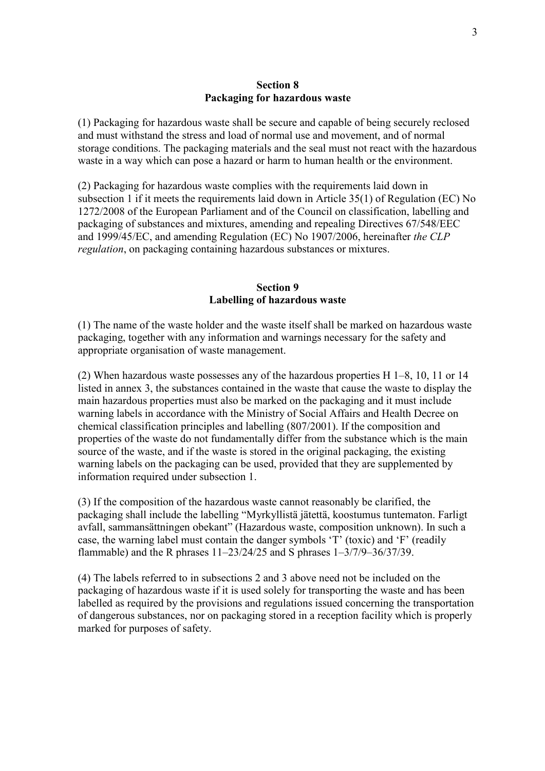## Section 8
## Packaging for hazardous waste

(1) Packaging for hazardous waste shall be secure and capable of being securely reclosed and must withstand the stress and load of normal use and movement, and of normal storage conditions. The packaging materials and the seal must not react with the hazardous waste in a way which can pose a hazard or harm to human health or the environment.

(2) Packaging for hazardous waste complies with the requirements laid down in subsection 1 if it meets the requirements laid down in Article 35(1) of Regulation (EC) No 1272/2008 of the European Parliament and of the Council on classification, labelling and packaging of substances and mixtures, amending and repealing Directives 67/548/EEC and 1999/45/EC, and amending Regulation (EC) No 1907/2006, hereinafter *the CLP regulation*, on packaging containing hazardous substances or mixtures.

## Section 9
## Labelling of hazardous waste

(1) The name of the waste holder and the waste itself shall be marked on hazardous waste packaging, together with any information and warnings necessary for the safety and appropriate organisation of waste management.

(2) When hazardous waste possesses any of the hazardous properties H 1–8, 10, 11 or 14 listed in annex 3, the substances contained in the waste that cause the waste to display the main hazardous properties must also be marked on the packaging and it must include warning labels in accordance with the Ministry of Social Affairs and Health Decree on chemical classification principles and labelling (807/2001). If the composition and properties of the waste do not fundamentally differ from the substance which is the main source of the waste, and if the waste is stored in the original packaging, the existing warning labels on the packaging can be used, provided that they are supplemented by information required under subsection 1.

(3) If the composition of the hazardous waste cannot reasonably be clarified, the packaging shall include the labelling "Myrkyllistä jätettä, koostumus tuntematon. Farligt avfall, sammansättningen obekant" (Hazardous waste, composition unknown). In such a case, the warning label must contain the danger symbols 'T' (toxic) and 'F' (readily flammable) and the R phrases 11–23/24/25 and S phrases 1–3/7/9–36/37/39.

(4) The labels referred to in subsections 2 and 3 above need not be included on the packaging of hazardous waste if it is used solely for transporting the waste and has been labelled as required by the provisions and regulations issued concerning the transportation of dangerous substances, nor on packaging stored in a reception facility which is properly marked for purposes of safety.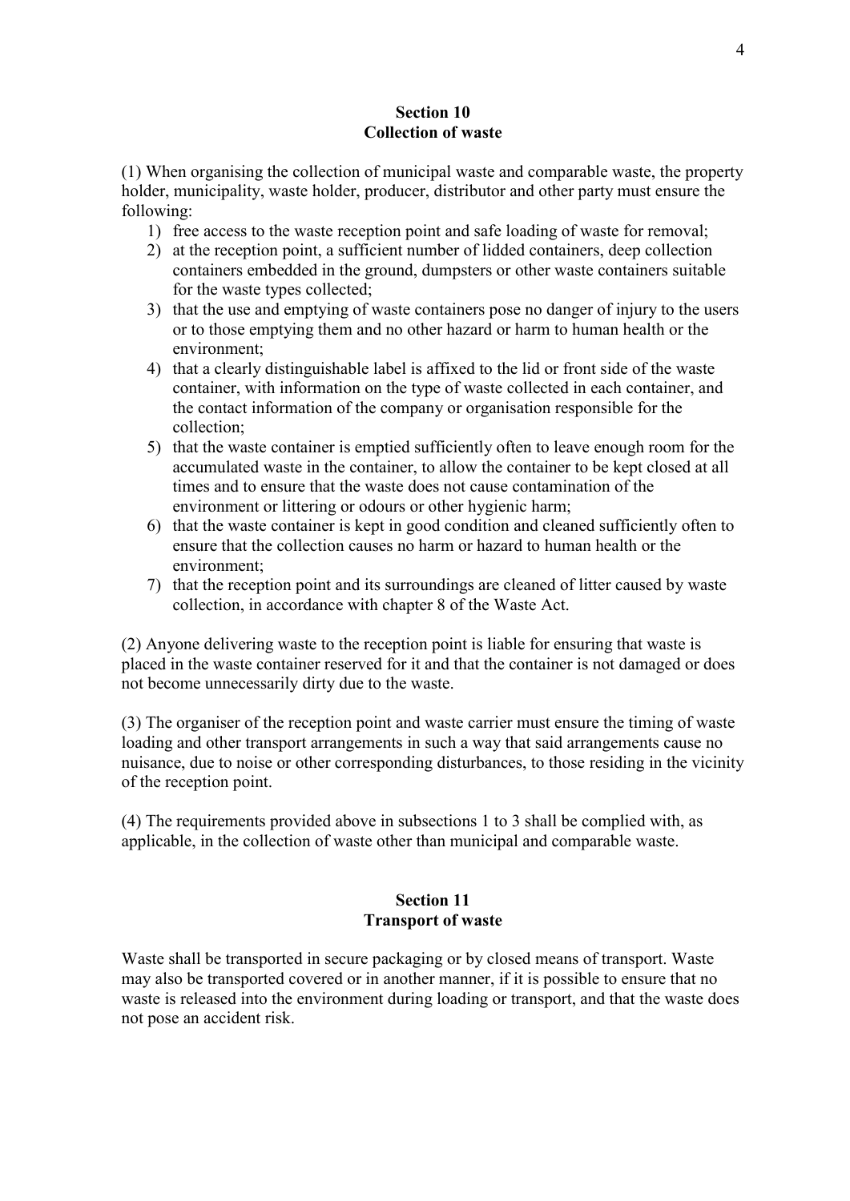## Section 10
## Collection of waste

(1) When organising the collection of municipal waste and comparable waste, the property holder, municipality, waste holder, producer, distributor and other party must ensure the following:

1) free access to the waste reception point and safe loading of waste for removal;
2) at the reception point, a sufficient number of lidded containers, deep collection containers embedded in the ground, dumpsters or other waste containers suitable for the waste types collected;
3) that the use and emptying of waste containers pose no danger of injury to the users or to those emptying them and no other hazard or harm to human health or the environment;
4) that a clearly distinguishable label is affixed to the lid or front side of the waste container, with information on the type of waste collected in each container, and the contact information of the company or organisation responsible for the collection;
5) that the waste container is emptied sufficiently often to leave enough room for the accumulated waste in the container, to allow the container to be kept closed at all times and to ensure that the waste does not cause contamination of the environment or littering or odours or other hygienic harm;
6) that the waste container is kept in good condition and cleaned sufficiently often to ensure that the collection causes no harm or hazard to human health or the environment;
7) that the reception point and its surroundings are cleaned of litter caused by waste collection, in accordance with chapter 8 of the Waste Act.

(2) Anyone delivering waste to the reception point is liable for ensuring that waste is placed in the waste container reserved for it and that the container is not damaged or does not become unnecessarily dirty due to the waste.

(3) The organiser of the reception point and waste carrier must ensure the timing of waste loading and other transport arrangements in such a way that said arrangements cause no nuisance, due to noise or other corresponding disturbances, to those residing in the vicinity of the reception point.

(4) The requirements provided above in subsections 1 to 3 shall be complied with, as applicable, in the collection of waste other than municipal and comparable waste.

## Section 11
## Transport of waste

Waste shall be transported in secure packaging or by closed means of transport. Waste may also be transported covered or in another manner, if it is possible to ensure that no waste is released into the environment during loading or transport, and that the waste does not pose an accident risk.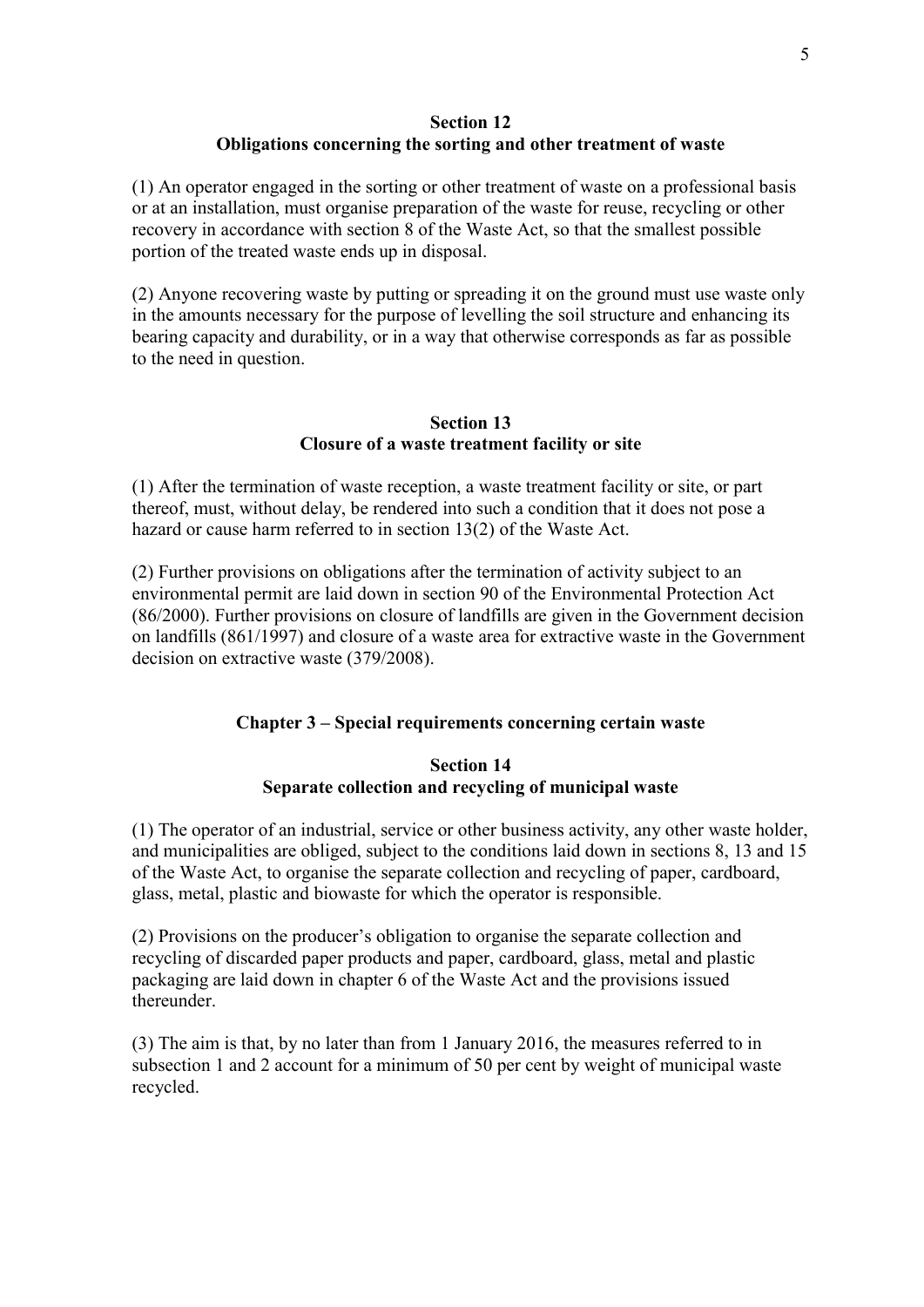### Section 12
### Obligations concerning the sorting and other treatment of waste

(1) An operator engaged in the sorting or other treatment of waste on a professional basis or at an installation, must organise preparation of the waste for reuse, recycling or other recovery in accordance with section 8 of the Waste Act, so that the smallest possible portion of the treated waste ends up in disposal.

(2) Anyone recovering waste by putting or spreading it on the ground must use waste only in the amounts necessary for the purpose of levelling the soil structure and enhancing its bearing capacity and durability, or in a way that otherwise corresponds as far as possible to the need in question.

### Section 13
### Closure of a waste treatment facility or site

(1) After the termination of waste reception, a waste treatment facility or site, or part thereof, must, without delay, be rendered into such a condition that it does not pose a hazard or cause harm referred to in section 13(2) of the Waste Act.

(2) Further provisions on obligations after the termination of activity subject to an environmental permit are laid down in section 90 of the Environmental Protection Act (86/2000). Further provisions on closure of landfills are given in the Government decision on landfills (861/1997) and closure of a waste area for extractive waste in the Government decision on extractive waste (379/2008).

## Chapter 3 – Special requirements concerning certain waste

### Section 14
### Separate collection and recycling of municipal waste

(1) The operator of an industrial, service or other business activity, any other waste holder, and municipalities are obliged, subject to the conditions laid down in sections 8, 13 and 15 of the Waste Act, to organise the separate collection and recycling of paper, cardboard, glass, metal, plastic and biowaste for which the operator is responsible.

(2) Provisions on the producer's obligation to organise the separate collection and recycling of discarded paper products and paper, cardboard, glass, metal and plastic packaging are laid down in chapter 6 of the Waste Act and the provisions issued thereunder.

(3) The aim is that, by no later than from 1 January 2016, the measures referred to in subsection 1 and 2 account for a minimum of 50 per cent by weight of municipal waste recycled.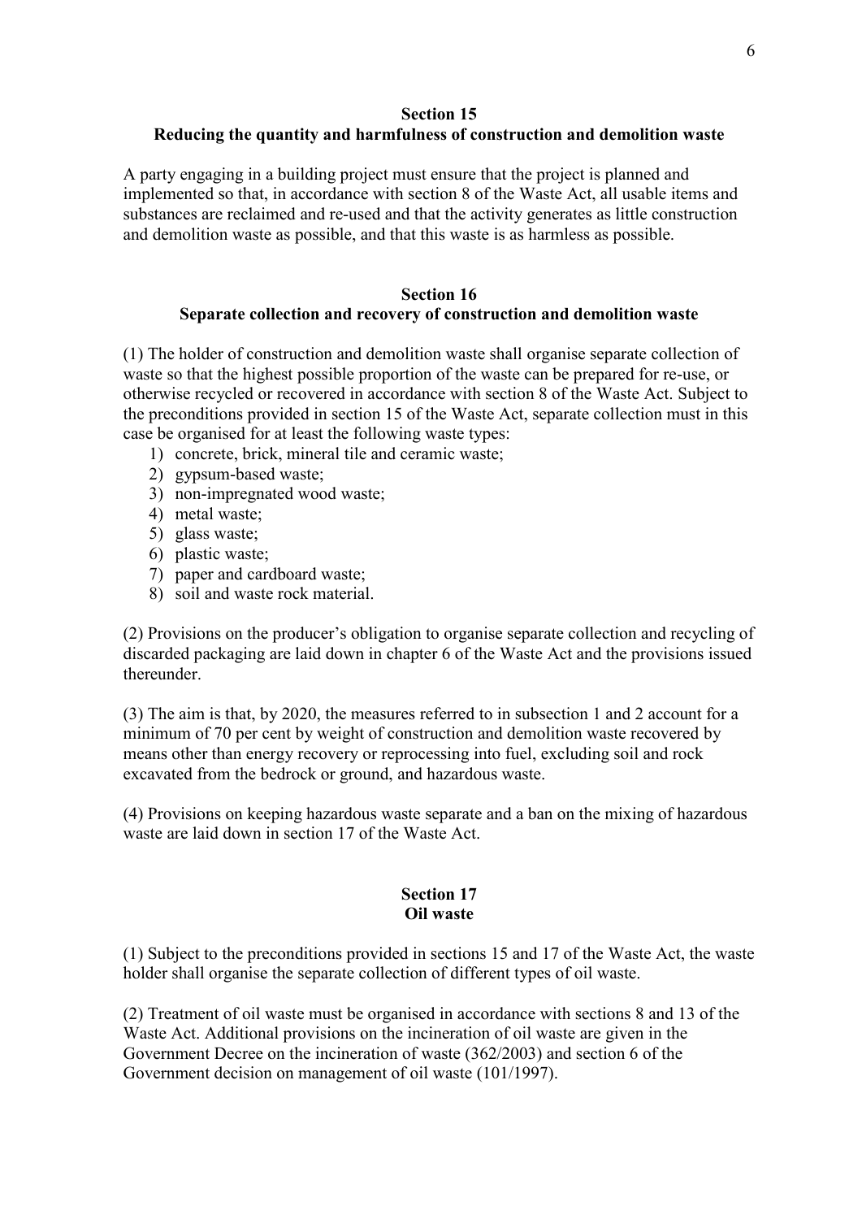## Section 15
## Reducing the quantity and harmfulness of construction and demolition waste

A party engaging in a building project must ensure that the project is planned and implemented so that, in accordance with section 8 of the Waste Act, all usable items and substances are reclaimed and re-used and that the activity generates as little construction and demolition waste as possible, and that this waste is as harmless as possible.

## Section 16
## Separate collection and recovery of construction and demolition waste

(1) The holder of construction and demolition waste shall organise separate collection of waste so that the highest possible proportion of the waste can be prepared for re-use, or otherwise recycled or recovered in accordance with section 8 of the Waste Act. Subject to the preconditions provided in section 15 of the Waste Act, separate collection must in this case be organised for at least the following waste types:

1) concrete, brick, mineral tile and ceramic waste;
2) gypsum-based waste;
3) non-impregnated wood waste;
4) metal waste;
5) glass waste;
6) plastic waste;
7) paper and cardboard waste;
8) soil and waste rock material.

(2) Provisions on the producer's obligation to organise separate collection and recycling of discarded packaging are laid down in chapter 6 of the Waste Act and the provisions issued thereunder.

(3) The aim is that, by 2020, the measures referred to in subsection 1 and 2 account for a minimum of 70 per cent by weight of construction and demolition waste recovered by means other than energy recovery or reprocessing into fuel, excluding soil and rock excavated from the bedrock or ground, and hazardous waste.

(4) Provisions on keeping hazardous waste separate and a ban on the mixing of hazardous waste are laid down in section 17 of the Waste Act.

## Section 17
## Oil waste

(1) Subject to the preconditions provided in sections 15 and 17 of the Waste Act, the waste holder shall organise the separate collection of different types of oil waste.

(2) Treatment of oil waste must be organised in accordance with sections 8 and 13 of the Waste Act. Additional provisions on the incineration of oil waste are given in the Government Decree on the incineration of waste (362/2003) and section 6 of the Government decision on management of oil waste (101/1997).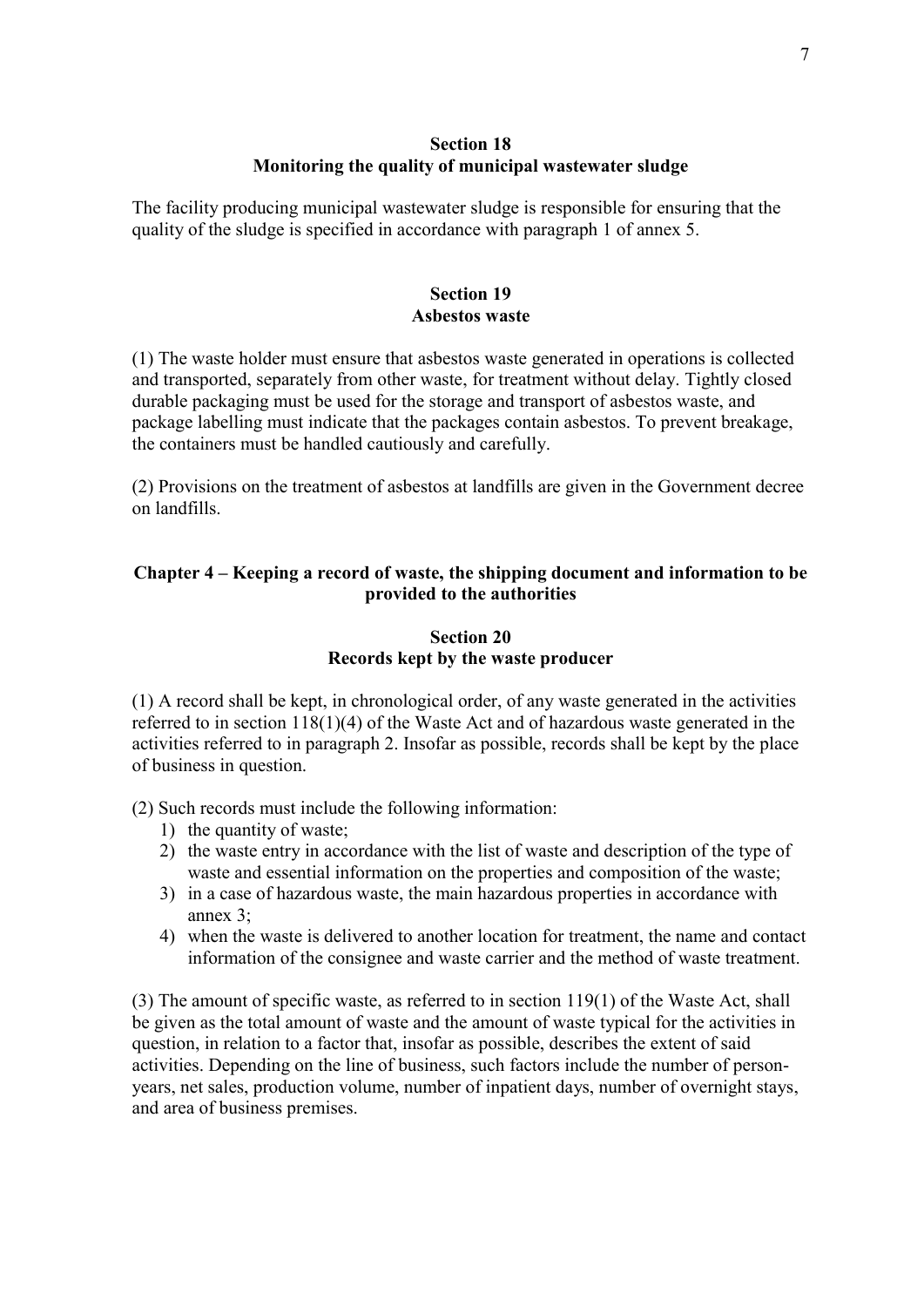## Section 18
## Monitoring the quality of municipal wastewater sludge

The facility producing municipal wastewater sludge is responsible for ensuring that the quality of the sludge is specified in accordance with paragraph 1 of annex 5.

## Section 19
## Asbestos waste

(1) The waste holder must ensure that asbestos waste generated in operations is collected and transported, separately from other waste, for treatment without delay. Tightly closed durable packaging must be used for the storage and transport of asbestos waste, and package labelling must indicate that the packages contain asbestos. To prevent breakage, the containers must be handled cautiously and carefully.

(2) Provisions on the treatment of asbestos at landfills are given in the Government decree on landfills.

# Chapter 4 – Keeping a record of waste, the shipping document and information to be provided to the authorities

## Section 20
## Records kept by the waste producer

(1) A record shall be kept, in chronological order, of any waste generated in the activities referred to in section 118(1)(4) of the Waste Act and of hazardous waste generated in the activities referred to in paragraph 2. Insofar as possible, records shall be kept by the place of business in question.

(2) Such records must include the following information:

1) the quantity of waste;
2) the waste entry in accordance with the list of waste and description of the type of waste and essential information on the properties and composition of the waste;
3) in a case of hazardous waste, the main hazardous properties in accordance with annex 3;
4) when the waste is delivered to another location for treatment, the name and contact information of the consignee and waste carrier and the method of waste treatment.

(3) The amount of specific waste, as referred to in section 119(1) of the Waste Act, shall be given as the total amount of waste and the amount of waste typical for the activities in question, in relation to a factor that, insofar as possible, describes the extent of said activities. Depending on the line of business, such factors include the number of person-years, net sales, production volume, number of inpatient days, number of overnight stays, and area of business premises.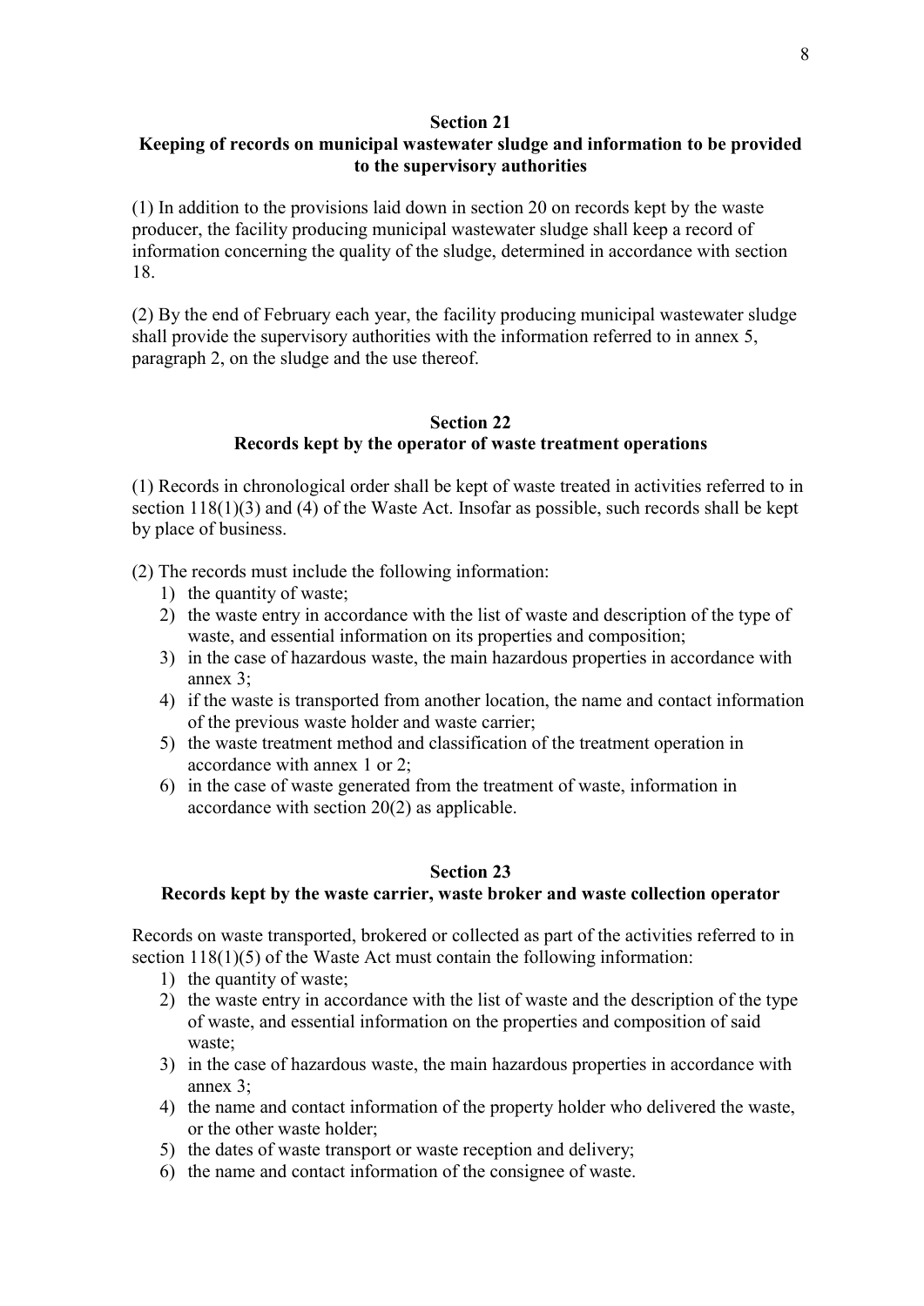## Section 21
## Keeping of records on municipal wastewater sludge and information to be provided to the supervisory authorities

(1) In addition to the provisions laid down in section 20 on records kept by the waste producer, the facility producing municipal wastewater sludge shall keep a record of information concerning the quality of the sludge, determined in accordance with section 18.

(2) By the end of February each year, the facility producing municipal wastewater sludge shall provide the supervisory authorities with the information referred to in annex 5, paragraph 2, on the sludge and the use thereof.

## Section 22
## Records kept by the operator of waste treatment operations

(1) Records in chronological order shall be kept of waste treated in activities referred to in section 118(1)(3) and (4) of the Waste Act. Insofar as possible, such records shall be kept by place of business.

(2) The records must include the following information:

1) the quantity of waste;
2) the waste entry in accordance with the list of waste and description of the type of waste, and essential information on its properties and composition;
3) in the case of hazardous waste, the main hazardous properties in accordance with annex 3;
4) if the waste is transported from another location, the name and contact information of the previous waste holder and waste carrier;
5) the waste treatment method and classification of the treatment operation in accordance with annex 1 or 2;
6) in the case of waste generated from the treatment of waste, information in accordance with section 20(2) as applicable.

## Section 23
## Records kept by the waste carrier, waste broker and waste collection operator

Records on waste transported, brokered or collected as part of the activities referred to in section 118(1)(5) of the Waste Act must contain the following information:

1) the quantity of waste;
2) the waste entry in accordance with the list of waste and the description of the type of waste, and essential information on the properties and composition of said waste;
3) in the case of hazardous waste, the main hazardous properties in accordance with annex 3;
4) the name and contact information of the property holder who delivered the waste, or the other waste holder;
5) the dates of waste transport or waste reception and delivery;
6) the name and contact information of the consignee of waste.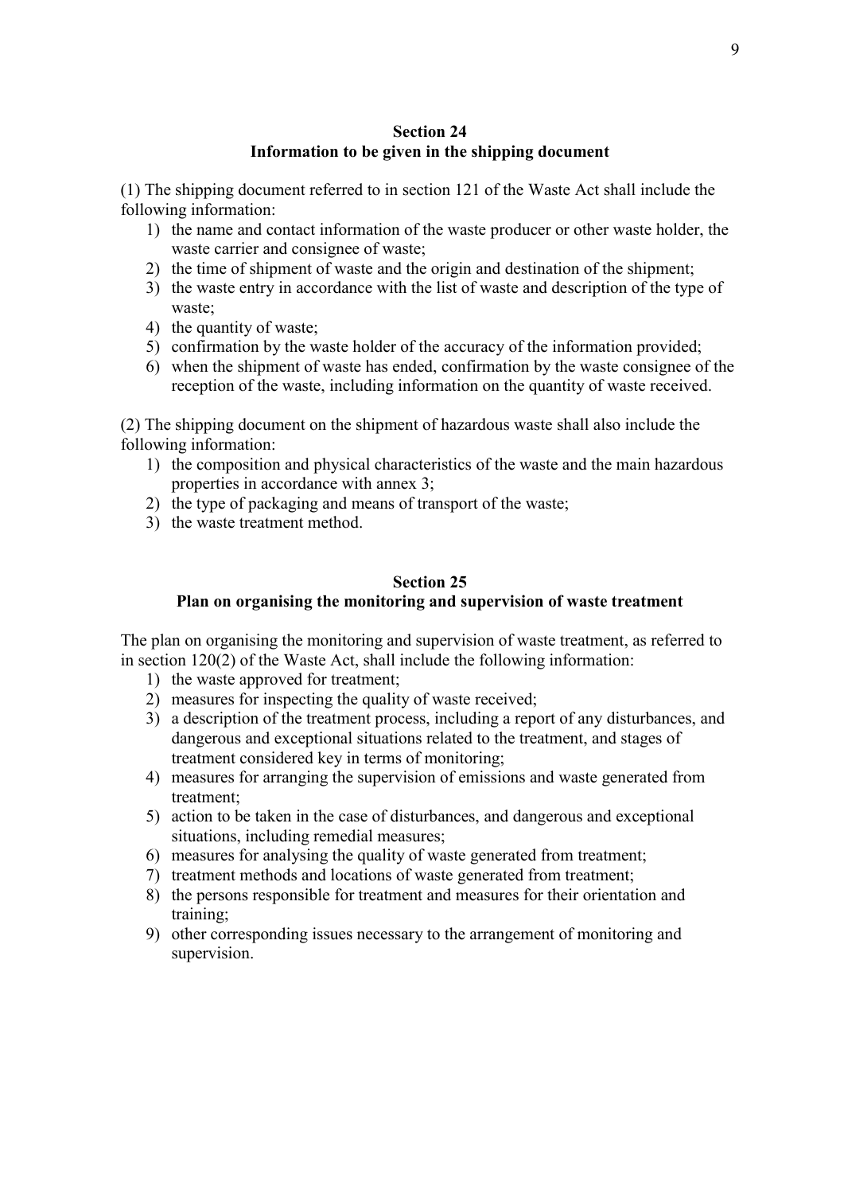## Section 24
## Information to be given in the shipping document

(1) The shipping document referred to in section 121 of the Waste Act shall include the following information:

1) the name and contact information of the waste producer or other waste holder, the waste carrier and consignee of waste;
2) the time of shipment of waste and the origin and destination of the shipment;
3) the waste entry in accordance with the list of waste and description of the type of waste;
4) the quantity of waste;
5) confirmation by the waste holder of the accuracy of the information provided;
6) when the shipment of waste has ended, confirmation by the waste consignee of the reception of the waste, including information on the quantity of waste received.

(2) The shipping document on the shipment of hazardous waste shall also include the following information:

1) the composition and physical characteristics of the waste and the main hazardous properties in accordance with annex 3;
2) the type of packaging and means of transport of the waste;
3) the waste treatment method.

## Section 25
## Plan on organising the monitoring and supervision of waste treatment

The plan on organising the monitoring and supervision of waste treatment, as referred to in section 120(2) of the Waste Act, shall include the following information:

1) the waste approved for treatment;
2) measures for inspecting the quality of waste received;
3) a description of the treatment process, including a report of any disturbances, and dangerous and exceptional situations related to the treatment, and stages of treatment considered key in terms of monitoring;
4) measures for arranging the supervision of emissions and waste generated from treatment;
5) action to be taken in the case of disturbances, and dangerous and exceptional situations, including remedial measures;
6) measures for analysing the quality of waste generated from treatment;
7) treatment methods and locations of waste generated from treatment;
8) the persons responsible for treatment and measures for their orientation and training;
9) other corresponding issues necessary to the arrangement of monitoring and supervision.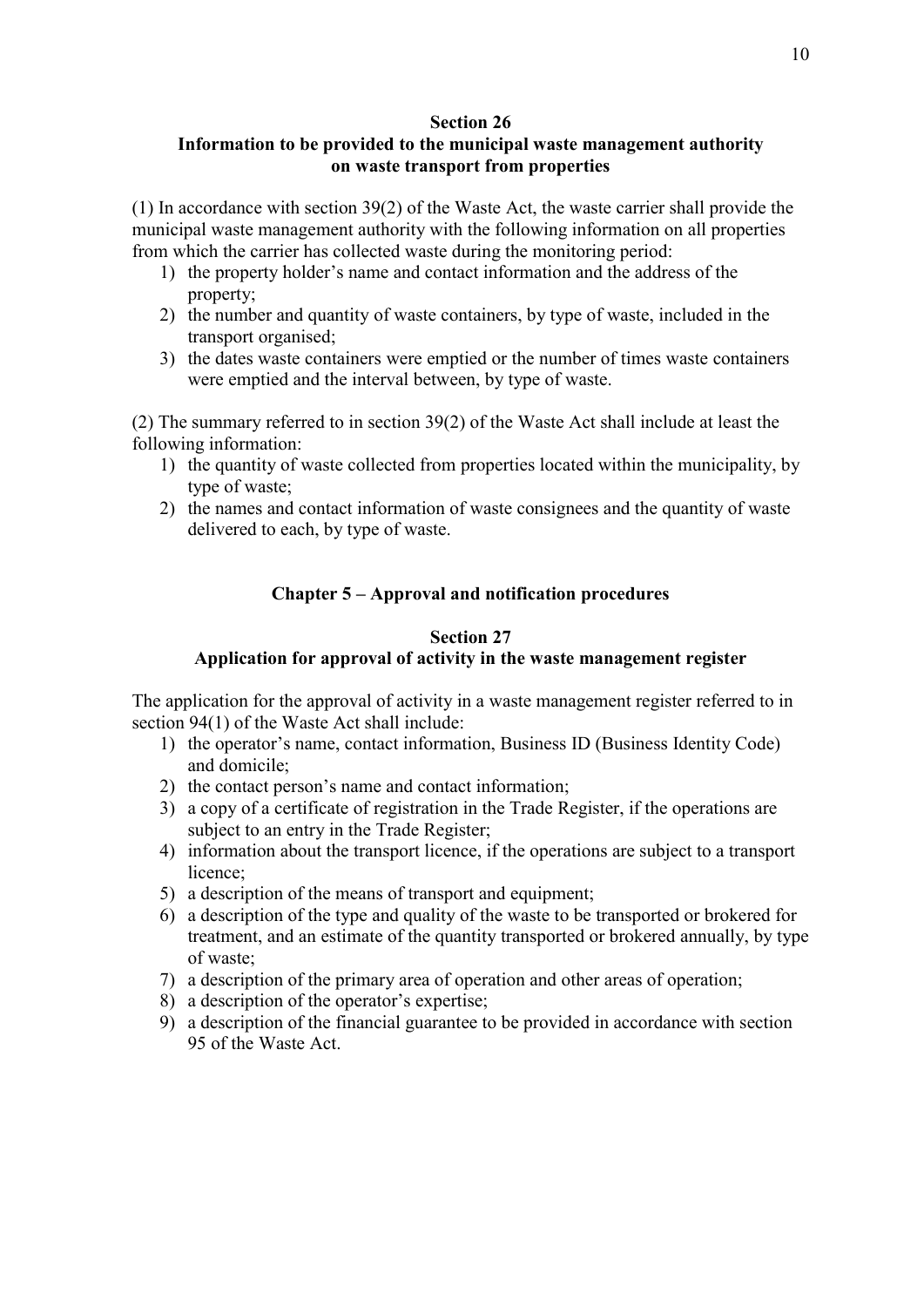## Section 26
## Information to be provided to the municipal waste management authority on waste transport from properties

(1) In accordance with section 39(2) of the Waste Act, the waste carrier shall provide the municipal waste management authority with the following information on all properties from which the carrier has collected waste during the monitoring period:

1) the property holder's name and contact information and the address of the property;
2) the number and quantity of waste containers, by type of waste, included in the transport organised;
3) the dates waste containers were emptied or the number of times waste containers were emptied and the interval between, by type of waste.

(2) The summary referred to in section 39(2) of the Waste Act shall include at least the following information:

1) the quantity of waste collected from properties located within the municipality, by type of waste;
2) the names and contact information of waste consignees and the quantity of waste delivered to each, by type of waste.

# Chapter 5 – Approval and notification procedures

## Section 27
## Application for approval of activity in the waste management register

The application for the approval of activity in a waste management register referred to in section 94(1) of the Waste Act shall include:

1) the operator's name, contact information, Business ID (Business Identity Code) and domicile;
2) the contact person's name and contact information;
3) a copy of a certificate of registration in the Trade Register, if the operations are subject to an entry in the Trade Register;
4) information about the transport licence, if the operations are subject to a transport licence;
5) a description of the means of transport and equipment;
6) a description of the type and quality of the waste to be transported or brokered for treatment, and an estimate of the quantity transported or brokered annually, by type of waste;
7) a description of the primary area of operation and other areas of operation;
8) a description of the operator's expertise;
9) a description of the financial guarantee to be provided in accordance with section 95 of the Waste Act.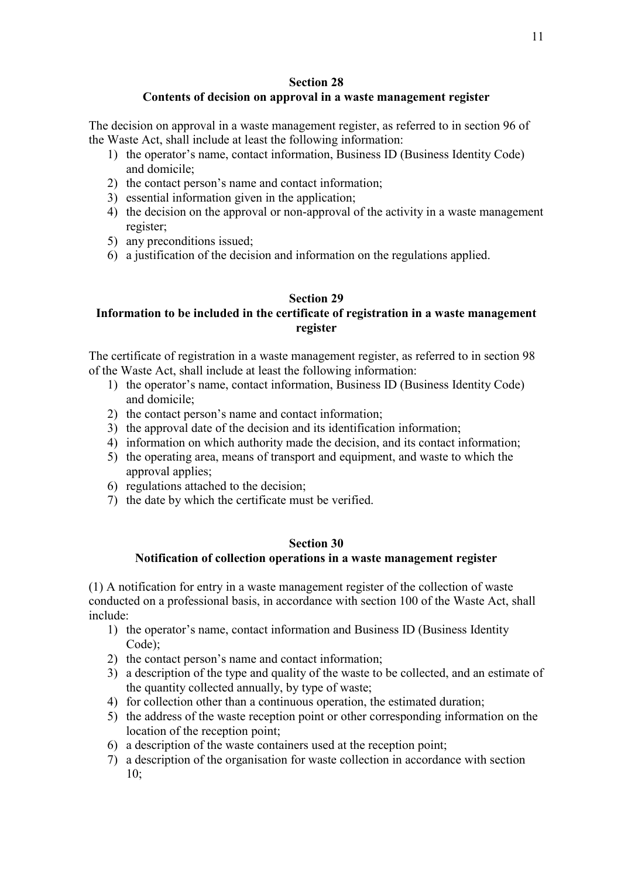## Section 28
## Contents of decision on approval in a waste management register

The decision on approval in a waste management register, as referred to in section 96 of the Waste Act, shall include at least the following information:

1) the operator's name, contact information, Business ID (Business Identity Code) and domicile;
2) the contact person's name and contact information;
3) essential information given in the application;
4) the decision on the approval or non-approval of the activity in a waste management register;
5) any preconditions issued;
6) a justification of the decision and information on the regulations applied.

## Section 29
## Information to be included in the certificate of registration in a waste management register

The certificate of registration in a waste management register, as referred to in section 98 of the Waste Act, shall include at least the following information:

1) the operator's name, contact information, Business ID (Business Identity Code) and domicile;
2) the contact person's name and contact information;
3) the approval date of the decision and its identification information;
4) information on which authority made the decision, and its contact information;
5) the operating area, means of transport and equipment, and waste to which the approval applies;
6) regulations attached to the decision;
7) the date by which the certificate must be verified.

## Section 30
## Notification of collection operations in a waste management register

(1) A notification for entry in a waste management register of the collection of waste conducted on a professional basis, in accordance with section 100 of the Waste Act, shall include:

1) the operator's name, contact information and Business ID (Business Identity Code);
2) the contact person's name and contact information;
3) a description of the type and quality of the waste to be collected, and an estimate of the quantity collected annually, by type of waste;
4) for collection other than a continuous operation, the estimated duration;
5) the address of the waste reception point or other corresponding information on the location of the reception point;
6) a description of the waste containers used at the reception point;
7) a description of the organisation for waste collection in accordance with section 10;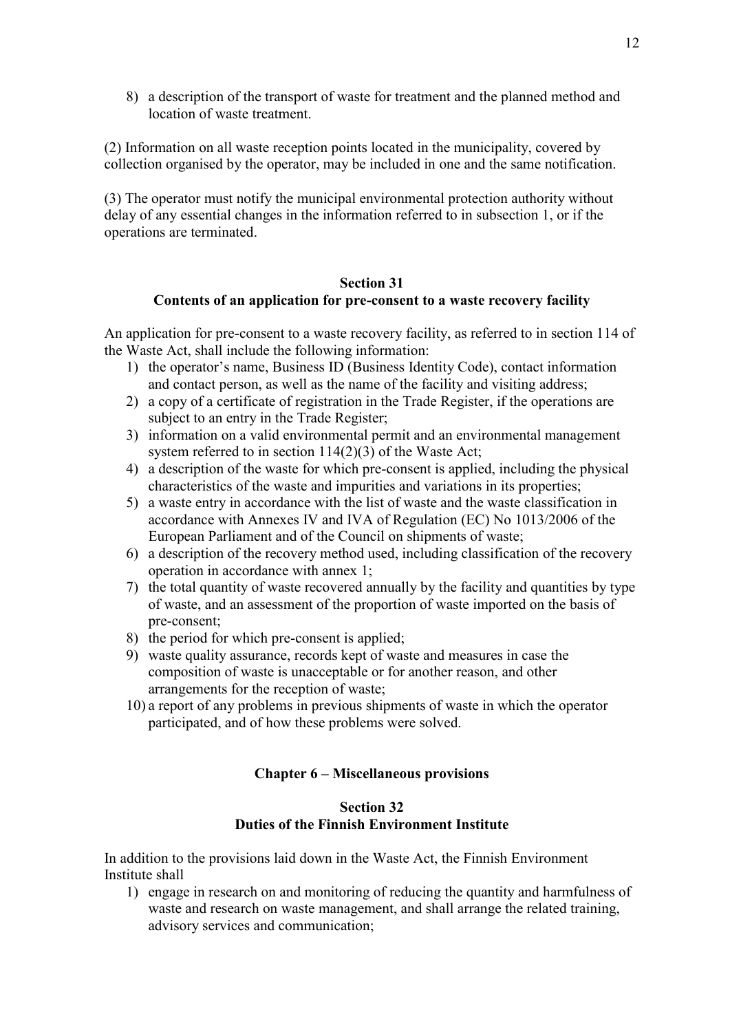8) a description of the transport of waste for treatment and the planned method and location of waste treatment.

(2) Information on all waste reception points located in the municipality, covered by collection organised by the operator, may be included in one and the same notification.

(3) The operator must notify the municipal environmental protection authority without delay of any essential changes in the information referred to in subsection 1, or if the operations are terminated.

**Section 31**
**Contents of an application for pre-consent to a waste recovery facility**

An application for pre-consent to a waste recovery facility, as referred to in section 114 of the Waste Act, shall include the following information:

1) the operator's name, Business ID (Business Identity Code), contact information and contact person, as well as the name of the facility and visiting address;
2) a copy of a certificate of registration in the Trade Register, if the operations are subject to an entry in the Trade Register;
3) information on a valid environmental permit and an environmental management system referred to in section 114(2)(3) of the Waste Act;
4) a description of the waste for which pre-consent is applied, including the physical characteristics of the waste and impurities and variations in its properties;
5) a waste entry in accordance with the list of waste and the waste classification in accordance with Annexes IV and IVA of Regulation (EC) No 1013/2006 of the European Parliament and of the Council on shipments of waste;
6) a description of the recovery method used, including classification of the recovery operation in accordance with annex 1;
7) the total quantity of waste recovered annually by the facility and quantities by type of waste, and an assessment of the proportion of waste imported on the basis of pre-consent;
8) the period for which pre-consent is applied;
9) waste quality assurance, records kept of waste and measures in case the composition of waste is unacceptable or for another reason, and other arrangements for the reception of waste;
10) a report of any problems in previous shipments of waste in which the operator participated, and of how these problems were solved.

## Chapter 6 – Miscellaneous provisions

**Section 32**
**Duties of the Finnish Environment Institute**

In addition to the provisions laid down in the Waste Act, the Finnish Environment Institute shall

1) engage in research on and monitoring of reducing the quantity and harmfulness of waste and research on waste management, and shall arrange the related training, advisory services and communication;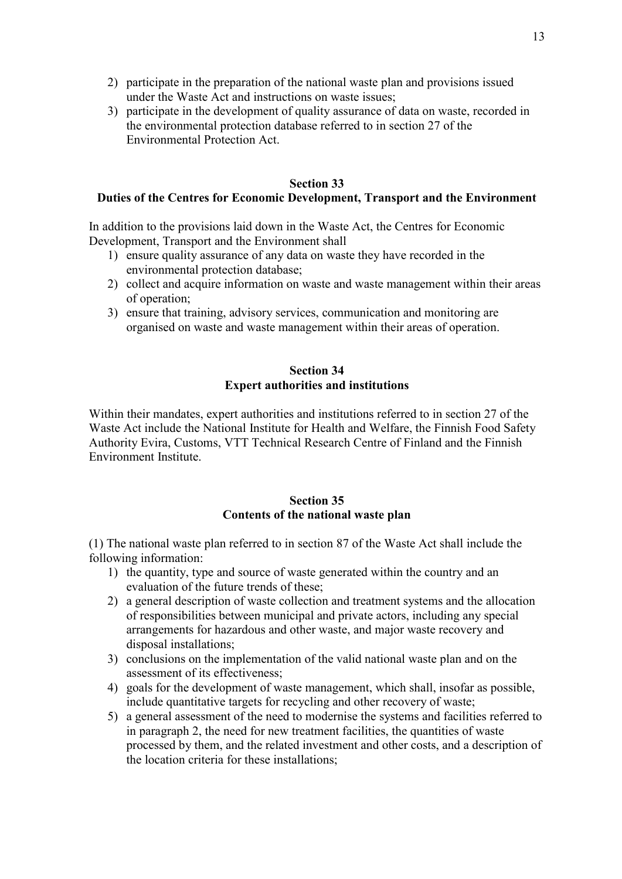2) participate in the preparation of the national waste plan and provisions issued under the Waste Act and instructions on waste issues;
3) participate in the development of quality assurance of data on waste, recorded in the environmental protection database referred to in section 27 of the Environmental Protection Act.

## Section 33
## Duties of the Centres for Economic Development, Transport and the Environment

In addition to the provisions laid down in the Waste Act, the Centres for Economic Development, Transport and the Environment shall

1) ensure quality assurance of any data on waste they have recorded in the environmental protection database;
2) collect and acquire information on waste and waste management within their areas of operation;
3) ensure that training, advisory services, communication and monitoring are organised on waste and waste management within their areas of operation.

## Section 34
## Expert authorities and institutions

Within their mandates, expert authorities and institutions referred to in section 27 of the Waste Act include the National Institute for Health and Welfare, the Finnish Food Safety Authority Evira, Customs, VTT Technical Research Centre of Finland and the Finnish Environment Institute.

## Section 35
## Contents of the national waste plan

(1) The national waste plan referred to in section 87 of the Waste Act shall include the following information:

1) the quantity, type and source of waste generated within the country and an evaluation of the future trends of these;
2) a general description of waste collection and treatment systems and the allocation of responsibilities between municipal and private actors, including any special arrangements for hazardous and other waste, and major waste recovery and disposal installations;
3) conclusions on the implementation of the valid national waste plan and on the assessment of its effectiveness;
4) goals for the development of waste management, which shall, insofar as possible, include quantitative targets for recycling and other recovery of waste;
5) a general assessment of the need to modernise the systems and facilities referred to in paragraph 2, the need for new treatment facilities, the quantities of waste processed by them, and the related investment and other costs, and a description of the location criteria for these installations;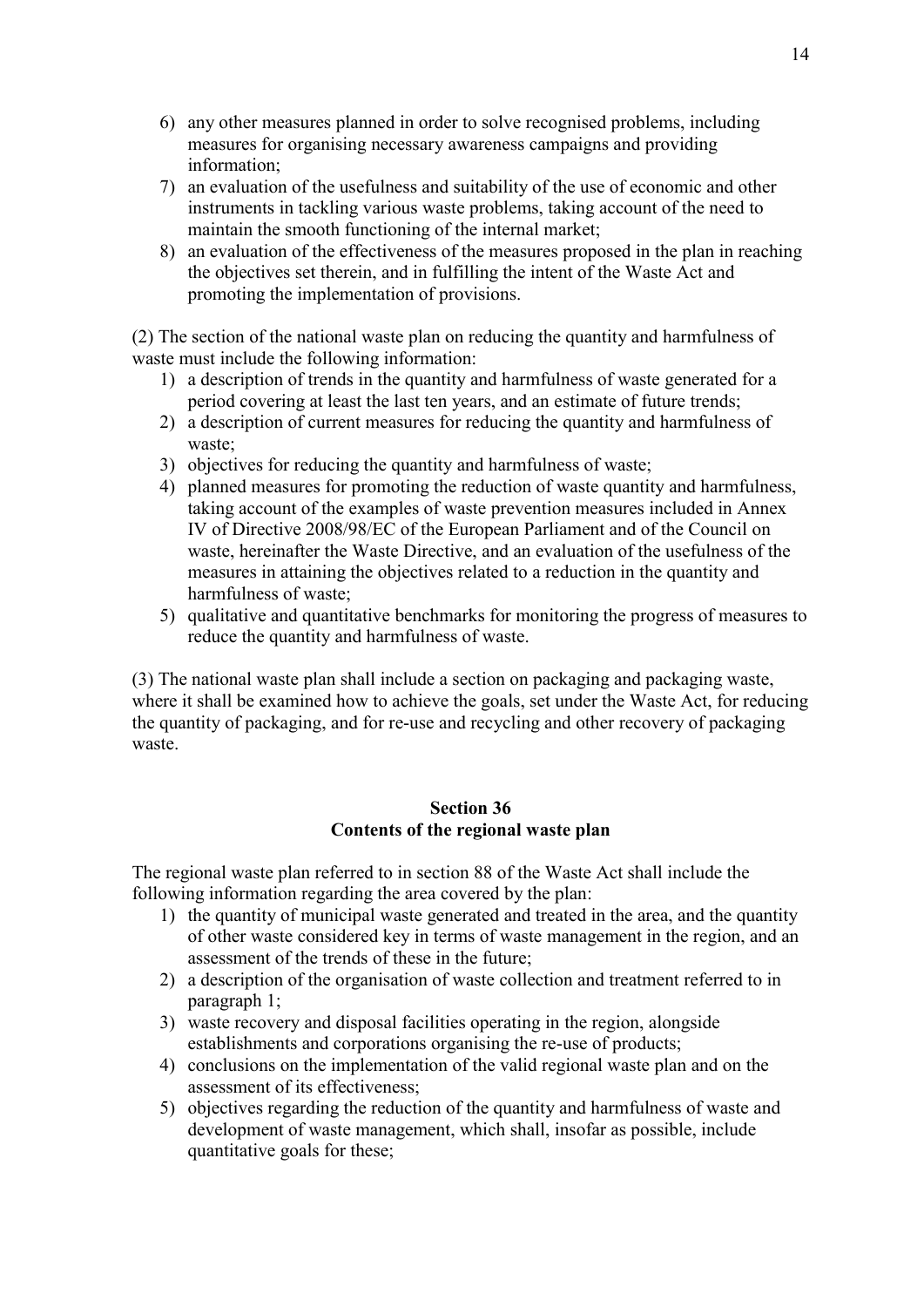6) any other measures planned in order to solve recognised problems, including measures for organising necessary awareness campaigns and providing information;
7) an evaluation of the usefulness and suitability of the use of economic and other instruments in tackling various waste problems, taking account of the need to maintain the smooth functioning of the internal market;
8) an evaluation of the effectiveness of the measures proposed in the plan in reaching the objectives set therein, and in fulfilling the intent of the Waste Act and promoting the implementation of provisions.

(2) The section of the national waste plan on reducing the quantity and harmfulness of waste must include the following information:

1) a description of trends in the quantity and harmfulness of waste generated for a period covering at least the last ten years, and an estimate of future trends;
2) a description of current measures for reducing the quantity and harmfulness of waste;
3) objectives for reducing the quantity and harmfulness of waste;
4) planned measures for promoting the reduction of waste quantity and harmfulness, taking account of the examples of waste prevention measures included in Annex IV of Directive 2008/98/EC of the European Parliament and of the Council on waste, hereinafter the Waste Directive, and an evaluation of the usefulness of the measures in attaining the objectives related to a reduction in the quantity and harmfulness of waste;
5) qualitative and quantitative benchmarks for monitoring the progress of measures to reduce the quantity and harmfulness of waste.

(3) The national waste plan shall include a section on packaging and packaging waste, where it shall be examined how to achieve the goals, set under the Waste Act, for reducing the quantity of packaging, and for re-use and recycling and other recovery of packaging waste.

## Section 36
## Contents of the regional waste plan

The regional waste plan referred to in section 88 of the Waste Act shall include the following information regarding the area covered by the plan:

1) the quantity of municipal waste generated and treated in the area, and the quantity of other waste considered key in terms of waste management in the region, and an assessment of the trends of these in the future;
2) a description of the organisation of waste collection and treatment referred to in paragraph 1;
3) waste recovery and disposal facilities operating in the region, alongside establishments and corporations organising the re-use of products;
4) conclusions on the implementation of the valid regional waste plan and on the assessment of its effectiveness;
5) objectives regarding the reduction of the quantity and harmfulness of waste and development of waste management, which shall, insofar as possible, include quantitative goals for these;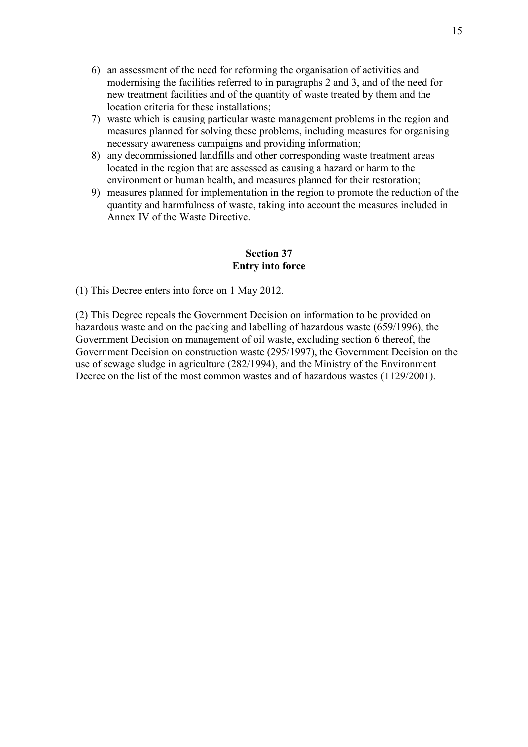6) an assessment of the need for reforming the organisation of activities and modernising the facilities referred to in paragraphs 2 and 3, and of the need for new treatment facilities and of the quantity of waste treated by them and the location criteria for these installations;
7) waste which is causing particular waste management problems in the region and measures planned for solving these problems, including measures for organising necessary awareness campaigns and providing information;
8) any decommissioned landfills and other corresponding waste treatment areas located in the region that are assessed as causing a hazard or harm to the environment or human health, and measures planned for their restoration;
9) measures planned for implementation in the region to promote the reduction of the quantity and harmfulness of waste, taking into account the measures included in Annex IV of the Waste Directive.

**Section 37**
**Entry into force**

(1) This Decree enters into force on 1 May 2012.

(2) This Degree repeals the Government Decision on information to be provided on hazardous waste and on the packing and labelling of hazardous waste (659/1996), the Government Decision on management of oil waste, excluding section 6 thereof, the Government Decision on construction waste (295/1997), the Government Decision on the use of sewage sludge in agriculture (282/1994), and the Ministry of the Environment Decree on the list of the most common wastes and of hazardous wastes (1129/2001).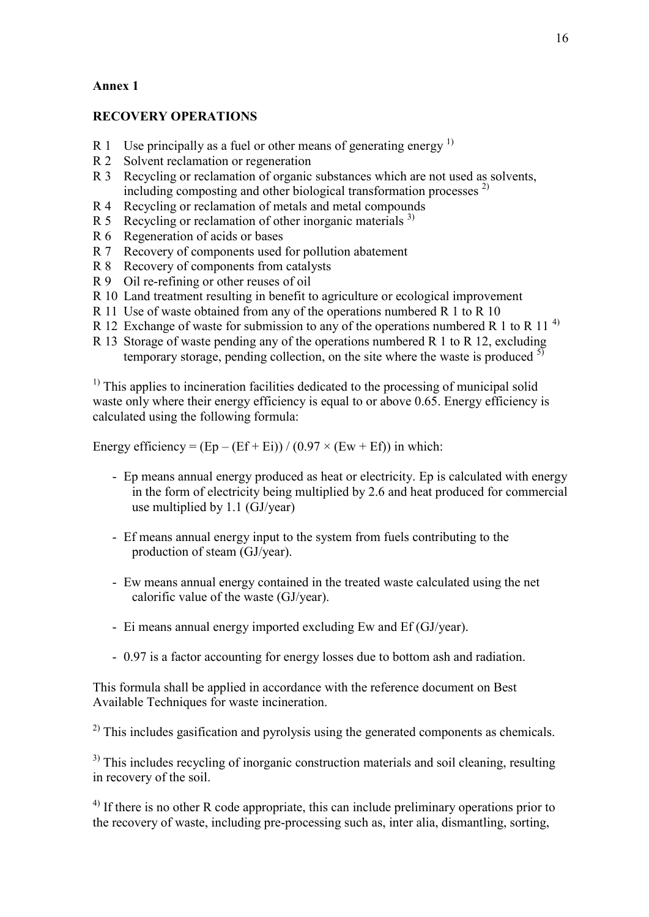**Annex 1**

**RECOVERY OPERATIONS**

R 1 Use principally as a fuel or other means of generating energy [1)]
R 2 Solvent reclamation or regeneration
R 3 Recycling or reclamation of organic substances which are not used as solvents, including composting and other biological transformation processes [2)]
R 4 Recycling or reclamation of metals and metal compounds
R 5 Recycling or reclamation of other inorganic materials [3)]
R 6 Regeneration of acids or bases
R 7 Recovery of components used for pollution abatement
R 8 Recovery of components from catalysts
R 9 Oil re-refining or other reuses of oil
R 10 Land treatment resulting in benefit to agriculture or ecological improvement
R 11 Use of waste obtained from any of the operations numbered R 1 to R 10
R 12 Exchange of waste for submission to any of the operations numbered R 1 to R 11 [4)]
R 13 Storage of waste pending any of the operations numbered R 1 to R 12, excluding temporary storage, pending collection, on the site where the waste is produced [5)]

[1)] This applies to incineration facilities dedicated to the processing of municipal solid waste only where their energy efficiency is equal to or above 0.65. Energy efficiency is calculated using the following formula:

Energy efficiency = $(Ep – (Ef + Ei)) / (0.97 \times (Ew + Ef))$ in which:

- Ep means annual energy produced as heat or electricity. Ep is calculated with energy in the form of electricity being multiplied by 2.6 and heat produced for commercial use multiplied by 1.1 (GJ/year)

- Ef means annual energy input to the system from fuels contributing to the production of steam (GJ/year).

- Ew means annual energy contained in the treated waste calculated using the net calorific value of the waste (GJ/year).

- Ei means annual energy imported excluding Ew and Ef (GJ/year).

- 0.97 is a factor accounting for energy losses due to bottom ash and radiation.

This formula shall be applied in accordance with the reference document on Best Available Techniques for waste incineration.

[2)] This includes gasification and pyrolysis using the generated components as chemicals.

[3)] This includes recycling of inorganic construction materials and soil cleaning, resulting in recovery of the soil.

[4)] If there is no other R code appropriate, this can include preliminary operations prior to the recovery of waste, including pre-processing such as, inter alia, dismantling, sorting,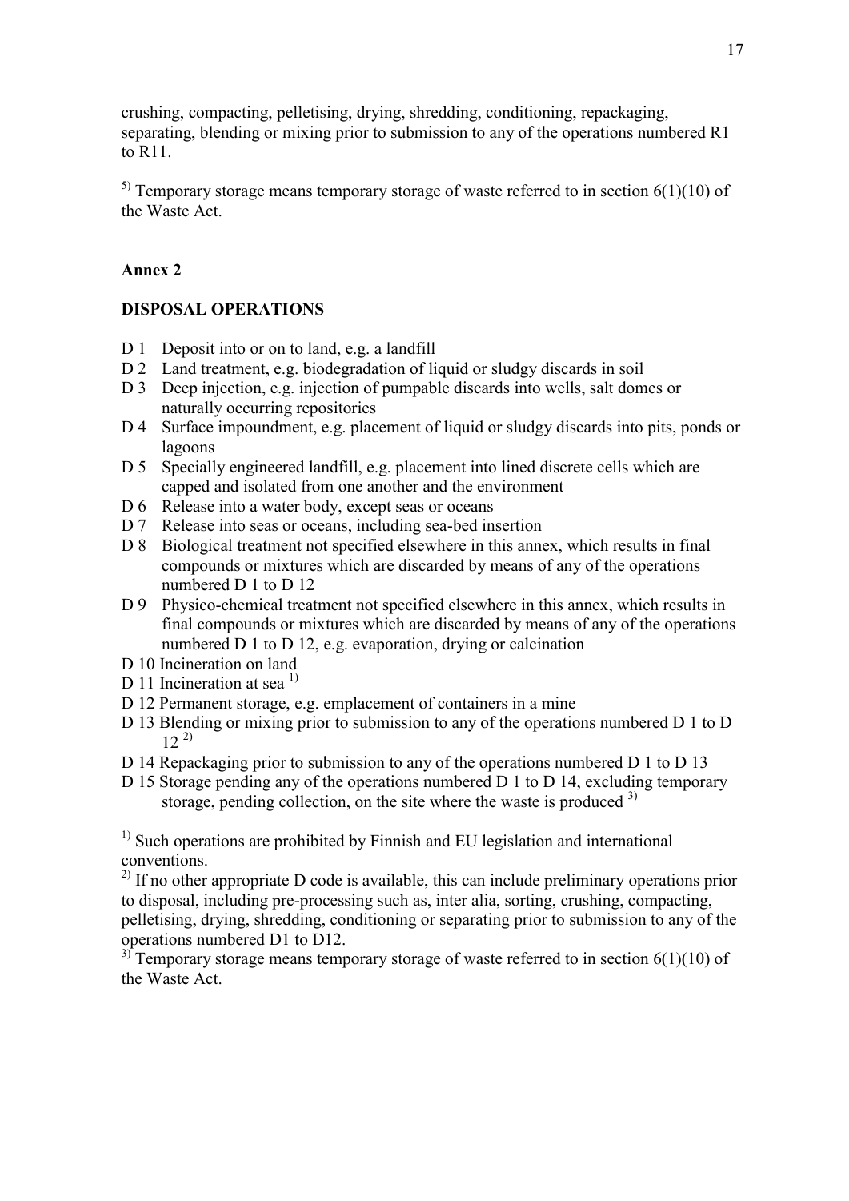crushing, compacting, pelletising, drying, shredding, conditioning, repackaging, separating, blending or mixing prior to submission to any of the operations numbered R1 to R11.

[5] Temporary storage means temporary storage of waste referred to in section 6(1)(10) of the Waste Act.

## Annex 2

### DISPOSAL OPERATIONS

D 1 Deposit into or on to land, e.g. a landfill
D 2 Land treatment, e.g. biodegradation of liquid or sludgy discards in soil
D 3 Deep injection, e.g. injection of pumpable discards into wells, salt domes or naturally occurring repositories
D 4 Surface impoundment, e.g. placement of liquid or sludgy discards into pits, ponds or lagoons
D 5 Specially engineered landfill, e.g. placement into lined discrete cells which are capped and isolated from one another and the environment
D 6 Release into a water body, except seas or oceans
D 7 Release into seas or oceans, including sea-bed insertion
D 8 Biological treatment not specified elsewhere in this annex, which results in final compounds or mixtures which are discarded by means of any of the operations numbered D 1 to D 12
D 9 Physico-chemical treatment not specified elsewhere in this annex, which results in final compounds or mixtures which are discarded by means of any of the operations numbered D 1 to D 12, e.g. evaporation, drying or calcination
D 10 Incineration on land
D 11 Incineration at sea [1]
D 12 Permanent storage, e.g. emplacement of containers in a mine
D 13 Blending or mixing prior to submission to any of the operations numbered D 1 to D 12 [2]
D 14 Repackaging prior to submission to any of the operations numbered D 1 to D 13
D 15 Storage pending any of the operations numbered D 1 to D 14, excluding temporary storage, pending collection, on the site where the waste is produced [3]

[1] Such operations are prohibited by Finnish and EU legislation and international conventions.
[2] If no other appropriate D code is available, this can include preliminary operations prior to disposal, including pre-processing such as, inter alia, sorting, crushing, compacting, pelletising, drying, shredding, conditioning or separating prior to submission to any of the operations numbered D1 to D12.
[3] Temporary storage means temporary storage of waste referred to in section 6(1)(10) of the Waste Act.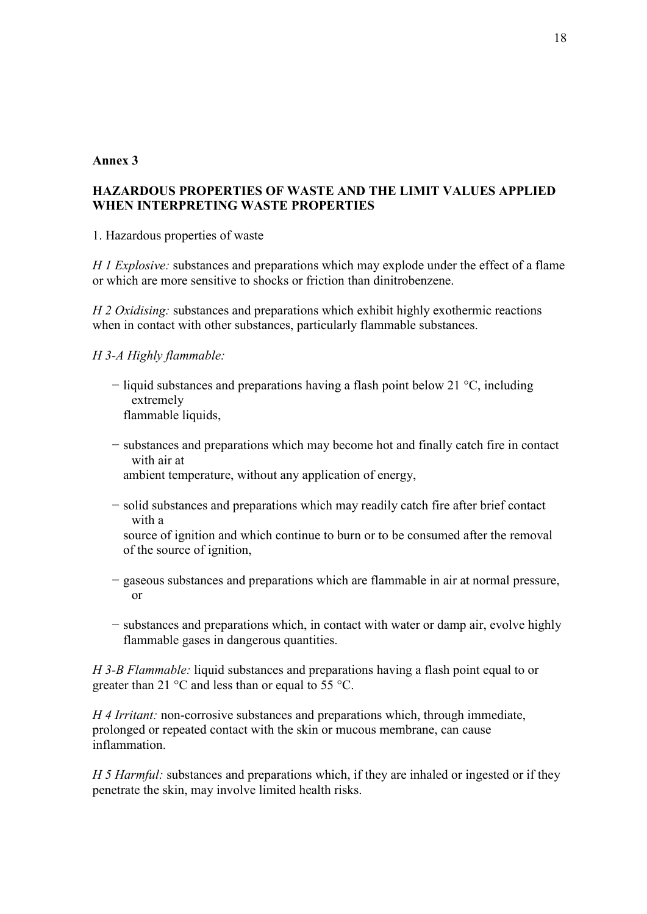**Annex 3**

**HAZARDOUS PROPERTIES OF WASTE AND THE LIMIT VALUES APPLIED WHEN INTERPRETING WASTE PROPERTIES**

1. Hazardous properties of waste

*H 1 Explosive:* substances and preparations which may explode under the effect of a flame or which are more sensitive to shocks or friction than dinitrobenzene.

*H 2 Oxidising:* substances and preparations which exhibit highly exothermic reactions when in contact with other substances, particularly flammable substances.

*H 3-A Highly flammable:*

- liquid substances and preparations having a flash point below 21 °C, including extremely flammable liquids,
- substances and preparations which may become hot and finally catch fire in contact with air at ambient temperature, without any application of energy,
- solid substances and preparations which may readily catch fire after brief contact with a source of ignition and which continue to burn or to be consumed after the removal of the source of ignition,
- gaseous substances and preparations which are flammable in air at normal pressure, or
- substances and preparations which, in contact with water or damp air, evolve highly flammable gases in dangerous quantities.

*H 3-B Flammable:* liquid substances and preparations having a flash point equal to or greater than 21 °C and less than or equal to 55 °C.

*H 4 Irritant:* non-corrosive substances and preparations which, through immediate, prolonged or repeated contact with the skin or mucous membrane, can cause inflammation.

*H 5 Harmful:* substances and preparations which, if they are inhaled or ingested or if they penetrate the skin, may involve limited health risks.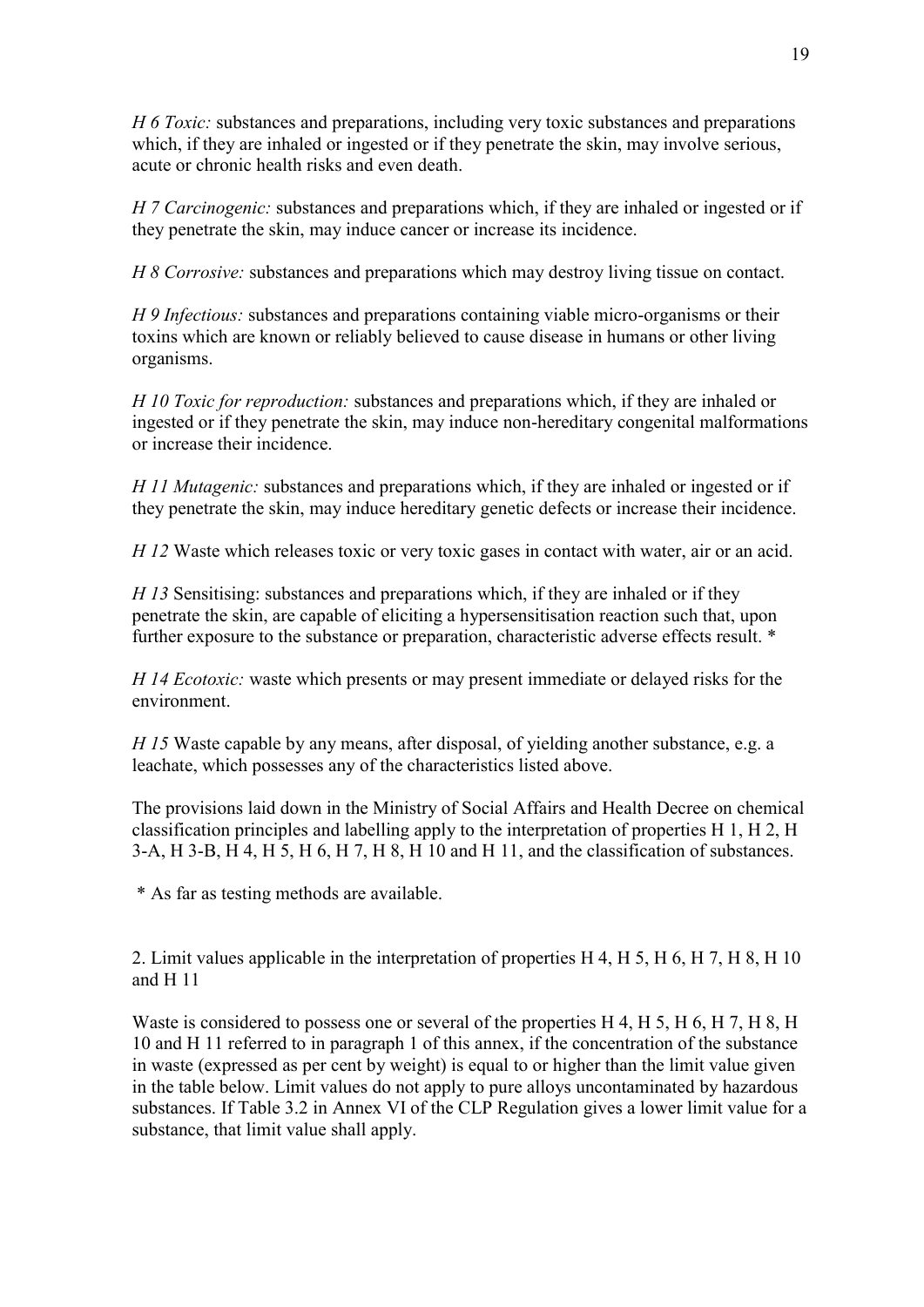*H 6 Toxic:* substances and preparations, including very toxic substances and preparations which, if they are inhaled or ingested or if they penetrate the skin, may involve serious, acute or chronic health risks and even death.

*H 7 Carcinogenic:* substances and preparations which, if they are inhaled or ingested or if they penetrate the skin, may induce cancer or increase its incidence.

*H 8 Corrosive:* substances and preparations which may destroy living tissue on contact.

*H 9 Infectious:* substances and preparations containing viable micro-organisms or their toxins which are known or reliably believed to cause disease in humans or other living organisms.

*H 10 Toxic for reproduction:* substances and preparations which, if they are inhaled or ingested or if they penetrate the skin, may induce non-hereditary congenital malformations or increase their incidence.

*H 11 Mutagenic:* substances and preparations which, if they are inhaled or ingested or if they penetrate the skin, may induce hereditary genetic defects or increase their incidence.

*H 12* Waste which releases toxic or very toxic gases in contact with water, air or an acid.

*H 13* Sensitising: substances and preparations which, if they are inhaled or if they penetrate the skin, are capable of eliciting a hypersensitisation reaction such that, upon further exposure to the substance or preparation, characteristic adverse effects result. *

*H 14 Ecotoxic:* waste which presents or may present immediate or delayed risks for the environment.

*H 15* Waste capable by any means, after disposal, of yielding another substance, e.g. a leachate, which possesses any of the characteristics listed above.

The provisions laid down in the Ministry of Social Affairs and Health Decree on chemical classification principles and labelling apply to the interpretation of properties H 1, H 2, H 3-A, H 3-B, H 4, H 5, H 6, H 7, H 8, H 10 and H 11, and the classification of substances.

\* As far as testing methods are available.

2. Limit values applicable in the interpretation of properties H 4, H 5, H 6, H 7, H 8, H 10 and H 11

Waste is considered to possess one or several of the properties H 4, H 5, H 6, H 7, H 8, H 10 and H 11 referred to in paragraph 1 of this annex, if the concentration of the substance in waste (expressed as per cent by weight) is equal to or higher than the limit value given in the table below. Limit values do not apply to pure alloys uncontaminated by hazardous substances. If Table 3.2 in Annex VI of the CLP Regulation gives a lower limit value for a substance, that limit value shall apply.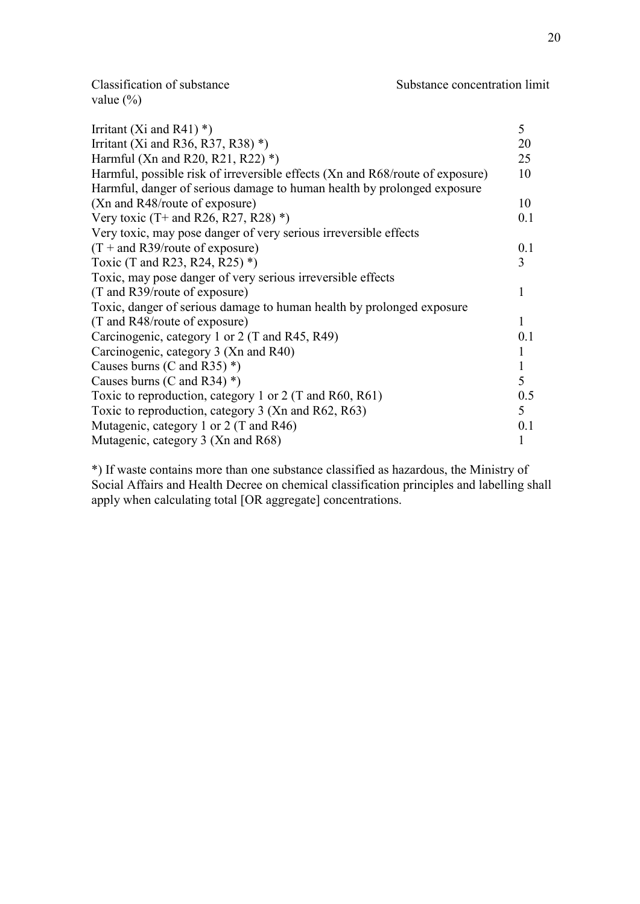| Classification of substance | Substance concentration limit value (%) |
|---|---|
| Irritant (Xi and R41) *) | 5 |
| Irritant (Xi and R36, R37, R38) *) | 20 |
| Harmful (Xn and R20, R21, R22) *) | 25 |
| Harmful, possible risk of irreversible effects (Xn and R68/route of exposure) | 10 |
| Harmful, danger of serious damage to human health by prolonged exposure (Xn and R48/route of exposure) | 10 |
| Very toxic (T+ and R26, R27, R28) *) | 0.1 |
| Very toxic, may pose danger of very serious irreversible effects (T + and R39/route of exposure) | 0.1 |
| Toxic (T and R23, R24, R25) *) | 3 |
| Toxic, may pose danger of very serious irreversible effects (T and R39/route of exposure) | 1 |
| Toxic, danger of serious damage to human health by prolonged exposure (T and R48/route of exposure) | 1 |
| Carcinogenic, category 1 or 2 (T and R45, R49) | 0.1 |
| Carcinogenic, category 3 (Xn and R40) | 1 |
| Causes burns (C and R35) *) | 1 |
| Causes burns (C and R34) *) | 5 |
| Toxic to reproduction, category 1 or 2 (T and R60, R61) | 0.5 |
| Toxic to reproduction, category 3 (Xn and R62, R63) | 5 |
| Mutagenic, category 1 or 2 (T and R46) | 0.1 |
| Mutagenic, category 3 (Xn and R68) | 1 |

*) If waste contains more than one substance classified as hazardous, the Ministry of Social Affairs and Health Decree on chemical classification principles and labelling shall apply when calculating total [OR aggregate] concentrations.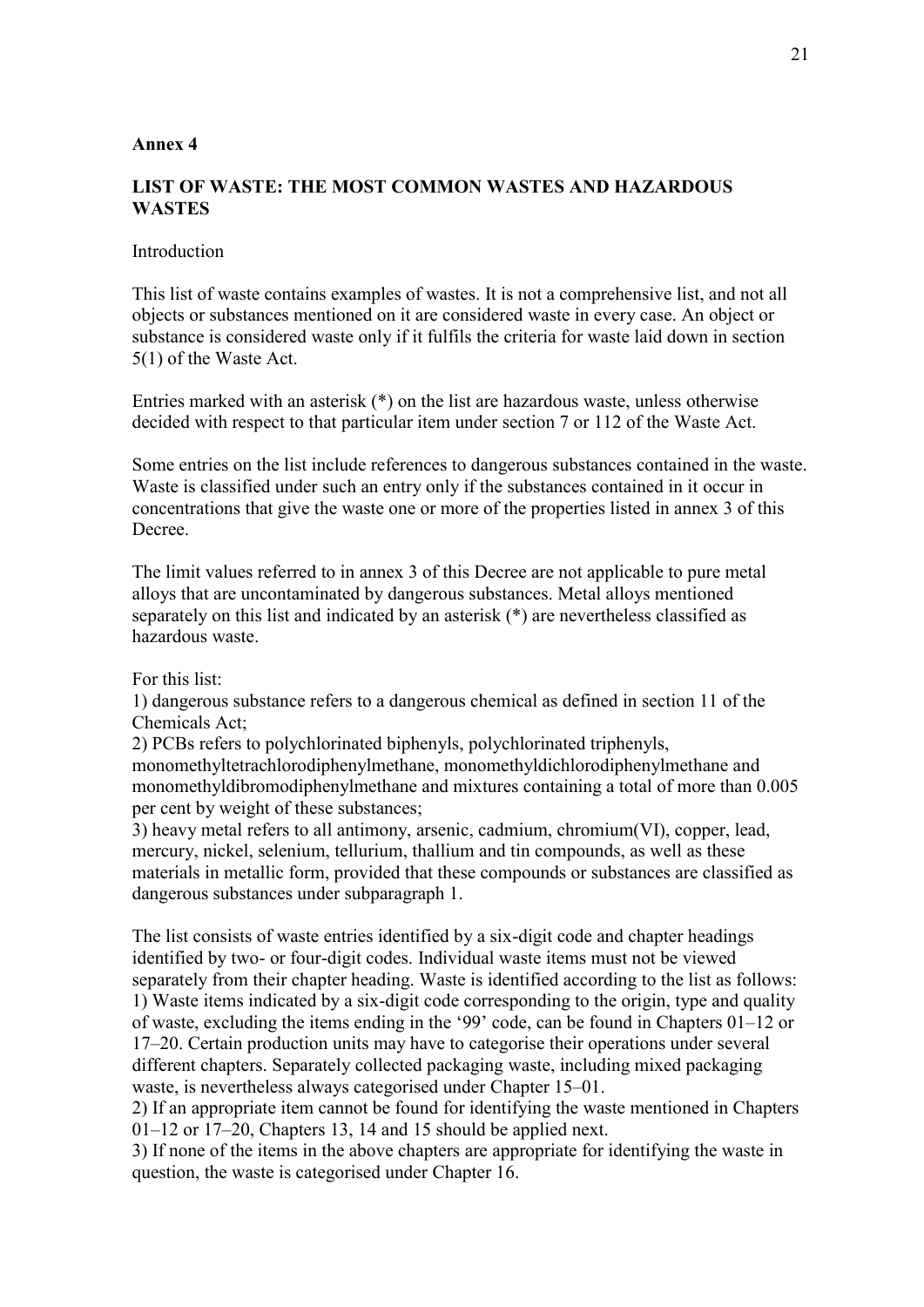**Annex 4**

## LIST OF WASTE: THE MOST COMMON WASTES AND HAZARDOUS WASTES

Introduction

This list of waste contains examples of wastes. It is not a comprehensive list, and not all objects or substances mentioned on it are considered waste in every case. An object or substance is considered waste only if it fulfils the criteria for waste laid down in section 5(1) of the Waste Act.

Entries marked with an asterisk (*) on the list are hazardous waste, unless otherwise decided with respect to that particular item under section 7 or 112 of the Waste Act.

Some entries on the list include references to dangerous substances contained in the waste. Waste is classified under such an entry only if the substances contained in it occur in concentrations that give the waste one or more of the properties listed in annex 3 of this Decree.

The limit values referred to in annex 3 of this Decree are not applicable to pure metal alloys that are uncontaminated by dangerous substances. Metal alloys mentioned separately on this list and indicated by an asterisk (*) are nevertheless classified as hazardous waste.

For this list:
1) dangerous substance refers to a dangerous chemical as defined in section 11 of the Chemicals Act;
2) PCBs refers to polychlorinated biphenyls, polychlorinated triphenyls, monomethyltetrachlorodiphenylmethane, monomethyldichlorodiphenylmethane and monomethyldibromodiphenylmethane and mixtures containing a total of more than 0.005 per cent by weight of these substances;
3) heavy metal refers to all antimony, arsenic, cadmium, chromium(VI), copper, lead, mercury, nickel, selenium, tellurium, thallium and tin compounds, as well as these materials in metallic form, provided that these compounds or substances are classified as dangerous substances under subparagraph 1.

The list consists of waste entries identified by a six-digit code and chapter headings identified by two- or four-digit codes. Individual waste items must not be viewed separately from their chapter heading. Waste is identified according to the list as follows:
1) Waste items indicated by a six-digit code corresponding to the origin, type and quality of waste, excluding the items ending in the '99' code, can be found in Chapters 01–12 or 17–20. Certain production units may have to categorise their operations under several different chapters. Separately collected packaging waste, including mixed packaging waste, is nevertheless always categorised under Chapter 15–01.
2) If an appropriate item cannot be found for identifying the waste mentioned in Chapters 01–12 or 17–20, Chapters 13, 14 and 15 should be applied next.
3) If none of the items in the above chapters are appropriate for identifying the waste in question, the waste is categorised under Chapter 16.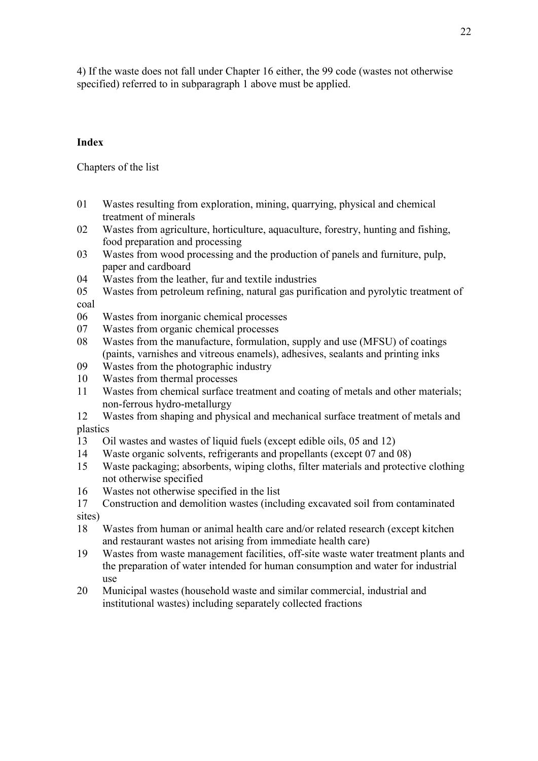4) If the waste does not fall under Chapter 16 either, the 99 code (wastes not otherwise specified) referred to in subparagraph 1 above must be applied.

## Index

Chapters of the list

- 01 Wastes resulting from exploration, mining, quarrying, physical and chemical treatment of minerals
- 02 Wastes from agriculture, horticulture, aquaculture, forestry, hunting and fishing, food preparation and processing
- 03 Wastes from wood processing and the production of panels and furniture, pulp, paper and cardboard
- 04 Wastes from the leather, fur and textile industries
- 05 Wastes from petroleum refining, natural gas purification and pyrolytic treatment of coal
- 06 Wastes from inorganic chemical processes
- 07 Wastes from organic chemical processes
- 08 Wastes from the manufacture, formulation, supply and use (MFSU) of coatings (paints, varnishes and vitreous enamels), adhesives, sealants and printing inks
- 09 Wastes from the photographic industry
- 10 Wastes from thermal processes
- 11 Wastes from chemical surface treatment and coating of metals and other materials; non-ferrous hydro-metallurgy
- 12 Wastes from shaping and physical and mechanical surface treatment of metals and plastics
- 13 Oil wastes and wastes of liquid fuels (except edible oils, 05 and 12)
- 14 Waste organic solvents, refrigerants and propellants (except 07 and 08)
- 15 Waste packaging; absorbents, wiping cloths, filter materials and protective clothing not otherwise specified
- 16 Wastes not otherwise specified in the list
- 17 Construction and demolition wastes (including excavated soil from contaminated sites)
- 18 Wastes from human or animal health care and/or related research (except kitchen and restaurant wastes not arising from immediate health care)
- 19 Wastes from waste management facilities, off-site waste water treatment plants and the preparation of water intended for human consumption and water for industrial use
- 20 Municipal wastes (household waste and similar commercial, industrial and institutional wastes) including separately collected fractions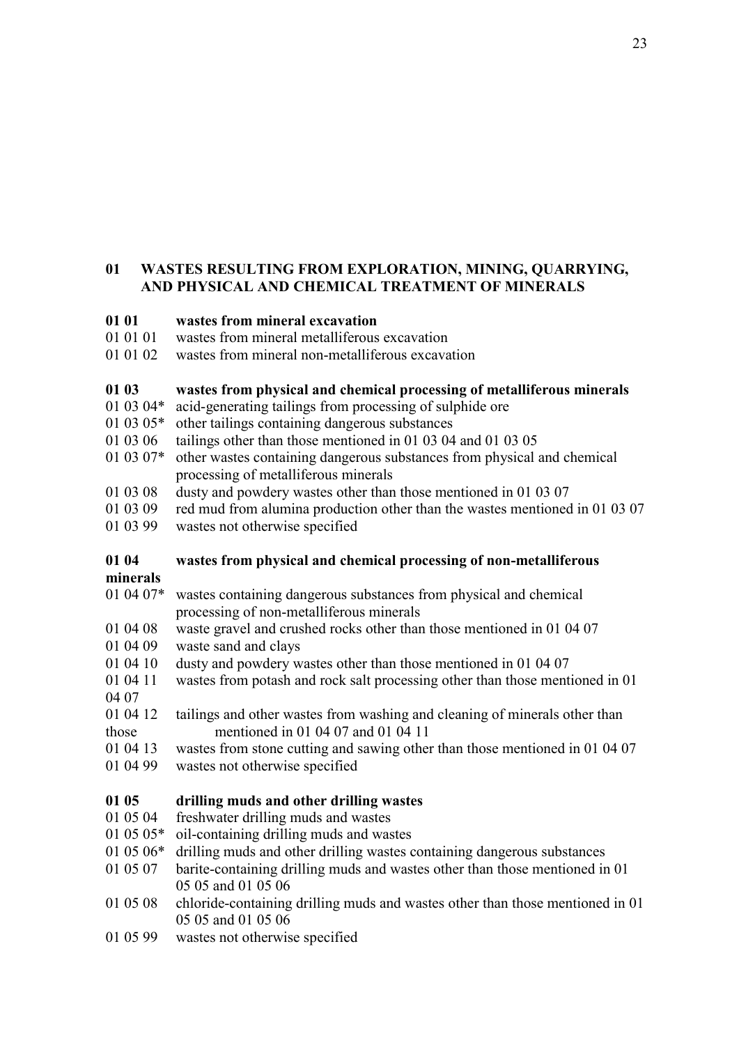**01 WASTES RESULTING FROM EXPLORATION, MINING, QUARRYING, AND PHYSICAL AND CHEMICAL TREATMENT OF MINERALS**

**01 01 wastes from mineral excavation**

01 01 01 wastes from mineral metalliferous excavation
01 01 02 wastes from mineral non-metalliferous excavation

**01 03 wastes from physical and chemical processing of metalliferous minerals**

01 03 04* acid-generating tailings from processing of sulphide ore
01 03 05* other tailings containing dangerous substances
01 03 06 tailings other than those mentioned in 01 03 04 and 01 03 05
01 03 07* other wastes containing dangerous substances from physical and chemical processing of metalliferous minerals
01 03 08 dusty and powdery wastes other than those mentioned in 01 03 07
01 03 09 red mud from alumina production other than the wastes mentioned in 01 03 07
01 03 99 wastes not otherwise specified

**01 04 wastes from physical and chemical processing of non-metalliferous minerals**

01 04 07* wastes containing dangerous substances from physical and chemical processing of non-metalliferous minerals
01 04 08 waste gravel and crushed rocks other than those mentioned in 01 04 07
01 04 09 waste sand and clays
01 04 10 dusty and powdery wastes other than those mentioned in 01 04 07
01 04 11 wastes from potash and rock salt processing other than those mentioned in 01 04 07
01 04 12 tailings and other wastes from washing and cleaning of minerals other than those mentioned in 01 04 07 and 01 04 11
01 04 13 wastes from stone cutting and sawing other than those mentioned in 01 04 07
01 04 99 wastes not otherwise specified

**01 05 drilling muds and other drilling wastes**

01 05 04 freshwater drilling muds and wastes
01 05 05* oil-containing drilling muds and wastes
01 05 06* drilling muds and other drilling wastes containing dangerous substances
01 05 07 barite-containing drilling muds and wastes other than those mentioned in 01 05 05 and 01 05 06
01 05 08 chloride-containing drilling muds and wastes other than those mentioned in 01 05 05 and 01 05 06
01 05 99 wastes not otherwise specified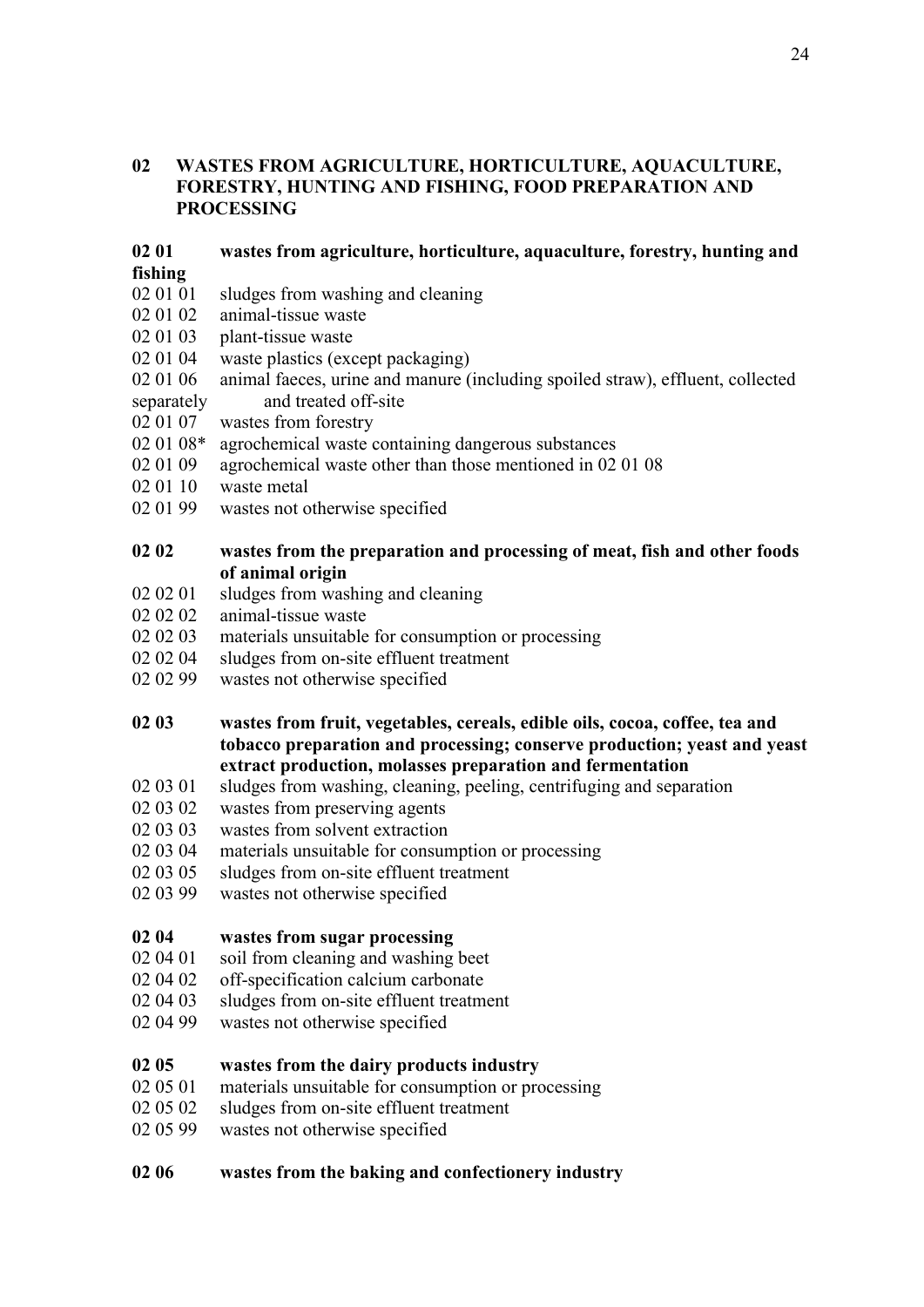## 02 WASTES FROM AGRICULTURE, HORTICULTURE, AQUACULTURE, FORESTRY, HUNTING AND FISHING, FOOD PREPARATION AND PROCESSING

**02 01 wastes from agriculture, horticulture, aquaculture, forestry, hunting and fishing**

02 01 01 sludges from washing and cleaning
02 01 02 animal-tissue waste
02 01 03 plant-tissue waste
02 01 04 waste plastics (except packaging)
02 01 06 animal faeces, urine and manure (including spoiled straw), effluent, collected separately and treated off-site
02 01 07 wastes from forestry
02 01 08* agrochemical waste containing dangerous substances
02 01 09 agrochemical waste other than those mentioned in 02 01 08
02 01 10 waste metal
02 01 99 wastes not otherwise specified

**02 02 wastes from the preparation and processing of meat, fish and other foods of animal origin**

02 02 01 sludges from washing and cleaning
02 02 02 animal-tissue waste
02 02 03 materials unsuitable for consumption or processing
02 02 04 sludges from on-site effluent treatment
02 02 99 wastes not otherwise specified

**02 03 wastes from fruit, vegetables, cereals, edible oils, cocoa, coffee, tea and tobacco preparation and processing; conserve production; yeast and yeast extract production, molasses preparation and fermentation**

02 03 01 sludges from washing, cleaning, peeling, centrifuging and separation
02 03 02 wastes from preserving agents
02 03 03 wastes from solvent extraction
02 03 04 materials unsuitable for consumption or processing
02 03 05 sludges from on-site effluent treatment
02 03 99 wastes not otherwise specified

**02 04 wastes from sugar processing**

02 04 01 soil from cleaning and washing beet
02 04 02 off-specification calcium carbonate
02 04 03 sludges from on-site effluent treatment
02 04 99 wastes not otherwise specified

**02 05 wastes from the dairy products industry**

02 05 01 materials unsuitable for consumption or processing
02 05 02 sludges from on-site effluent treatment
02 05 99 wastes not otherwise specified

**02 06 wastes from the baking and confectionery industry**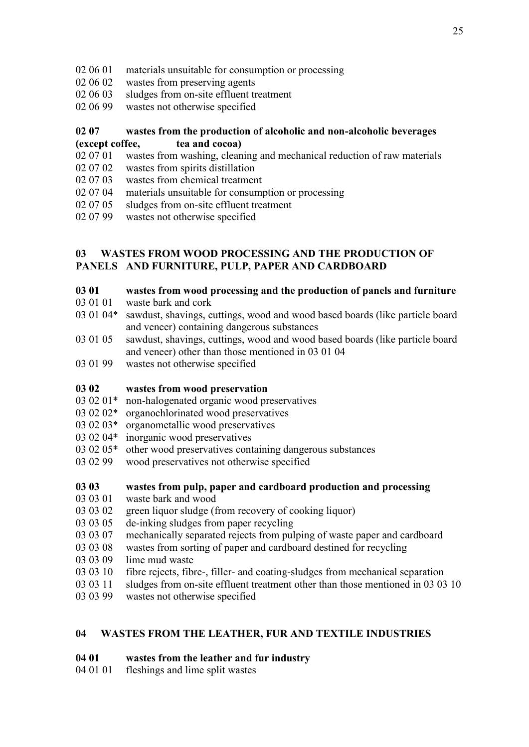02 06 01 materials unsuitable for consumption or processing
02 06 02 wastes from preserving agents
02 06 03 sludges from on-site effluent treatment
02 06 99 wastes not otherwise specified

**02 07 wastes from the production of alcoholic and non-alcoholic beverages (except coffee, tea and cocoa)**

02 07 01 wastes from washing, cleaning and mechanical reduction of raw materials
02 07 02 wastes from spirits distillation
02 07 03 wastes from chemical treatment
02 07 04 materials unsuitable for consumption or processing
02 07 05 sludges from on-site effluent treatment
02 07 99 wastes not otherwise specified

## 03 WASTES FROM WOOD PROCESSING AND THE PRODUCTION OF PANELS AND FURNITURE, PULP, PAPER AND CARDBOARD

**03 01 wastes from wood processing and the production of panels and furniture**

03 01 01 waste bark and cork
03 01 04* sawdust, shavings, cuttings, wood and wood based boards (like particle board and veneer) containing dangerous substances
03 01 05 sawdust, shavings, cuttings, wood and wood based boards (like particle board and veneer) other than those mentioned in 03 01 04
03 01 99 wastes not otherwise specified

**03 02 wastes from wood preservation**

03 02 01* non-halogenated organic wood preservatives
03 02 02* organochlorinated wood preservatives
03 02 03* organometallic wood preservatives
03 02 04* inorganic wood preservatives
03 02 05* other wood preservatives containing dangerous substances
03 02 99 wood preservatives not otherwise specified

**03 03 wastes from pulp, paper and cardboard production and processing**

03 03 01 waste bark and wood
03 03 02 green liquor sludge (from recovery of cooking liquor)
03 03 05 de-inking sludges from paper recycling
03 03 07 mechanically separated rejects from pulping of waste paper and cardboard
03 03 08 wastes from sorting of paper and cardboard destined for recycling
03 03 09 lime mud waste
03 03 10 fibre rejects, fibre-, filler- and coating-sludges from mechanical separation
03 03 11 sludges from on-site effluent treatment other than those mentioned in 03 03 10
03 03 99 wastes not otherwise specified

## 04 WASTES FROM THE LEATHER, FUR AND TEXTILE INDUSTRIES

**04 01 wastes from the leather and fur industry**

04 01 01 fleshings and lime split wastes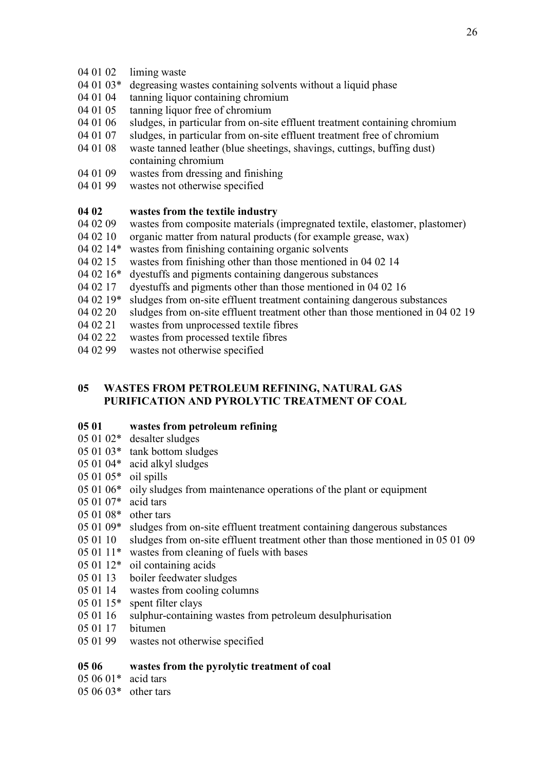04 01 02 liming waste
04 01 03* degreasing wastes containing solvents without a liquid phase
04 01 04 tanning liquor containing chromium
04 01 05 tanning liquor free of chromium
04 01 06 sludges, in particular from on-site effluent treatment containing chromium
04 01 07 sludges, in particular from on-site effluent treatment free of chromium
04 01 08 waste tanned leather (blue sheetings, shavings, cuttings, buffing dust) containing chromium
04 01 09 wastes from dressing and finishing
04 01 99 wastes not otherwise specified

**04 02 wastes from the textile industry**

04 02 09 wastes from composite materials (impregnated textile, elastomer, plastomer)
04 02 10 organic matter from natural products (for example grease, wax)
04 02 14* wastes from finishing containing organic solvents
04 02 15 wastes from finishing other than those mentioned in 04 02 14
04 02 16* dyestuffs and pigments containing dangerous substances
04 02 17 dyestuffs and pigments other than those mentioned in 04 02 16
04 02 19* sludges from on-site effluent treatment containing dangerous substances
04 02 20 sludges from on-site effluent treatment other than those mentioned in 04 02 19
04 02 21 wastes from unprocessed textile fibres
04 02 22 wastes from processed textile fibres
04 02 99 wastes not otherwise specified

## 05 WASTES FROM PETROLEUM REFINING, NATURAL GAS PURIFICATION AND PYROLYTIC TREATMENT OF COAL

**05 01 wastes from petroleum refining**

05 01 02* desalter sludges
05 01 03* tank bottom sludges
05 01 04* acid alkyl sludges
05 01 05* oil spills
05 01 06* oily sludges from maintenance operations of the plant or equipment
05 01 07* acid tars
05 01 08* other tars
05 01 09* sludges from on-site effluent treatment containing dangerous substances
05 01 10 sludges from on-site effluent treatment other than those mentioned in 05 01 09
05 01 11* wastes from cleaning of fuels with bases
05 01 12* oil containing acids
05 01 13 boiler feedwater sludges
05 01 14 wastes from cooling columns
05 01 15* spent filter clays
05 01 16 sulphur-containing wastes from petroleum desulphurisation
05 01 17 bitumen
05 01 99 wastes not otherwise specified

**05 06 wastes from the pyrolytic treatment of coal**

05 06 01* acid tars
05 06 03* other tars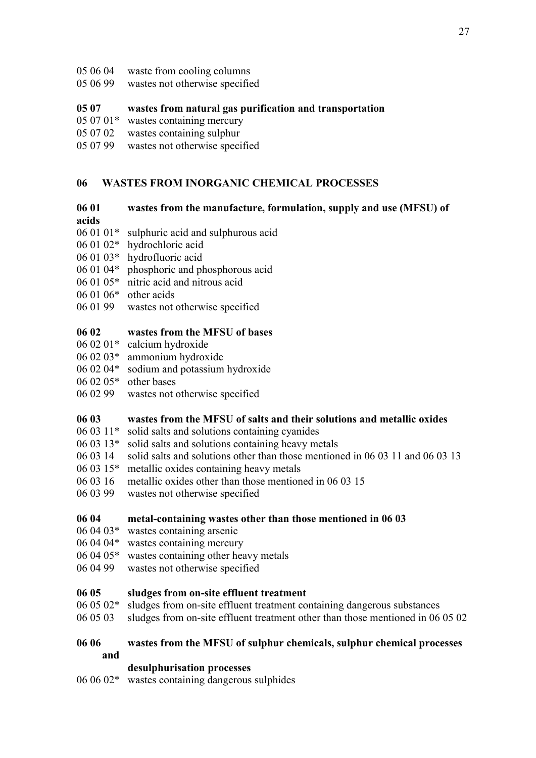05 06 04 waste from cooling columns
05 06 99 wastes not otherwise specified

**05 07 wastes from natural gas purification and transportation**

05 07 01* wastes containing mercury
05 07 02 wastes containing sulphur
05 07 99 wastes not otherwise specified

## 06 WASTES FROM INORGANIC CHEMICAL PROCESSES

**06 01 wastes from the manufacture, formulation, supply and use (MFSU) of acids**

06 01 01* sulphuric acid and sulphurous acid
06 01 02* hydrochloric acid
06 01 03* hydrofluoric acid
06 01 04* phosphoric and phosphorous acid
06 01 05* nitric acid and nitrous acid
06 01 06* other acids
06 01 99 wastes not otherwise specified

**06 02 wastes from the MFSU of bases**

06 02 01* calcium hydroxide
06 02 03* ammonium hydroxide
06 02 04* sodium and potassium hydroxide
06 02 05* other bases
06 02 99 wastes not otherwise specified

**06 03 wastes from the MFSU of salts and their solutions and metallic oxides**

06 03 11* solid salts and solutions containing cyanides
06 03 13* solid salts and solutions containing heavy metals
06 03 14 solid salts and solutions other than those mentioned in 06 03 11 and 06 03 13
06 03 15* metallic oxides containing heavy metals
06 03 16 metallic oxides other than those mentioned in 06 03 15
06 03 99 wastes not otherwise specified

**06 04 metal-containing wastes other than those mentioned in 06 03**

06 04 03* wastes containing arsenic
06 04 04* wastes containing mercury
06 04 05* wastes containing other heavy metals
06 04 99 wastes not otherwise specified

**06 05 sludges from on-site effluent treatment**

06 05 02* sludges from on-site effluent treatment containing dangerous substances
06 05 03 sludges from on-site effluent treatment other than those mentioned in 06 05 02

**06 06 wastes from the MFSU of sulphur chemicals, sulphur chemical processes and desulphurisation processes**

06 06 02* wastes containing dangerous sulphides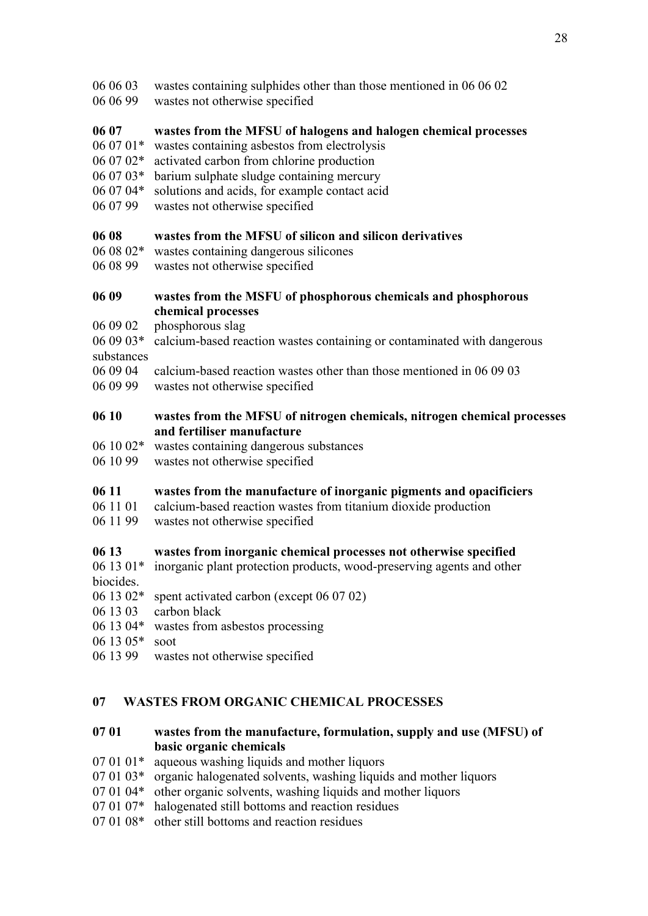06 06 03 wastes containing sulphides other than those mentioned in 06 06 02
06 06 99 wastes not otherwise specified

**06 07 wastes from the MFSU of halogens and halogen chemical processes**

06 07 01* wastes containing asbestos from electrolysis
06 07 02* activated carbon from chlorine production
06 07 03* barium sulphate sludge containing mercury
06 07 04* solutions and acids, for example contact acid
06 07 99 wastes not otherwise specified

**06 08 wastes from the MFSU of silicon and silicon derivatives**

06 08 02* wastes containing dangerous silicones
06 08 99 wastes not otherwise specified

**06 09 wastes from the MSFU of phosphorous chemicals and phosphorous chemical processes**

06 09 02 phosphorous slag
06 09 03* calcium-based reaction wastes containing or contaminated with dangerous substances
06 09 04 calcium-based reaction wastes other than those mentioned in 06 09 03
06 09 99 wastes not otherwise specified

**06 10 wastes from the MFSU of nitrogen chemicals, nitrogen chemical processes and fertiliser manufacture**

06 10 02* wastes containing dangerous substances
06 10 99 wastes not otherwise specified

**06 11 wastes from the manufacture of inorganic pigments and opacificiers**

06 11 01 calcium-based reaction wastes from titanium dioxide production
06 11 99 wastes not otherwise specified

**06 13 wastes from inorganic chemical processes not otherwise specified**

06 13 01* inorganic plant protection products, wood-preserving agents and other biocides.
06 13 02* spent activated carbon (except 06 07 02)
06 13 03 carbon black
06 13 04* wastes from asbestos processing
06 13 05* soot
06 13 99 wastes not otherwise specified

## 07 WASTES FROM ORGANIC CHEMICAL PROCESSES

**07 01 wastes from the manufacture, formulation, supply and use (MFSU) of basic organic chemicals**

07 01 01* aqueous washing liquids and mother liquors
07 01 03* organic halogenated solvents, washing liquids and mother liquors
07 01 04* other organic solvents, washing liquids and mother liquors
07 01 07* halogenated still bottoms and reaction residues
07 01 08* other still bottoms and reaction residues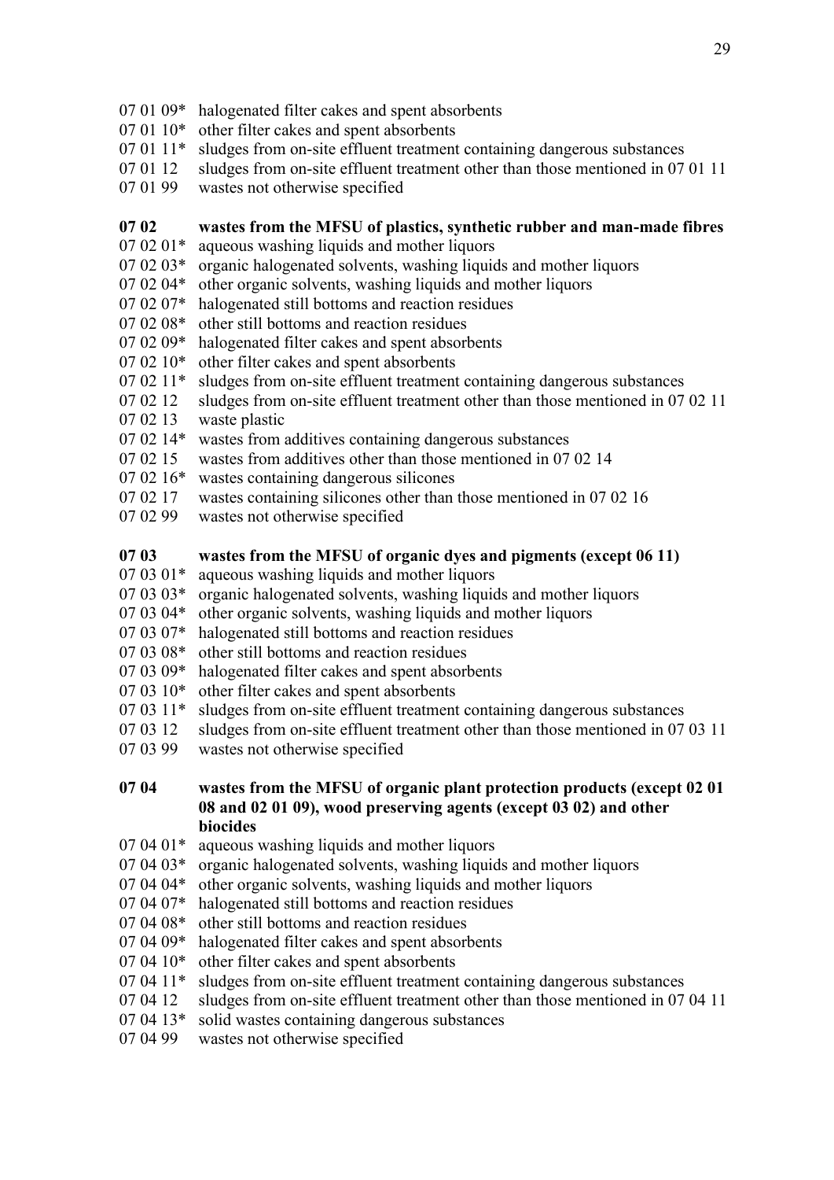07 01 09* halogenated filter cakes and spent absorbents
07 01 10* other filter cakes and spent absorbents
07 01 11* sludges from on-site effluent treatment containing dangerous substances
07 01 12 sludges from on-site effluent treatment other than those mentioned in 07 01 11
07 01 99 wastes not otherwise specified

**07 02 wastes from the MFSU of plastics, synthetic rubber and man-made fibres**
07 02 01* aqueous washing liquids and mother liquors
07 02 03* organic halogenated solvents, washing liquids and mother liquors
07 02 04* other organic solvents, washing liquids and mother liquors
07 02 07* halogenated still bottoms and reaction residues
07 02 08* other still bottoms and reaction residues
07 02 09* halogenated filter cakes and spent absorbents
07 02 10* other filter cakes and spent absorbents
07 02 11* sludges from on-site effluent treatment containing dangerous substances
07 02 12 sludges from on-site effluent treatment other than those mentioned in 07 02 11
07 02 13 waste plastic
07 02 14* wastes from additives containing dangerous substances
07 02 15 wastes from additives other than those mentioned in 07 02 14
07 02 16* wastes containing dangerous silicones
07 02 17 wastes containing silicones other than those mentioned in 07 02 16
07 02 99 wastes not otherwise specified

**07 03 wastes from the MFSU of organic dyes and pigments (except 06 11)**
07 03 01* aqueous washing liquids and mother liquors
07 03 03* organic halogenated solvents, washing liquids and mother liquors
07 03 04* other organic solvents, washing liquids and mother liquors
07 03 07* halogenated still bottoms and reaction residues
07 03 08* other still bottoms and reaction residues
07 03 09* halogenated filter cakes and spent absorbents
07 03 10* other filter cakes and spent absorbents
07 03 11* sludges from on-site effluent treatment containing dangerous substances
07 03 12 sludges from on-site effluent treatment other than those mentioned in 07 03 11
07 03 99 wastes not otherwise specified

**07 04 wastes from the MFSU of organic plant protection products (except 02 01 08 and 02 01 09), wood preserving agents (except 03 02) and other biocides**
07 04 01* aqueous washing liquids and mother liquors
07 04 03* organic halogenated solvents, washing liquids and mother liquors
07 04 04* other organic solvents, washing liquids and mother liquors
07 04 07* halogenated still bottoms and reaction residues
07 04 08* other still bottoms and reaction residues
07 04 09* halogenated filter cakes and spent absorbents
07 04 10* other filter cakes and spent absorbents
07 04 11* sludges from on-site effluent treatment containing dangerous substances
07 04 12 sludges from on-site effluent treatment other than those mentioned in 07 04 11
07 04 13* solid wastes containing dangerous substances
07 04 99 wastes not otherwise specified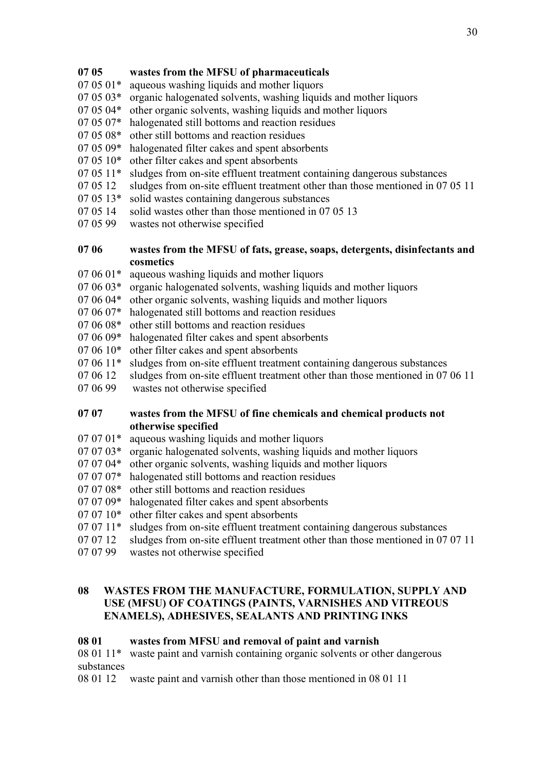**07 05 wastes from the MFSU of pharmaceuticals**

07 05 01* aqueous washing liquids and mother liquors
07 05 03* organic halogenated solvents, washing liquids and mother liquors
07 05 04* other organic solvents, washing liquids and mother liquors
07 05 07* halogenated still bottoms and reaction residues
07 05 08* other still bottoms and reaction residues
07 05 09* halogenated filter cakes and spent absorbents
07 05 10* other filter cakes and spent absorbents
07 05 11* sludges from on-site effluent treatment containing dangerous substances
07 05 12 sludges from on-site effluent treatment other than those mentioned in 07 05 11
07 05 13* solid wastes containing dangerous substances
07 05 14 solid wastes other than those mentioned in 07 05 13
07 05 99 wastes not otherwise specified

**07 06 wastes from the MFSU of fats, grease, soaps, detergents, disinfectants and cosmetics**

07 06 01* aqueous washing liquids and mother liquors
07 06 03* organic halogenated solvents, washing liquids and mother liquors
07 06 04* other organic solvents, washing liquids and mother liquors
07 06 07* halogenated still bottoms and reaction residues
07 06 08* other still bottoms and reaction residues
07 06 09* halogenated filter cakes and spent absorbents
07 06 10* other filter cakes and spent absorbents
07 06 11* sludges from on-site effluent treatment containing dangerous substances
07 06 12 sludges from on-site effluent treatment other than those mentioned in 07 06 11
07 06 99 wastes not otherwise specified

**07 07 wastes from the MFSU of fine chemicals and chemical products not otherwise specified**

07 07 01* aqueous washing liquids and mother liquors
07 07 03* organic halogenated solvents, washing liquids and mother liquors
07 07 04* other organic solvents, washing liquids and mother liquors
07 07 07* halogenated still bottoms and reaction residues
07 07 08* other still bottoms and reaction residues
07 07 09* halogenated filter cakes and spent absorbents
07 07 10* other filter cakes and spent absorbents
07 07 11* sludges from on-site effluent treatment containing dangerous substances
07 07 12 sludges from on-site effluent treatment other than those mentioned in 07 07 11
07 07 99 wastes not otherwise specified

**08 WASTES FROM THE MANUFACTURE, FORMULATION, SUPPLY AND USE (MFSU) OF COATINGS (PAINTS, VARNISHES AND VITREOUS ENAMELS), ADHESIVES, SEALANTS AND PRINTING INKS**

**08 01 wastes from MFSU and removal of paint and varnish**

08 01 11* waste paint and varnish containing organic solvents or other dangerous substances
08 01 12 waste paint and varnish other than those mentioned in 08 01 11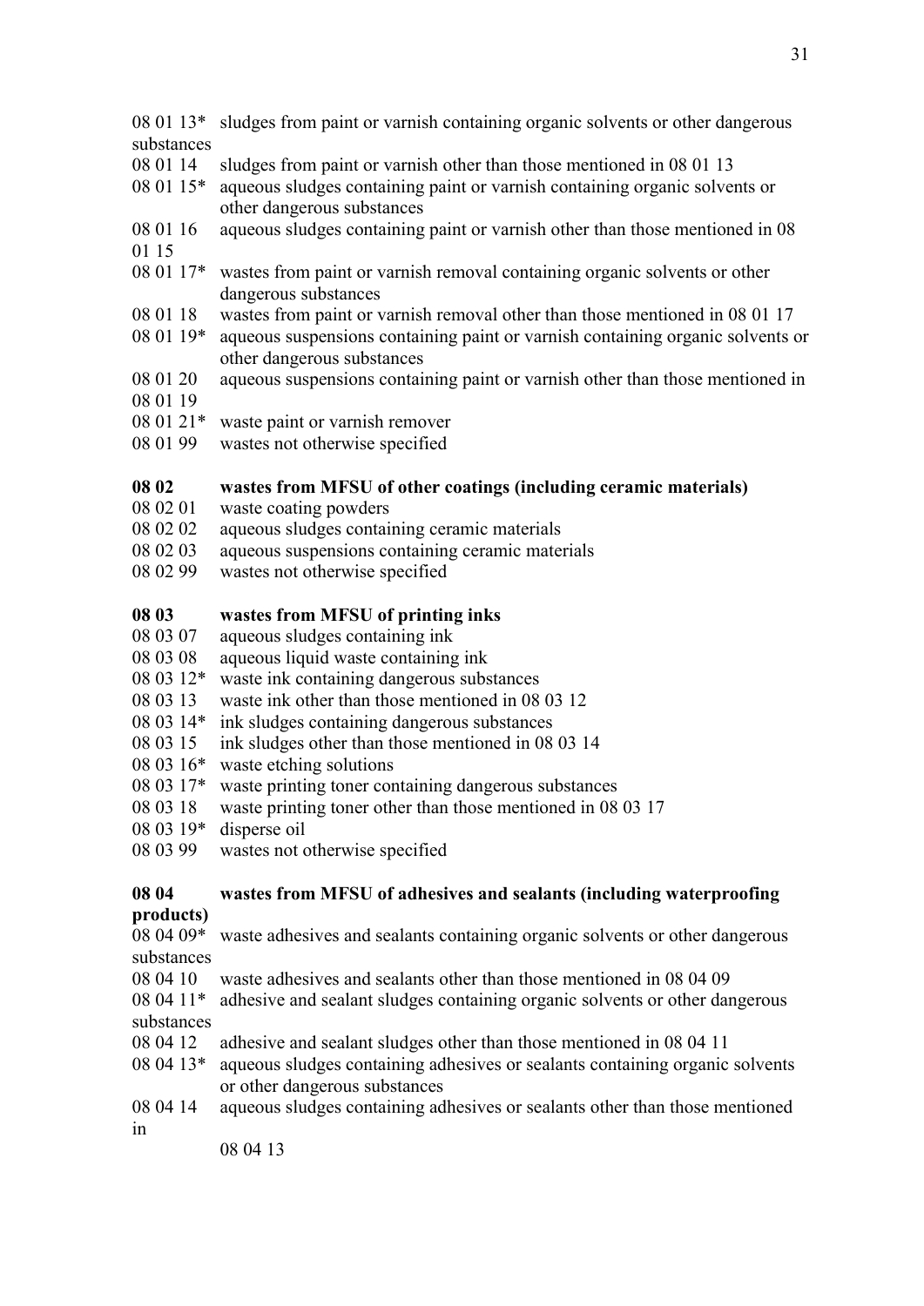08 01 13* sludges from paint or varnish containing organic solvents or other dangerous substances
08 01 14 sludges from paint or varnish other than those mentioned in 08 01 13
08 01 15* aqueous sludges containing paint or varnish containing organic solvents or other dangerous substances
08 01 16 aqueous sludges containing paint or varnish other than those mentioned in 08 01 15
08 01 17* wastes from paint or varnish removal containing organic solvents or other dangerous substances
08 01 18 wastes from paint or varnish removal other than those mentioned in 08 01 17
08 01 19* aqueous suspensions containing paint or varnish containing organic solvents or other dangerous substances
08 01 20 aqueous suspensions containing paint or varnish other than those mentioned in 08 01 19
08 01 21* waste paint or varnish remover
08 01 99 wastes not otherwise specified

**08 02 wastes from MFSU of other coatings (including ceramic materials)**
08 02 01 waste coating powders
08 02 02 aqueous sludges containing ceramic materials
08 02 03 aqueous suspensions containing ceramic materials
08 02 99 wastes not otherwise specified

**08 03 wastes from MFSU of printing inks**
08 03 07 aqueous sludges containing ink
08 03 08 aqueous liquid waste containing ink
08 03 12* waste ink containing dangerous substances
08 03 13 waste ink other than those mentioned in 08 03 12
08 03 14* ink sludges containing dangerous substances
08 03 15 ink sludges other than those mentioned in 08 03 14
08 03 16* waste etching solutions
08 03 17* waste printing toner containing dangerous substances
08 03 18 waste printing toner other than those mentioned in 08 03 17
08 03 19* disperse oil
08 03 99 wastes not otherwise specified

**08 04 wastes from MFSU of adhesives and sealants (including waterproofing products)**
08 04 09* waste adhesives and sealants containing organic solvents or other dangerous substances
08 04 10 waste adhesives and sealants other than those mentioned in 08 04 09
08 04 11* adhesive and sealant sludges containing organic solvents or other dangerous substances
08 04 12 adhesive and sealant sludges other than those mentioned in 08 04 11
08 04 13* aqueous sludges containing adhesives or sealants containing organic solvents or other dangerous substances
08 04 14 aqueous sludges containing adhesives or sealants other than those mentioned in 08 04 13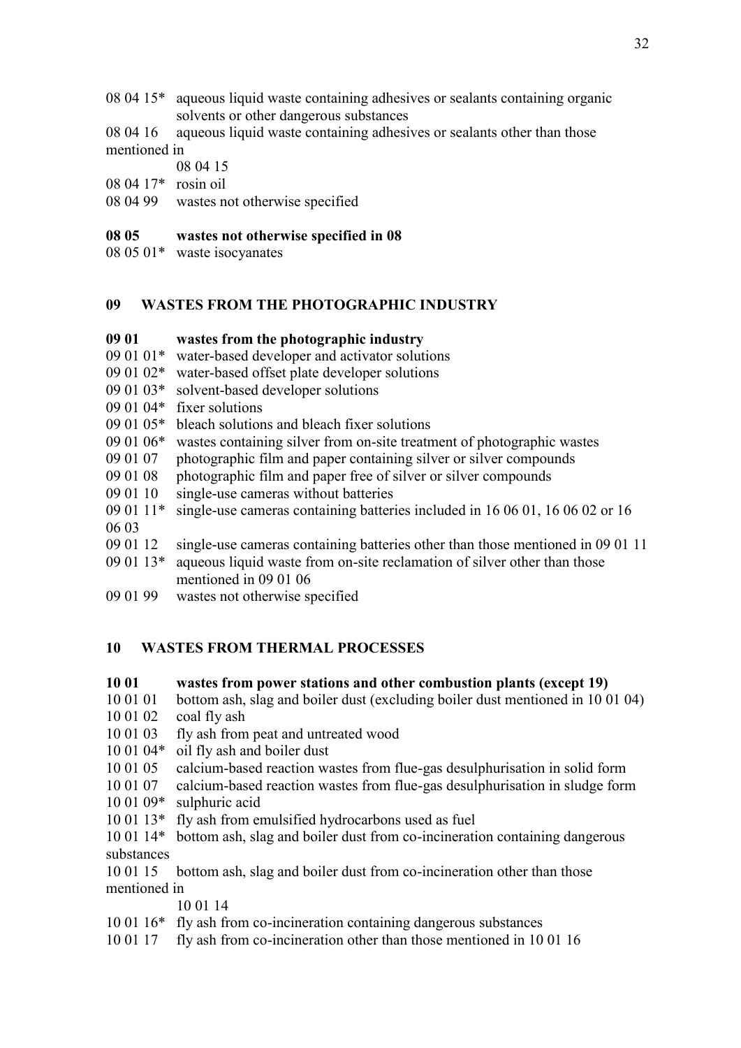08 04 15* aqueous liquid waste containing adhesives or sealants containing organic solvents or other dangerous substances
08 04 16 aqueous liquid waste containing adhesives or sealants other than those mentioned in 08 04 15
08 04 17* rosin oil
08 04 99 wastes not otherwise specified

**08 05 wastes not otherwise specified in 08**

08 05 01* waste isocyanates

## 09 WASTES FROM THE PHOTOGRAPHIC INDUSTRY

**09 01 wastes from the photographic industry**

09 01 01* water-based developer and activator solutions
09 01 02* water-based offset plate developer solutions
09 01 03* solvent-based developer solutions
09 01 04* fixer solutions
09 01 05* bleach solutions and bleach fixer solutions
09 01 06* wastes containing silver from on-site treatment of photographic wastes
09 01 07 photographic film and paper containing silver or silver compounds
09 01 08 photographic film and paper free of silver or silver compounds
09 01 10 single-use cameras without batteries
09 01 11* single-use cameras containing batteries included in 16 06 01, 16 06 02 or 16 06 03
09 01 12 single-use cameras containing batteries other than those mentioned in 09 01 11
09 01 13* aqueous liquid waste from on-site reclamation of silver other than those mentioned in 09 01 06
09 01 99 wastes not otherwise specified

## 10 WASTES FROM THERMAL PROCESSES

**10 01 wastes from power stations and other combustion plants (except 19)**

10 01 01 bottom ash, slag and boiler dust (excluding boiler dust mentioned in 10 01 04)
10 01 02 coal fly ash
10 01 03 fly ash from peat and untreated wood
10 01 04* oil fly ash and boiler dust
10 01 05 calcium-based reaction wastes from flue-gas desulphurisation in solid form
10 01 07 calcium-based reaction wastes from flue-gas desulphurisation in sludge form
10 01 09* sulphuric acid
10 01 13* fly ash from emulsified hydrocarbons used as fuel
10 01 14* bottom ash, slag and boiler dust from co-incineration containing dangerous substances
10 01 15 bottom ash, slag and boiler dust from co-incineration other than those mentioned in 10 01 14
10 01 16* fly ash from co-incineration containing dangerous substances
10 01 17 fly ash from co-incineration other than those mentioned in 10 01 16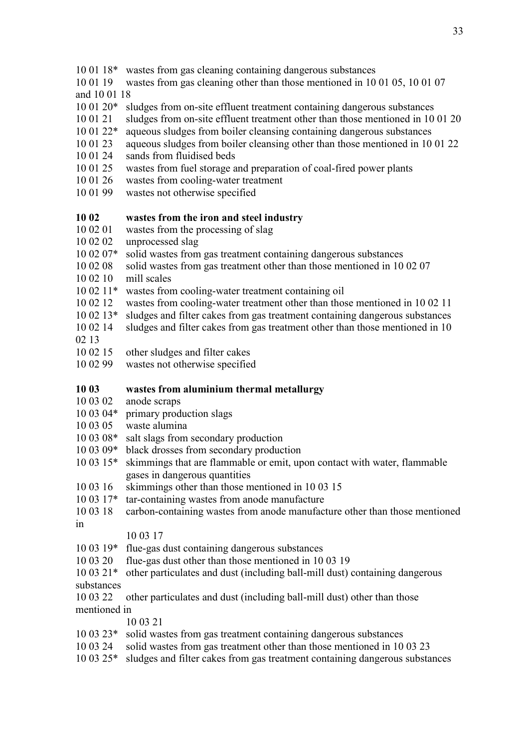10 01 18* wastes from gas cleaning containing dangerous substances
10 01 19 wastes from gas cleaning other than those mentioned in 10 01 05, 10 01 07 and 10 01 18
10 01 20* sludges from on-site effluent treatment containing dangerous substances
10 01 21 sludges from on-site effluent treatment other than those mentioned in 10 01 20
10 01 22* aqueous sludges from boiler cleansing containing dangerous substances
10 01 23 aqueous sludges from boiler cleansing other than those mentioned in 10 01 22
10 01 24 sands from fluidised beds
10 01 25 wastes from fuel storage and preparation of coal-fired power plants
10 01 26 wastes from cooling-water treatment
10 01 99 wastes not otherwise specified

**10 02 wastes from the iron and steel industry**
10 02 01 wastes from the processing of slag
10 02 02 unprocessed slag
10 02 07* solid wastes from gas treatment containing dangerous substances
10 02 08 solid wastes from gas treatment other than those mentioned in 10 02 07
10 02 10 mill scales
10 02 11* wastes from cooling-water treatment containing oil
10 02 12 wastes from cooling-water treatment other than those mentioned in 10 02 11
10 02 13* sludges and filter cakes from gas treatment containing dangerous substances
10 02 14 sludges and filter cakes from gas treatment other than those mentioned in 10 02 13
10 02 15 other sludges and filter cakes
10 02 99 wastes not otherwise specified

**10 03 wastes from aluminium thermal metallurgy**
10 03 02 anode scraps
10 03 04* primary production slags
10 03 05 waste alumina
10 03 08* salt slags from secondary production
10 03 09* black drosses from secondary production
10 03 15* skimmings that are flammable or emit, upon contact with water, flammable gases in dangerous quantities
10 03 16 skimmings other than those mentioned in 10 03 15
10 03 17* tar-containing wastes from anode manufacture
10 03 18 carbon-containing wastes from anode manufacture other than those mentioned in 10 03 17
10 03 19* flue-gas dust containing dangerous substances
10 03 20 flue-gas dust other than those mentioned in 10 03 19
10 03 21* other particulates and dust (including ball-mill dust) containing dangerous substances
10 03 22 other particulates and dust (including ball-mill dust) other than those mentioned in 10 03 21
10 03 23* solid wastes from gas treatment containing dangerous substances
10 03 24 solid wastes from gas treatment other than those mentioned in 10 03 23
10 03 25* sludges and filter cakes from gas treatment containing dangerous substances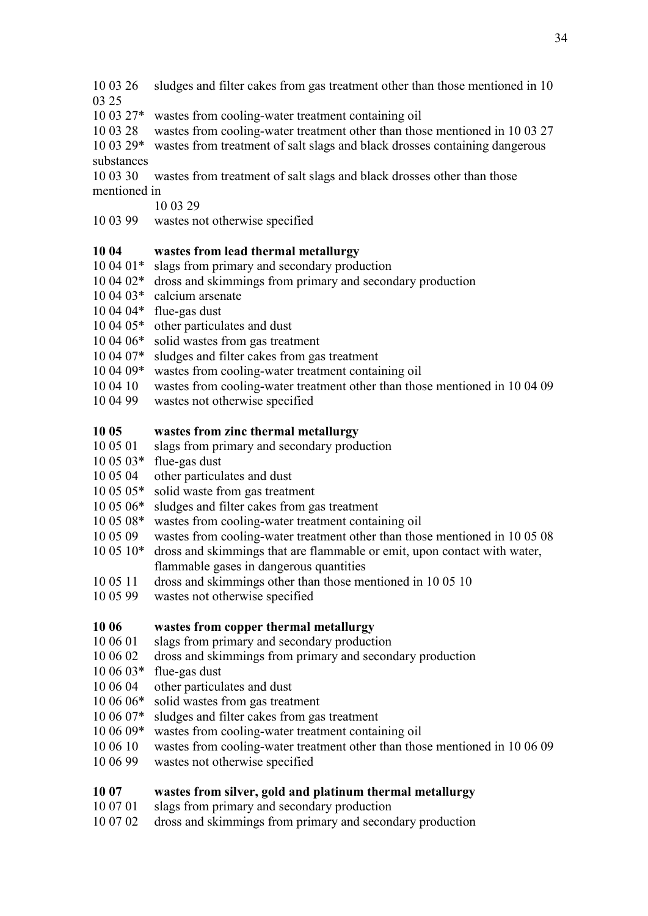10 03 26 sludges and filter cakes from gas treatment other than those mentioned in 10 03 25
10 03 27* wastes from cooling-water treatment containing oil
10 03 28 wastes from cooling-water treatment other than those mentioned in 10 03 27
10 03 29* wastes from treatment of salt slags and black drosses containing dangerous substances
10 03 30 wastes from treatment of salt slags and black drosses other than those mentioned in 10 03 29
10 03 99 wastes not otherwise specified

**10 04 wastes from lead thermal metallurgy**
10 04 01* slags from primary and secondary production
10 04 02* dross and skimmings from primary and secondary production
10 04 03* calcium arsenate
10 04 04* flue-gas dust
10 04 05* other particulates and dust
10 04 06* solid wastes from gas treatment
10 04 07* sludges and filter cakes from gas treatment
10 04 09* wastes from cooling-water treatment containing oil
10 04 10 wastes from cooling-water treatment other than those mentioned in 10 04 09
10 04 99 wastes not otherwise specified

**10 05 wastes from zinc thermal metallurgy**
10 05 01 slags from primary and secondary production
10 05 03* flue-gas dust
10 05 04 other particulates and dust
10 05 05* solid waste from gas treatment
10 05 06* sludges and filter cakes from gas treatment
10 05 08* wastes from cooling-water treatment containing oil
10 05 09 wastes from cooling-water treatment other than those mentioned in 10 05 08
10 05 10* dross and skimmings that are flammable or emit, upon contact with water, flammable gases in dangerous quantities
10 05 11 dross and skimmings other than those mentioned in 10 05 10
10 05 99 wastes not otherwise specified

**10 06 wastes from copper thermal metallurgy**
10 06 01 slags from primary and secondary production
10 06 02 dross and skimmings from primary and secondary production
10 06 03* flue-gas dust
10 06 04 other particulates and dust
10 06 06* solid wastes from gas treatment
10 06 07* sludges and filter cakes from gas treatment
10 06 09* wastes from cooling-water treatment containing oil
10 06 10 wastes from cooling-water treatment other than those mentioned in 10 06 09
10 06 99 wastes not otherwise specified

**10 07 wastes from silver, gold and platinum thermal metallurgy**
10 07 01 slags from primary and secondary production
10 07 02 dross and skimmings from primary and secondary production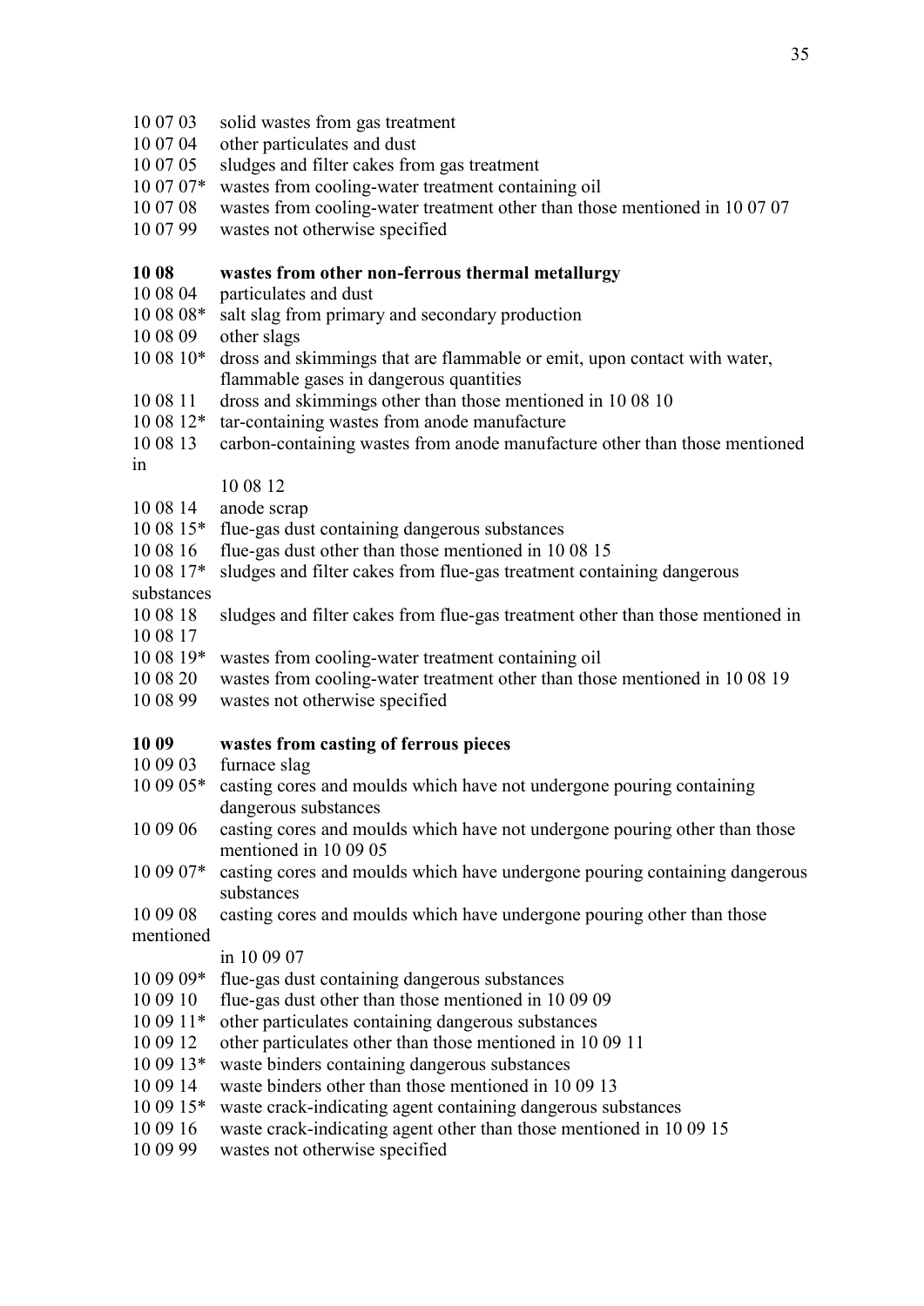10 07 03 solid wastes from gas treatment
10 07 04 other particulates and dust
10 07 05 sludges and filter cakes from gas treatment
10 07 07* wastes from cooling-water treatment containing oil
10 07 08 wastes from cooling-water treatment other than those mentioned in 10 07 07
10 07 99 wastes not otherwise specified

**10 08 wastes from other non-ferrous thermal metallurgy**

10 08 04 particulates and dust
10 08 08* salt slag from primary and secondary production
10 08 09 other slags
10 08 10* dross and skimmings that are flammable or emit, upon contact with water, flammable gases in dangerous quantities
10 08 11 dross and skimmings other than those mentioned in 10 08 10
10 08 12* tar-containing wastes from anode manufacture
10 08 13 carbon-containing wastes from anode manufacture other than those mentioned in 10 08 12
10 08 14 anode scrap
10 08 15* flue-gas dust containing dangerous substances
10 08 16 flue-gas dust other than those mentioned in 10 08 15
10 08 17* sludges and filter cakes from flue-gas treatment containing dangerous substances
10 08 18 sludges and filter cakes from flue-gas treatment other than those mentioned in 10 08 17
10 08 19* wastes from cooling-water treatment containing oil
10 08 20 wastes from cooling-water treatment other than those mentioned in 10 08 19
10 08 99 wastes not otherwise specified

**10 09 wastes from casting of ferrous pieces**

10 09 03 furnace slag
10 09 05* casting cores and moulds which have not undergone pouring containing dangerous substances
10 09 06 casting cores and moulds which have not undergone pouring other than those mentioned in 10 09 05
10 09 07* casting cores and moulds which have undergone pouring containing dangerous substances
10 09 08 casting cores and moulds which have undergone pouring other than those mentioned in 10 09 07
10 09 09* flue-gas dust containing dangerous substances
10 09 10 flue-gas dust other than those mentioned in 10 09 09
10 09 11* other particulates containing dangerous substances
10 09 12 other particulates other than those mentioned in 10 09 11
10 09 13* waste binders containing dangerous substances
10 09 14 waste binders other than those mentioned in 10 09 13
10 09 15* waste crack-indicating agent containing dangerous substances
10 09 16 waste crack-indicating agent other than those mentioned in 10 09 15
10 09 99 wastes not otherwise specified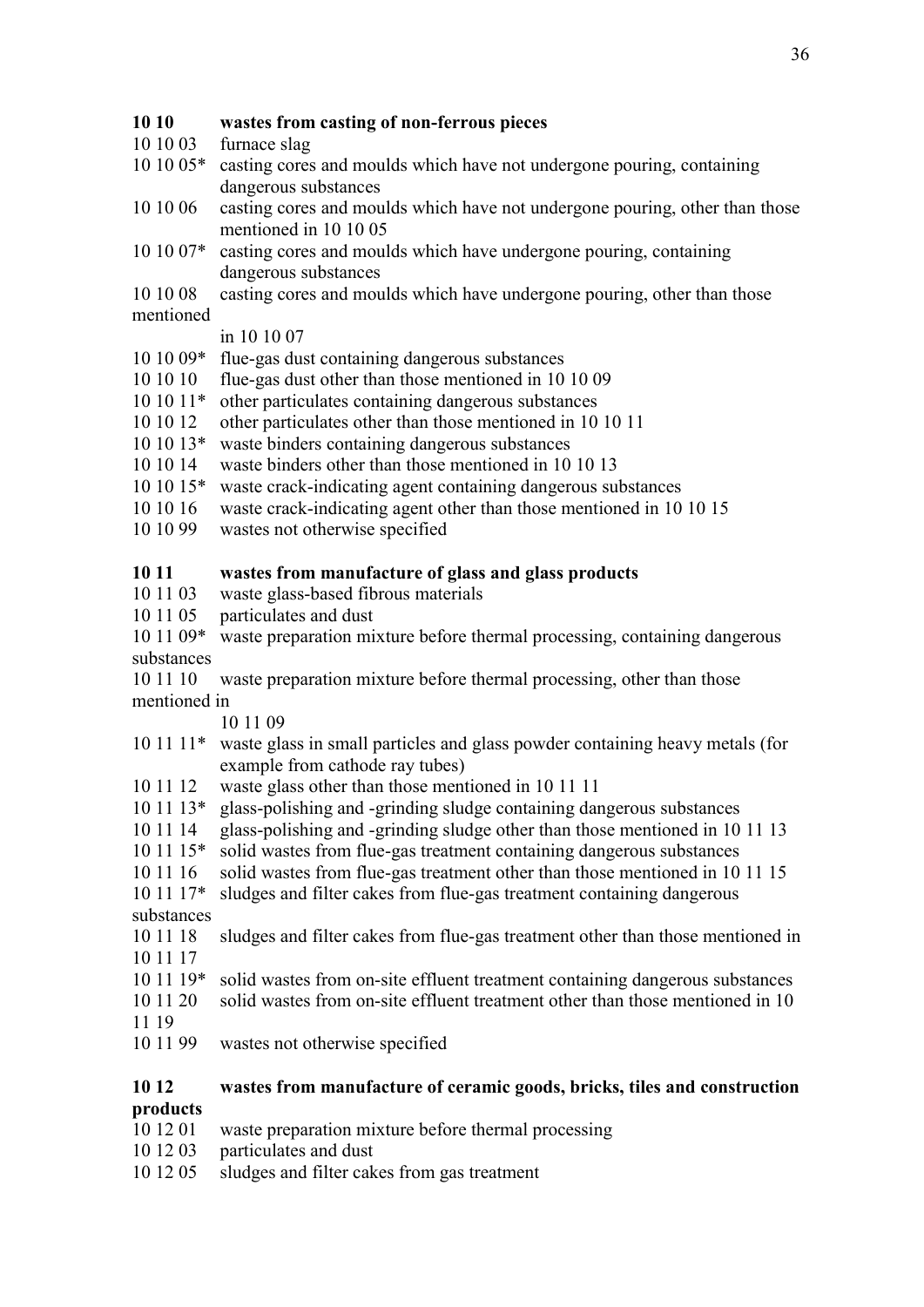**10 10 wastes from casting of non-ferrous pieces**

10 10 03 furnace slag
10 10 05* casting cores and moulds which have not undergone pouring, containing dangerous substances
10 10 06 casting cores and moulds which have not undergone pouring, other than those mentioned in 10 10 05
10 10 07* casting cores and moulds which have undergone pouring, containing dangerous substances
10 10 08 casting cores and moulds which have undergone pouring, other than those mentioned in 10 10 07
10 10 09* flue-gas dust containing dangerous substances
10 10 10 flue-gas dust other than those mentioned in 10 10 09
10 10 11* other particulates containing dangerous substances
10 10 12 other particulates other than those mentioned in 10 10 11
10 10 13* waste binders containing dangerous substances
10 10 14 waste binders other than those mentioned in 10 10 13
10 10 15* waste crack-indicating agent containing dangerous substances
10 10 16 waste crack-indicating agent other than those mentioned in 10 10 15
10 10 99 wastes not otherwise specified

**10 11 wastes from manufacture of glass and glass products**

10 11 03 waste glass-based fibrous materials
10 11 05 particulates and dust
10 11 09* waste preparation mixture before thermal processing, containing dangerous substances
10 11 10 waste preparation mixture before thermal processing, other than those mentioned in 10 11 09
10 11 11* waste glass in small particles and glass powder containing heavy metals (for example from cathode ray tubes)
10 11 12 waste glass other than those mentioned in 10 11 11
10 11 13* glass-polishing and -grinding sludge containing dangerous substances
10 11 14 glass-polishing and -grinding sludge other than those mentioned in 10 11 13
10 11 15* solid wastes from flue-gas treatment containing dangerous substances
10 11 16 solid wastes from flue-gas treatment other than those mentioned in 10 11 15
10 11 17* sludges and filter cakes from flue-gas treatment containing dangerous substances
10 11 18 sludges and filter cakes from flue-gas treatment other than those mentioned in 10 11 17
10 11 19* solid wastes from on-site effluent treatment containing dangerous substances
10 11 20 solid wastes from on-site effluent treatment other than those mentioned in 10 11 19
10 11 99 wastes not otherwise specified

**10 12 wastes from manufacture of ceramic goods, bricks, tiles and construction products**

10 12 01 waste preparation mixture before thermal processing
10 12 03 particulates and dust
10 12 05 sludges and filter cakes from gas treatment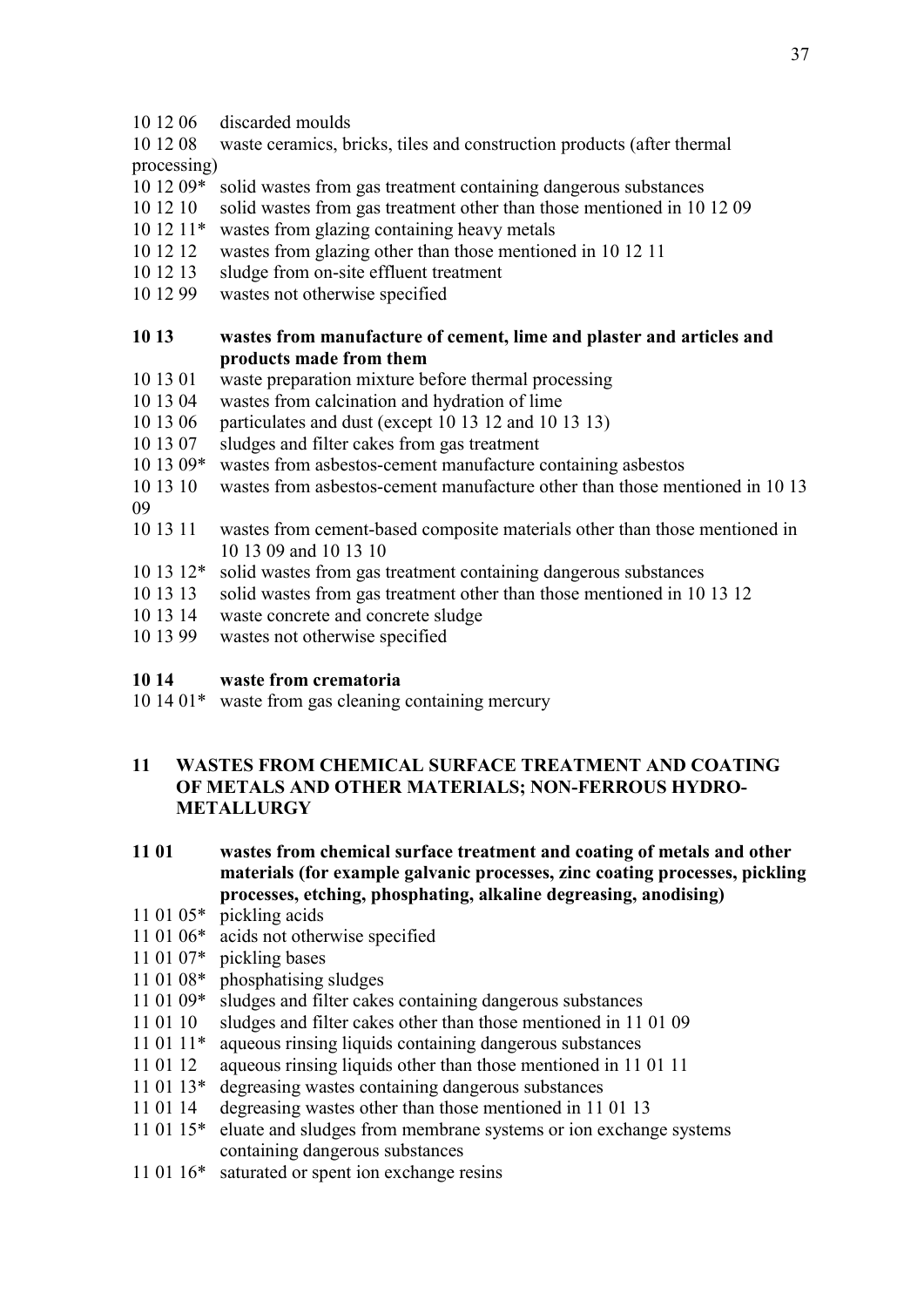10 12 06 discarded moulds
10 12 08 waste ceramics, bricks, tiles and construction products (after thermal processing)
10 12 09* solid wastes from gas treatment containing dangerous substances
10 12 10 solid wastes from gas treatment other than those mentioned in 10 12 09
10 12 11* wastes from glazing containing heavy metals
10 12 12 wastes from glazing other than those mentioned in 10 12 11
10 12 13 sludge from on-site effluent treatment
10 12 99 wastes not otherwise specified

**10 13 wastes from manufacture of cement, lime and plaster and articles and products made from them**

10 13 01 waste preparation mixture before thermal processing
10 13 04 wastes from calcination and hydration of lime
10 13 06 particulates and dust (except 10 13 12 and 10 13 13)
10 13 07 sludges and filter cakes from gas treatment
10 13 09* wastes from asbestos-cement manufacture containing asbestos
10 13 10 wastes from asbestos-cement manufacture other than those mentioned in 10 13 09
10 13 11 wastes from cement-based composite materials other than those mentioned in 10 13 09 and 10 13 10
10 13 12* solid wastes from gas treatment containing dangerous substances
10 13 13 solid wastes from gas treatment other than those mentioned in 10 13 12
10 13 14 waste concrete and concrete sludge
10 13 99 wastes not otherwise specified

**10 14 waste from crematoria**

10 14 01* waste from gas cleaning containing mercury

## 11 WASTES FROM CHEMICAL SURFACE TREATMENT AND COATING OF METALS AND OTHER MATERIALS; NON-FERROUS HYDRO-METALLURGY

**11 01 wastes from chemical surface treatment and coating of metals and other materials (for example galvanic processes, zinc coating processes, pickling processes, etching, phosphating, alkaline degreasing, anodising)**

11 01 05* pickling acids
11 01 06* acids not otherwise specified
11 01 07* pickling bases
11 01 08* phosphatising sludges
11 01 09* sludges and filter cakes containing dangerous substances
11 01 10 sludges and filter cakes other than those mentioned in 11 01 09
11 01 11* aqueous rinsing liquids containing dangerous substances
11 01 12 aqueous rinsing liquids other than those mentioned in 11 01 11
11 01 13* degreasing wastes containing dangerous substances
11 01 14 degreasing wastes other than those mentioned in 11 01 13
11 01 15* eluate and sludges from membrane systems or ion exchange systems containing dangerous substances
11 01 16* saturated or spent ion exchange resins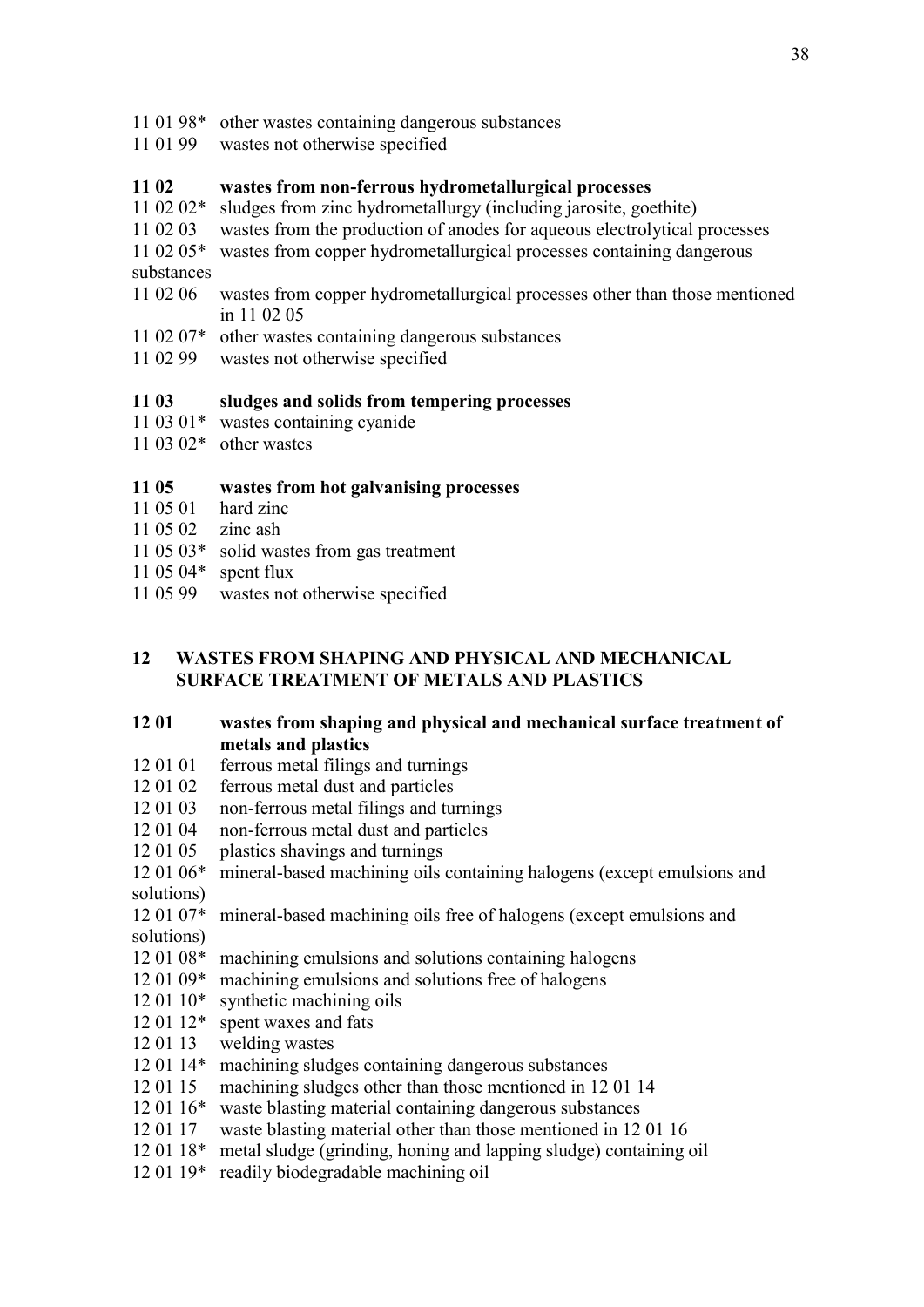11 01 98* other wastes containing dangerous substances
11 01 99 wastes not otherwise specified

**11 02 wastes from non-ferrous hydrometallurgical processes**
11 02 02* sludges from zinc hydrometallurgy (including jarosite, goethite)
11 02 03 wastes from the production of anodes for aqueous electrolytical processes
11 02 05* wastes from copper hydrometallurgical processes containing dangerous substances
11 02 06 wastes from copper hydrometallurgical processes other than those mentioned in 11 02 05
11 02 07* other wastes containing dangerous substances
11 02 99 wastes not otherwise specified

**11 03 sludges and solids from tempering processes**
11 03 01* wastes containing cyanide
11 03 02* other wastes

**11 05 wastes from hot galvanising processes**
11 05 01 hard zinc
11 05 02 zinc ash
11 05 03* solid wastes from gas treatment
11 05 04* spent flux
11 05 99 wastes not otherwise specified

## 12 WASTES FROM SHAPING AND PHYSICAL AND MECHANICAL SURFACE TREATMENT OF METALS AND PLASTICS

**12 01 wastes from shaping and physical and mechanical surface treatment of metals and plastics**
12 01 01 ferrous metal filings and turnings
12 01 02 ferrous metal dust and particles
12 01 03 non-ferrous metal filings and turnings
12 01 04 non-ferrous metal dust and particles
12 01 05 plastics shavings and turnings
12 01 06* mineral-based machining oils containing halogens (except emulsions and solutions)
12 01 07* mineral-based machining oils free of halogens (except emulsions and solutions)
12 01 08* machining emulsions and solutions containing halogens
12 01 09* machining emulsions and solutions free of halogens
12 01 10* synthetic machining oils
12 01 12* spent waxes and fats
12 01 13 welding wastes
12 01 14* machining sludges containing dangerous substances
12 01 15 machining sludges other than those mentioned in 12 01 14
12 01 16* waste blasting material containing dangerous substances
12 01 17 waste blasting material other than those mentioned in 12 01 16
12 01 18* metal sludge (grinding, honing and lapping sludge) containing oil
12 01 19* readily biodegradable machining oil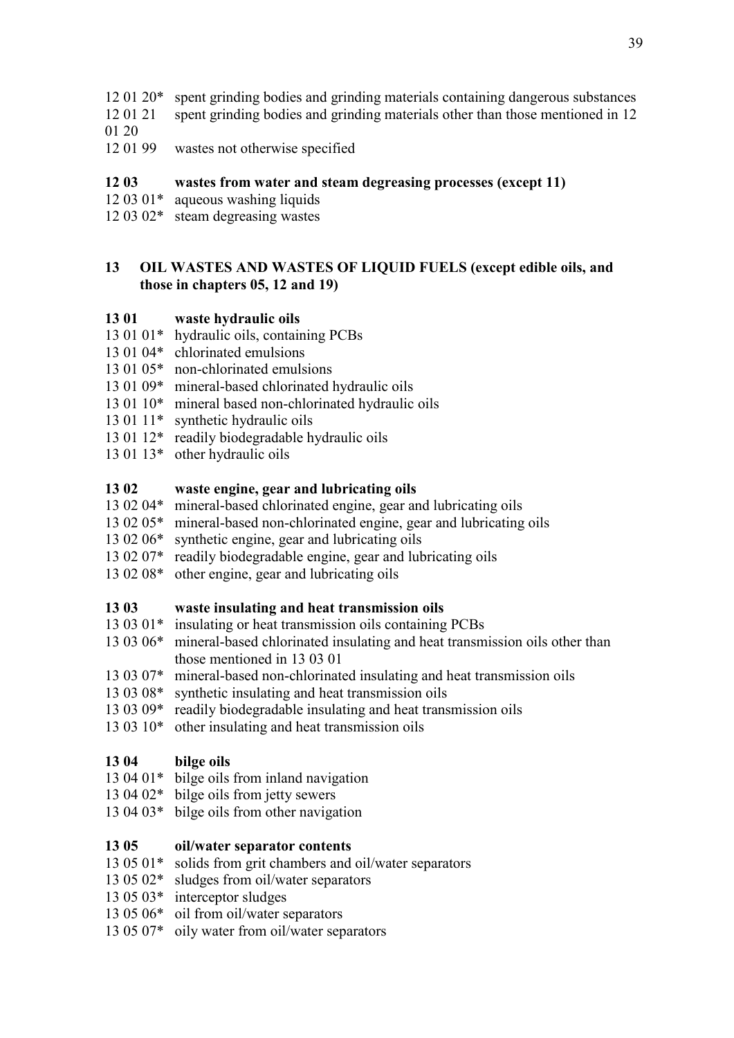12 01 20* spent grinding bodies and grinding materials containing dangerous substances
12 01 21 spent grinding bodies and grinding materials other than those mentioned in 12 01 20
12 01 99 wastes not otherwise specified

**12 03 wastes from water and steam degreasing processes (except 11)**
12 03 01* aqueous washing liquids
12 03 02* steam degreasing wastes

**13 OIL WASTES AND WASTES OF LIQUID FUELS (except edible oils, and those in chapters 05, 12 and 19)**

**13 01 waste hydraulic oils**
13 01 01* hydraulic oils, containing PCBs
13 01 04* chlorinated emulsions
13 01 05* non-chlorinated emulsions
13 01 09* mineral-based chlorinated hydraulic oils
13 01 10* mineral based non-chlorinated hydraulic oils
13 01 11* synthetic hydraulic oils
13 01 12* readily biodegradable hydraulic oils
13 01 13* other hydraulic oils

**13 02 waste engine, gear and lubricating oils**
13 02 04* mineral-based chlorinated engine, gear and lubricating oils
13 02 05* mineral-based non-chlorinated engine, gear and lubricating oils
13 02 06* synthetic engine, gear and lubricating oils
13 02 07* readily biodegradable engine, gear and lubricating oils
13 02 08* other engine, gear and lubricating oils

**13 03 waste insulating and heat transmission oils**
13 03 01* insulating or heat transmission oils containing PCBs
13 03 06* mineral-based chlorinated insulating and heat transmission oils other than those mentioned in 13 03 01
13 03 07* mineral-based non-chlorinated insulating and heat transmission oils
13 03 08* synthetic insulating and heat transmission oils
13 03 09* readily biodegradable insulating and heat transmission oils
13 03 10* other insulating and heat transmission oils

**13 04 bilge oils**
13 04 01* bilge oils from inland navigation
13 04 02* bilge oils from jetty sewers
13 04 03* bilge oils from other navigation

**13 05 oil/water separator contents**
13 05 01* solids from grit chambers and oil/water separators
13 05 02* sludges from oil/water separators
13 05 03* interceptor sludges
13 05 06* oil from oil/water separators
13 05 07* oily water from oil/water separators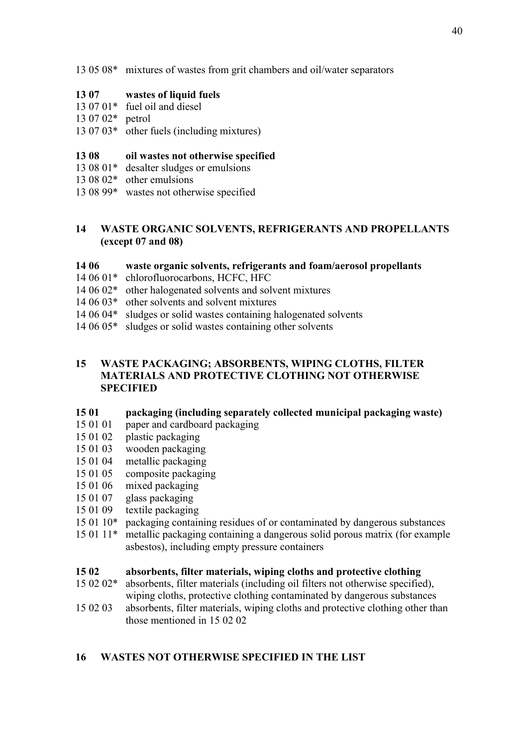13 05 08* mixtures of wastes from grit chambers and oil/water separators

**13 07 wastes of liquid fuels**

13 07 01* fuel oil and diesel
13 07 02* petrol
13 07 03* other fuels (including mixtures)

**13 08 oil wastes not otherwise specified**

13 08 01* desalter sludges or emulsions
13 08 02* other emulsions
13 08 99* wastes not otherwise specified

## 14 WASTE ORGANIC SOLVENTS, REFRIGERANTS AND PROPELLANTS (except 07 and 08)

**14 06 waste organic solvents, refrigerants and foam/aerosol propellants**

14 06 01* chlorofluorocarbons, HCFC, HFC
14 06 02* other halogenated solvents and solvent mixtures
14 06 03* other solvents and solvent mixtures
14 06 04* sludges or solid wastes containing halogenated solvents
14 06 05* sludges or solid wastes containing other solvents

## 15 WASTE PACKAGING; ABSORBENTS, WIPING CLOTHS, FILTER MATERIALS AND PROTECTIVE CLOTHING NOT OTHERWISE SPECIFIED

**15 01 packaging (including separately collected municipal packaging waste)**

15 01 01 paper and cardboard packaging
15 01 02 plastic packaging
15 01 03 wooden packaging
15 01 04 metallic packaging
15 01 05 composite packaging
15 01 06 mixed packaging
15 01 07 glass packaging
15 01 09 textile packaging
15 01 10* packaging containing residues of or contaminated by dangerous substances
15 01 11* metallic packaging containing a dangerous solid porous matrix (for example asbestos), including empty pressure containers

**15 02 absorbents, filter materials, wiping cloths and protective clothing**

15 02 02* absorbents, filter materials (including oil filters not otherwise specified), wiping cloths, protective clothing contaminated by dangerous substances
15 02 03 absorbents, filter materials, wiping cloths and protective clothing other than those mentioned in 15 02 02

## 16 WASTES NOT OTHERWISE SPECIFIED IN THE LIST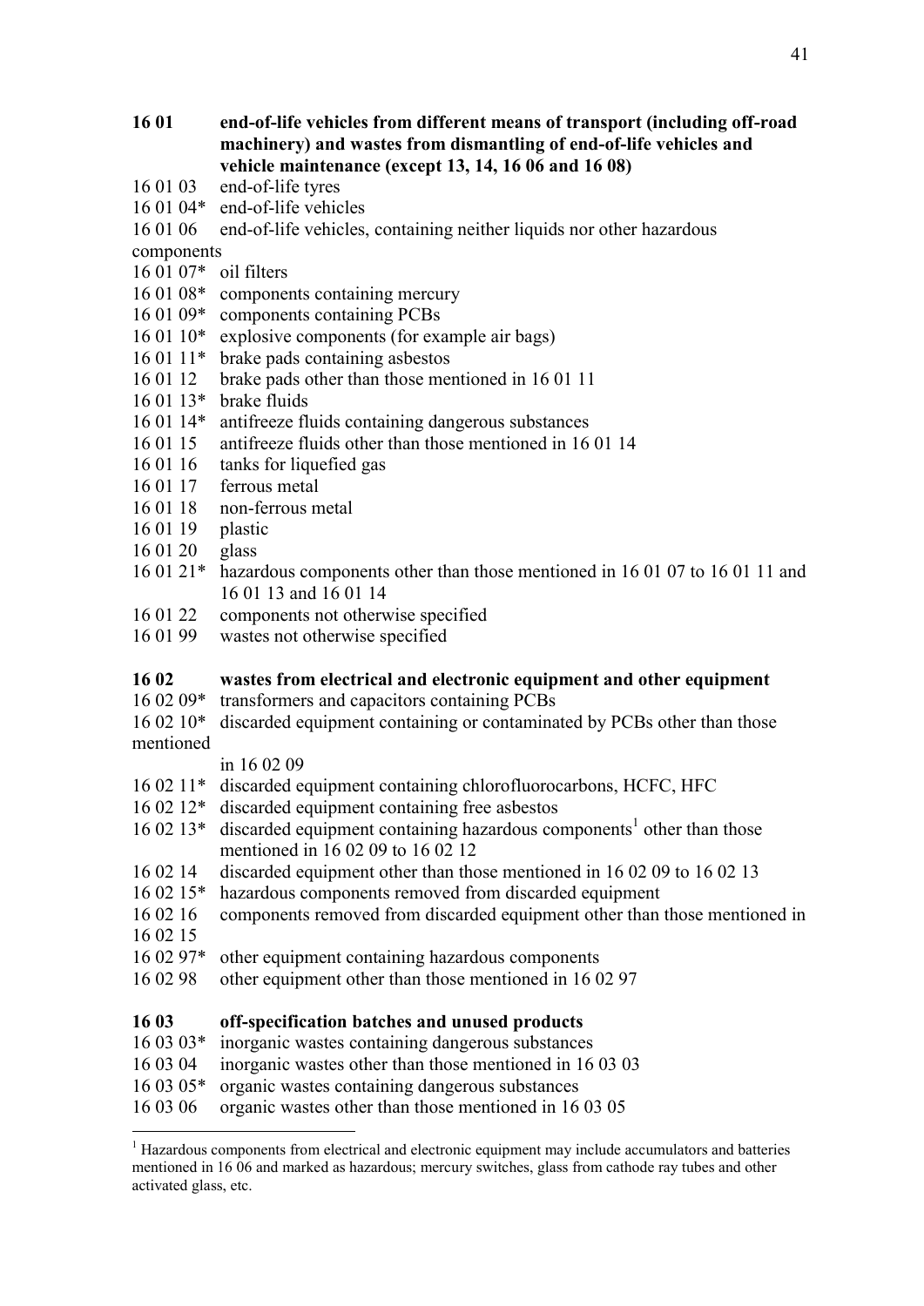**16 01 end-of-life vehicles from different means of transport (including off-road machinery) and wastes from dismantling of end-of-life vehicles and vehicle maintenance (except 13, 14, 16 06 and 16 08)**

16 01 03 end-of-life tyres
16 01 04* end-of-life vehicles
16 01 06 end-of-life vehicles, containing neither liquids nor other hazardous components
16 01 07* oil filters
16 01 08* components containing mercury
16 01 09* components containing PCBs
16 01 10* explosive components (for example air bags)
16 01 11* brake pads containing asbestos
16 01 12 brake pads other than those mentioned in 16 01 11
16 01 13* brake fluids
16 01 14* antifreeze fluids containing dangerous substances
16 01 15 antifreeze fluids other than those mentioned in 16 01 14
16 01 16 tanks for liquefied gas
16 01 17 ferrous metal
16 01 18 non-ferrous metal
16 01 19 plastic
16 01 20 glass
16 01 21* hazardous components other than those mentioned in 16 01 07 to 16 01 11 and 16 01 13 and 16 01 14
16 01 22 components not otherwise specified
16 01 99 wastes not otherwise specified

**16 02 wastes from electrical and electronic equipment and other equipment**

16 02 09* transformers and capacitors containing PCBs
16 02 10* discarded equipment containing or contaminated by PCBs other than those mentioned in 16 02 09
16 02 11* discarded equipment containing chlorofluorocarbons, HCFC, HFC
16 02 12* discarded equipment containing free asbestos
16 02 13* discarded equipment containing hazardous components[1] other than those mentioned in 16 02 09 to 16 02 12
16 02 14 discarded equipment other than those mentioned in 16 02 09 to 16 02 13
16 02 15* hazardous components removed from discarded equipment
16 02 16 components removed from discarded equipment other than those mentioned in 16 02 15
16 02 97* other equipment containing hazardous components
16 02 98 other equipment other than those mentioned in 16 02 97

**16 03 off-specification batches and unused products**

16 03 03* inorganic wastes containing dangerous substances
16 03 04 inorganic wastes other than those mentioned in 16 03 03
16 03 05* organic wastes containing dangerous substances
16 03 06 organic wastes other than those mentioned in 16 03 05

[1] Hazardous components from electrical and electronic equipment may include accumulators and batteries mentioned in 16 06 and marked as hazardous; mercury switches, glass from cathode ray tubes and other activated glass, etc.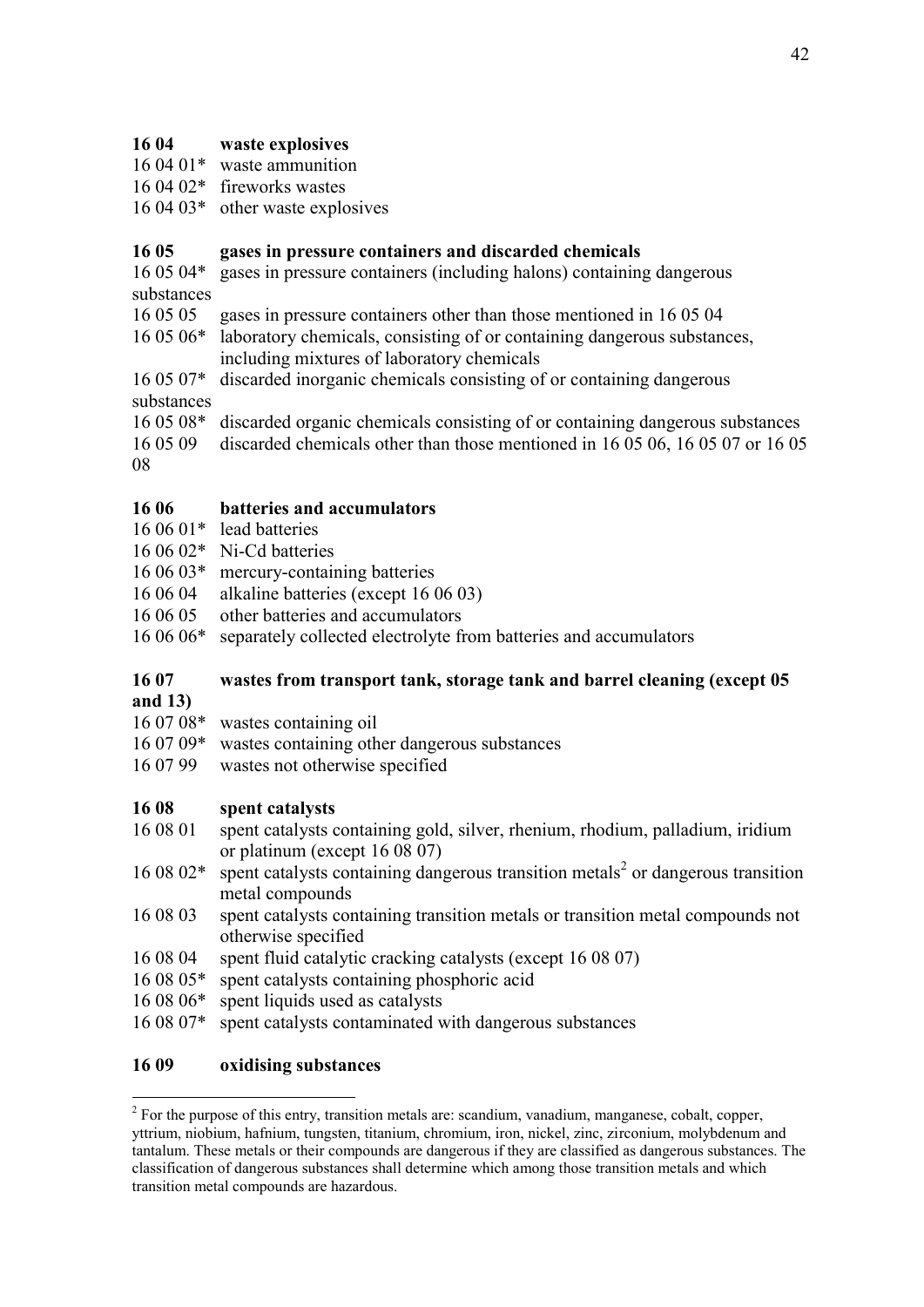**16 04 waste explosives**

16 04 01* waste ammunition
16 04 02* fireworks wastes
16 04 03* other waste explosives

**16 05 gases in pressure containers and discarded chemicals**

16 05 04* gases in pressure containers (including halons) containing dangerous substances
16 05 05 gases in pressure containers other than those mentioned in 16 05 04
16 05 06* laboratory chemicals, consisting of or containing dangerous substances, including mixtures of laboratory chemicals
16 05 07* discarded inorganic chemicals consisting of or containing dangerous substances
16 05 08* discarded organic chemicals consisting of or containing dangerous substances
16 05 09 discarded chemicals other than those mentioned in 16 05 06, 16 05 07 or 16 05 08

**16 06 batteries and accumulators**

16 06 01* lead batteries
16 06 02* Ni-Cd batteries
16 06 03* mercury-containing batteries
16 06 04 alkaline batteries (except 16 06 03)
16 06 05 other batteries and accumulators
16 06 06* separately collected electrolyte from batteries and accumulators

**16 07 wastes from transport tank, storage tank and barrel cleaning (except 05 and 13)**

16 07 08* wastes containing oil
16 07 09* wastes containing other dangerous substances
16 07 99 wastes not otherwise specified

**16 08 spent catalysts**

16 08 01 spent catalysts containing gold, silver, rhenium, rhodium, palladium, iridium or platinum (except 16 08 07)
16 08 02* spent catalysts containing dangerous transition metals[2] or dangerous transition metal compounds
16 08 03 spent catalysts containing transition metals or transition metal compounds not otherwise specified
16 08 04 spent fluid catalytic cracking catalysts (except 16 08 07)
16 08 05* spent catalysts containing phosphoric acid
16 08 06* spent liquids used as catalysts
16 08 07* spent catalysts contaminated with dangerous substances

**16 09 oxidising substances**

---

[2] For the purpose of this entry, transition metals are: scandium, vanadium, manganese, cobalt, copper, yttrium, niobium, hafnium, tungsten, titanium, chromium, iron, nickel, zinc, zirconium, molybdenum and tantalum. These metals or their compounds are dangerous if they are classified as dangerous substances. The classification of dangerous substances shall determine which among those transition metals and which transition metal compounds are hazardous.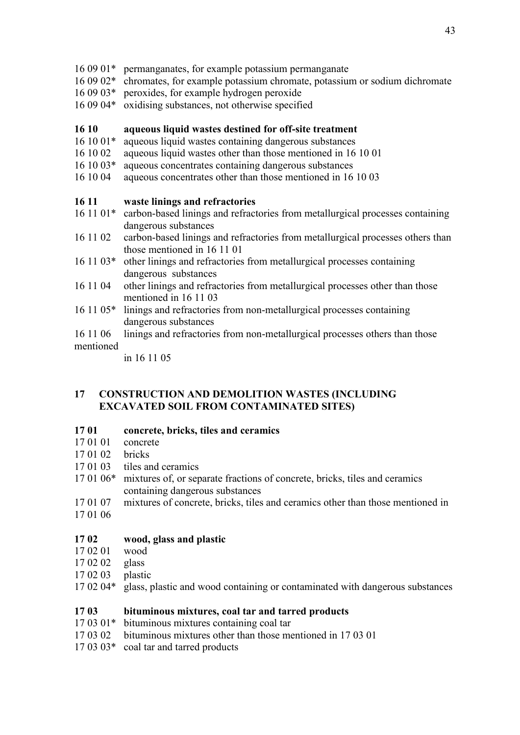16 09 01* permanganates, for example potassium permanganate
16 09 02* chromates, for example potassium chromate, potassium or sodium dichromate
16 09 03* peroxides, for example hydrogen peroxide
16 09 04* oxidising substances, not otherwise specified

**16 10 aqueous liquid wastes destined for off-site treatment**

16 10 01* aqueous liquid wastes containing dangerous substances
16 10 02 aqueous liquid wastes other than those mentioned in 16 10 01
16 10 03* aqueous concentrates containing dangerous substances
16 10 04 aqueous concentrates other than those mentioned in 16 10 03

**16 11 waste linings and refractories**

16 11 01* carbon-based linings and refractories from metallurgical processes containing dangerous substances
16 11 02 carbon-based linings and refractories from metallurgical processes others than those mentioned in 16 11 01
16 11 03* other linings and refractories from metallurgical processes containing dangerous substances
16 11 04 other linings and refractories from metallurgical processes other than those mentioned in 16 11 03
16 11 05* linings and refractories from non-metallurgical processes containing dangerous substances
16 11 06 linings and refractories from non-metallurgical processes others than those mentioned in 16 11 05

## 17 CONSTRUCTION AND DEMOLITION WASTES (INCLUDING EXCAVATED SOIL FROM CONTAMINATED SITES)

**17 01 concrete, bricks, tiles and ceramics**

17 01 01 concrete
17 01 02 bricks
17 01 03 tiles and ceramics
17 01 06* mixtures of, or separate fractions of concrete, bricks, tiles and ceramics containing dangerous substances
17 01 07 mixtures of concrete, bricks, tiles and ceramics other than those mentioned in 17 01 06

**17 02 wood, glass and plastic**

17 02 01 wood
17 02 02 glass
17 02 03 plastic
17 02 04* glass, plastic and wood containing or contaminated with dangerous substances

**17 03 bituminous mixtures, coal tar and tarred products**

17 03 01* bituminous mixtures containing coal tar
17 03 02 bituminous mixtures other than those mentioned in 17 03 01
17 03 03* coal tar and tarred products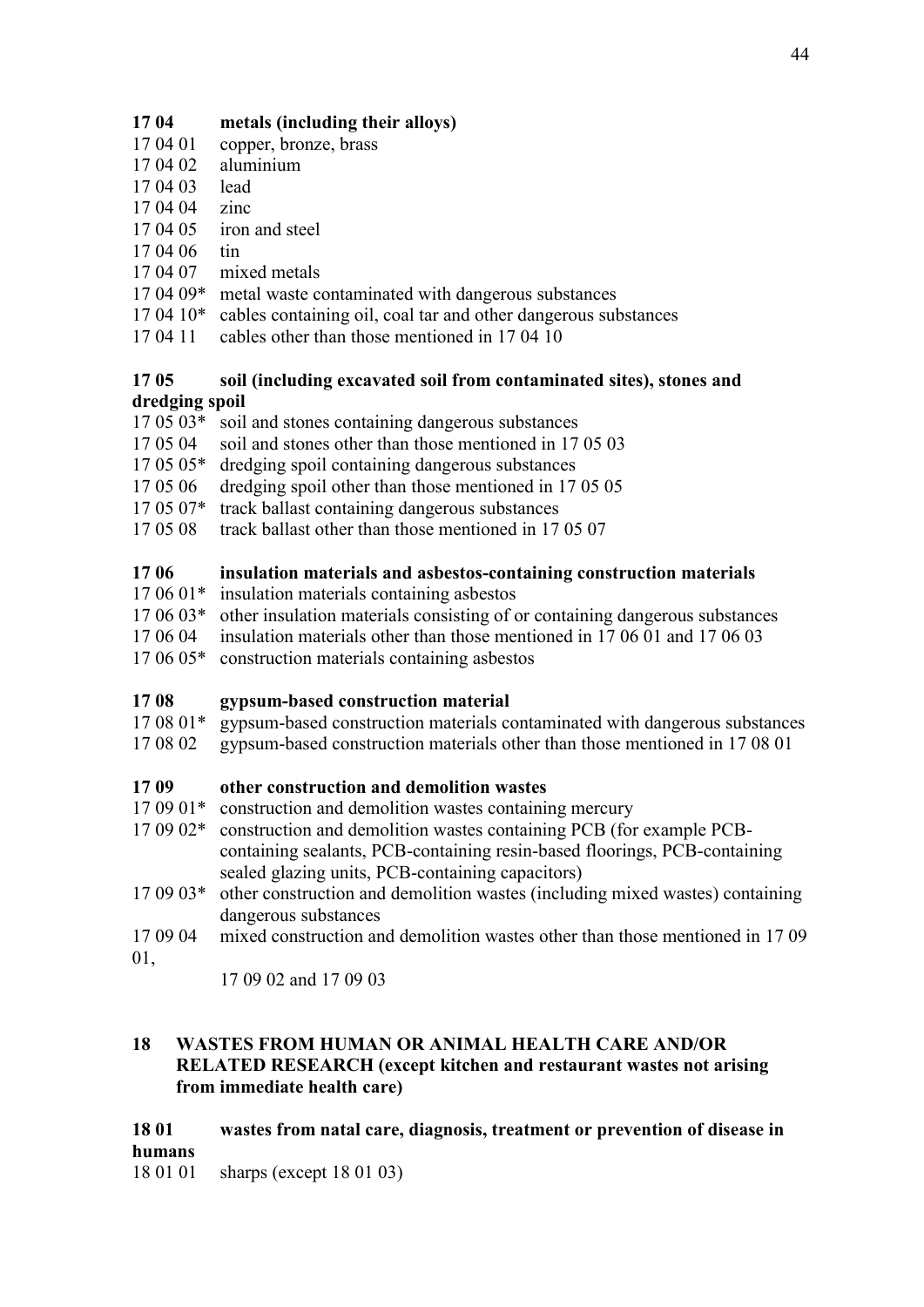**17 04 metals (including their alloys)**

17 04 01 copper, bronze, brass
17 04 02 aluminium
17 04 03 lead
17 04 04 zinc
17 04 05 iron and steel
17 04 06 tin
17 04 07 mixed metals
17 04 09* metal waste contaminated with dangerous substances
17 04 10* cables containing oil, coal tar and other dangerous substances
17 04 11 cables other than those mentioned in 17 04 10

**17 05 soil (including excavated soil from contaminated sites), stones and dredging spoil**

17 05 03* soil and stones containing dangerous substances
17 05 04 soil and stones other than those mentioned in 17 05 03
17 05 05* dredging spoil containing dangerous substances
17 05 06 dredging spoil other than those mentioned in 17 05 05
17 05 07* track ballast containing dangerous substances
17 05 08 track ballast other than those mentioned in 17 05 07

**17 06 insulation materials and asbestos-containing construction materials**

17 06 01* insulation materials containing asbestos
17 06 03* other insulation materials consisting of or containing dangerous substances
17 06 04 insulation materials other than those mentioned in 17 06 01 and 17 06 03
17 06 05* construction materials containing asbestos

**17 08 gypsum-based construction material**

17 08 01* gypsum-based construction materials contaminated with dangerous substances
17 08 02 gypsum-based construction materials other than those mentioned in 17 08 01

**17 09 other construction and demolition wastes**

17 09 01* construction and demolition wastes containing mercury
17 09 02* construction and demolition wastes containing PCB (for example PCB-containing sealants, PCB-containing resin-based floorings, PCB-containing sealed glazing units, PCB-containing capacitors)
17 09 03* other construction and demolition wastes (including mixed wastes) containing dangerous substances
17 09 04 mixed construction and demolition wastes other than those mentioned in 17 09 01, 17 09 02 and 17 09 03

**18 WASTES FROM HUMAN OR ANIMAL HEALTH CARE AND/OR RELATED RESEARCH (except kitchen and restaurant wastes not arising from immediate health care)**

**18 01 wastes from natal care, diagnosis, treatment or prevention of disease in humans**

18 01 01 sharps (except 18 01 03)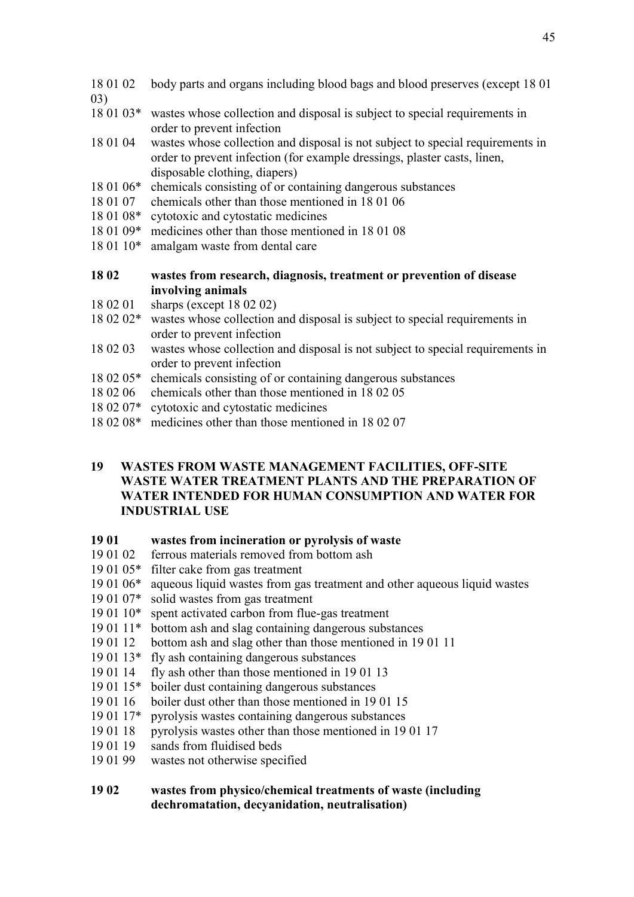18 01 02 body parts and organs including blood bags and blood preserves (except 18 01 03)

18 01 03* wastes whose collection and disposal is subject to special requirements in order to prevent infection

18 01 04 wastes whose collection and disposal is not subject to special requirements in order to prevent infection (for example dressings, plaster casts, linen, disposable clothing, diapers)

18 01 06* chemicals consisting of or containing dangerous substances

18 01 07 chemicals other than those mentioned in 18 01 06

18 01 08* cytotoxic and cytostatic medicines

18 01 09* medicines other than those mentioned in 18 01 08

18 01 10* amalgam waste from dental care

**18 02 wastes from research, diagnosis, treatment or prevention of disease involving animals**

18 02 01 sharps (except 18 02 02)

18 02 02* wastes whose collection and disposal is subject to special requirements in order to prevent infection

18 02 03 wastes whose collection and disposal is not subject to special requirements in order to prevent infection

18 02 05* chemicals consisting of or containing dangerous substances

18 02 06 chemicals other than those mentioned in 18 02 05

18 02 07* cytotoxic and cytostatic medicines

18 02 08* medicines other than those mentioned in 18 02 07

## 19 WASTES FROM WASTE MANAGEMENT FACILITIES, OFF-SITE WASTE WATER TREATMENT PLANTS AND THE PREPARATION OF WATER INTENDED FOR HUMAN CONSUMPTION AND WATER FOR INDUSTRIAL USE

**19 01 wastes from incineration or pyrolysis of waste**

19 01 02 ferrous materials removed from bottom ash

19 01 05* filter cake from gas treatment

19 01 06* aqueous liquid wastes from gas treatment and other aqueous liquid wastes

19 01 07* solid wastes from gas treatment

19 01 10* spent activated carbon from flue-gas treatment

19 01 11* bottom ash and slag containing dangerous substances

19 01 12 bottom ash and slag other than those mentioned in 19 01 11

19 01 13* fly ash containing dangerous substances

19 01 14 fly ash other than those mentioned in 19 01 13

19 01 15* boiler dust containing dangerous substances

19 01 16 boiler dust other than those mentioned in 19 01 15

19 01 17* pyrolysis wastes containing dangerous substances

19 01 18 pyrolysis wastes other than those mentioned in 19 01 17

19 01 19 sands from fluidised beds

19 01 99 wastes not otherwise specified

**19 02 wastes from physico/chemical treatments of waste (including dechromatation, decyanidation, neutralisation)**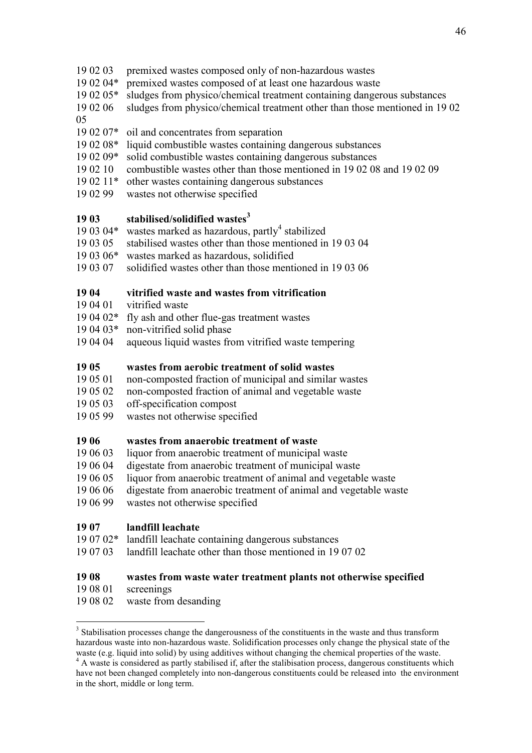19 02 03 premixed wastes composed only of non-hazardous wastes
19 02 04* premixed wastes composed of at least one hazardous waste
19 02 05* sludges from physico/chemical treatment containing dangerous substances
19 02 06 sludges from physico/chemical treatment other than those mentioned in 19 02 05
19 02 07* oil and concentrates from separation
19 02 08* liquid combustible wastes containing dangerous substances
19 02 09* solid combustible wastes containing dangerous substances
19 02 10 combustible wastes other than those mentioned in 19 02 08 and 19 02 09
19 02 11* other wastes containing dangerous substances
19 02 99 wastes not otherwise specified

**19 03 stabilised/solidified wastes[3]**
19 03 04* wastes marked as hazardous, partly[4] stabilized
19 03 05 stabilised wastes other than those mentioned in 19 03 04
19 03 06* wastes marked as hazardous, solidified
19 03 07 solidified wastes other than those mentioned in 19 03 06

**19 04 vitrified waste and wastes from vitrification**
19 04 01 vitrified waste
19 04 02* fly ash and other flue-gas treatment wastes
19 04 03* non-vitrified solid phase
19 04 04 aqueous liquid wastes from vitrified waste tempering

**19 05 wastes from aerobic treatment of solid wastes**
19 05 01 non-composted fraction of municipal and similar wastes
19 05 02 non-composted fraction of animal and vegetable waste
19 05 03 off-specification compost
19 05 99 wastes not otherwise specified

**19 06 wastes from anaerobic treatment of waste**
19 06 03 liquor from anaerobic treatment of municipal waste
19 06 04 digestate from anaerobic treatment of municipal waste
19 06 05 liquor from anaerobic treatment of animal and vegetable waste
19 06 06 digestate from anaerobic treatment of animal and vegetable waste
19 06 99 wastes not otherwise specified

**19 07 landfill leachate**
19 07 02* landfill leachate containing dangerous substances
19 07 03 landfill leachate other than those mentioned in 19 07 02

**19 08 wastes from waste water treatment plants not otherwise specified**
19 08 01 screenings
19 08 02 waste from desanding

---

[3] Stabilisation processes change the dangerousness of the constituents in the waste and thus transform hazardous waste into non-hazardous waste. Solidification processes only change the physical state of the waste (e.g. liquid into solid) by using additives without changing the chemical properties of the waste.

[4] A waste is considered as partly stabilised if, after the stalibisation process, dangerous constituents which have not been changed completely into non-dangerous constituents could be released into the environment in the short, middle or long term.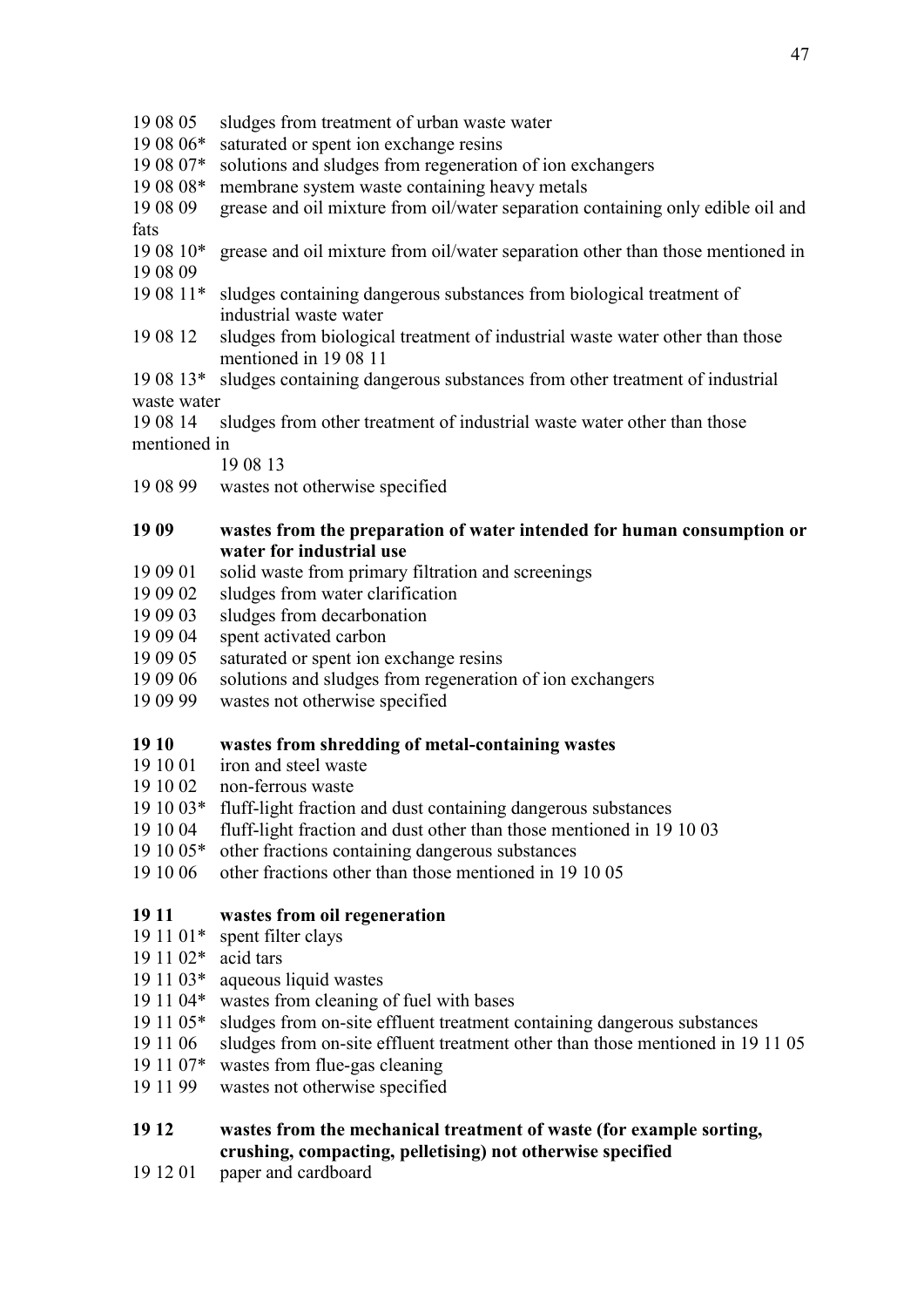19 08 05  sludges from treatment of urban waste water
19 08 06*  saturated or spent ion exchange resins
19 08 07*  solutions and sludges from regeneration of ion exchangers
19 08 08*  membrane system waste containing heavy metals
19 08 09  grease and oil mixture from oil/water separation containing only edible oil and fats
19 08 10*  grease and oil mixture from oil/water separation other than those mentioned in 19 08 09
19 08 11*  sludges containing dangerous substances from biological treatment of industrial waste water
19 08 12  sludges from biological treatment of industrial waste water other than those mentioned in 19 08 11
19 08 13*  sludges containing dangerous substances from other treatment of industrial waste water
19 08 14  sludges from other treatment of industrial waste water other than those mentioned in 19 08 13
19 08 99  wastes not otherwise specified

**19 09  wastes from the preparation of water intended for human consumption or water for industrial use**

19 09 01  solid waste from primary filtration and screenings
19 09 02  sludges from water clarification
19 09 03  sludges from decarbonation
19 09 04  spent activated carbon
19 09 05  saturated or spent ion exchange resins
19 09 06  solutions and sludges from regeneration of ion exchangers
19 09 99  wastes not otherwise specified

**19 10  wastes from shredding of metal-containing wastes**

19 10 01  iron and steel waste
19 10 02  non-ferrous waste
19 10 03*  fluff-light fraction and dust containing dangerous substances
19 10 04  fluff-light fraction and dust other than those mentioned in 19 10 03
19 10 05*  other fractions containing dangerous substances
19 10 06  other fractions other than those mentioned in 19 10 05

**19 11  wastes from oil regeneration**

19 11 01*  spent filter clays
19 11 02*  acid tars
19 11 03*  aqueous liquid wastes
19 11 04*  wastes from cleaning of fuel with bases
19 11 05*  sludges from on-site effluent treatment containing dangerous substances
19 11 06  sludges from on-site effluent treatment other than those mentioned in 19 11 05
19 11 07*  wastes from flue-gas cleaning
19 11 99  wastes not otherwise specified

**19 12  wastes from the mechanical treatment of waste (for example sorting, crushing, compacting, pelletising) not otherwise specified**

19 12 01  paper and cardboard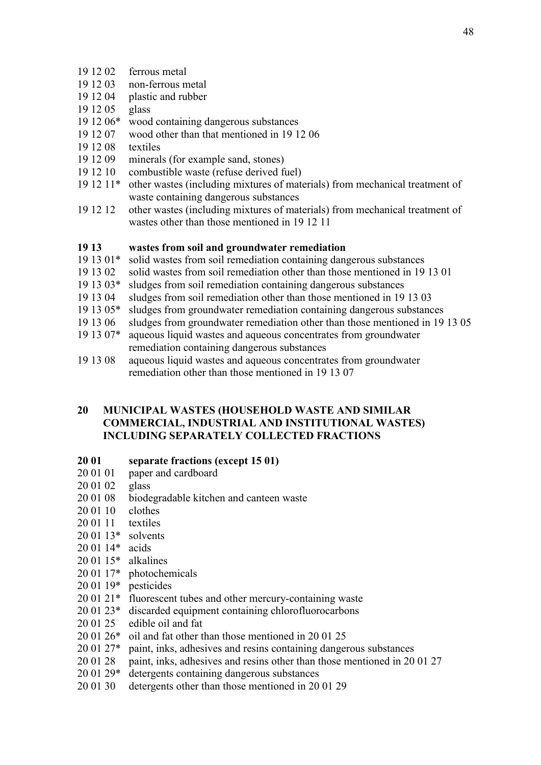19 12 02 ferrous metal
19 12 03 non-ferrous metal
19 12 04 plastic and rubber
19 12 05 glass
19 12 06* wood containing dangerous substances
19 12 07 wood other than that mentioned in 19 12 06
19 12 08 textiles
19 12 09 minerals (for example sand, stones)
19 12 10 combustible waste (refuse derived fuel)
19 12 11* other wastes (including mixtures of materials) from mechanical treatment of waste containing dangerous substances
19 12 12 other wastes (including mixtures of materials) from mechanical treatment of wastes other than those mentioned in 19 12 11

**19 13 wastes from soil and groundwater remediation**

19 13 01* solid wastes from soil remediation containing dangerous substances
19 13 02 solid wastes from soil remediation other than those mentioned in 19 13 01
19 13 03* sludges from soil remediation containing dangerous substances
19 13 04 sludges from soil remediation other than those mentioned in 19 13 03
19 13 05* sludges from groundwater remediation containing dangerous substances
19 13 06 sludges from groundwater remediation other than those mentioned in 19 13 05
19 13 07* aqueous liquid wastes and aqueous concentrates from groundwater remediation containing dangerous substances
19 13 08 aqueous liquid wastes and aqueous concentrates from groundwater remediation other than those mentioned in 19 13 07

## 20 MUNICIPAL WASTES (HOUSEHOLD WASTE AND SIMILAR COMMERCIAL, INDUSTRIAL AND INSTITUTIONAL WASTES) INCLUDING SEPARATELY COLLECTED FRACTIONS

**20 01 separate fractions (except 15 01)**

20 01 01 paper and cardboard
20 01 02 glass
20 01 08 biodegradable kitchen and canteen waste
20 01 10 clothes
20 01 11 textiles
20 01 13* solvents
20 01 14* acids
20 01 15* alkalines
20 01 17* photochemicals
20 01 19* pesticides
20 01 21* fluorescent tubes and other mercury-containing waste
20 01 23* discarded equipment containing chlorofluorocarbons
20 01 25 edible oil and fat
20 01 26* oil and fat other than those mentioned in 20 01 25
20 01 27* paint, inks, adhesives and resins containing dangerous substances
20 01 28 paint, inks, adhesives and resins other than those mentioned in 20 01 27
20 01 29* detergents containing dangerous substances
20 01 30 detergents other than those mentioned in 20 01 29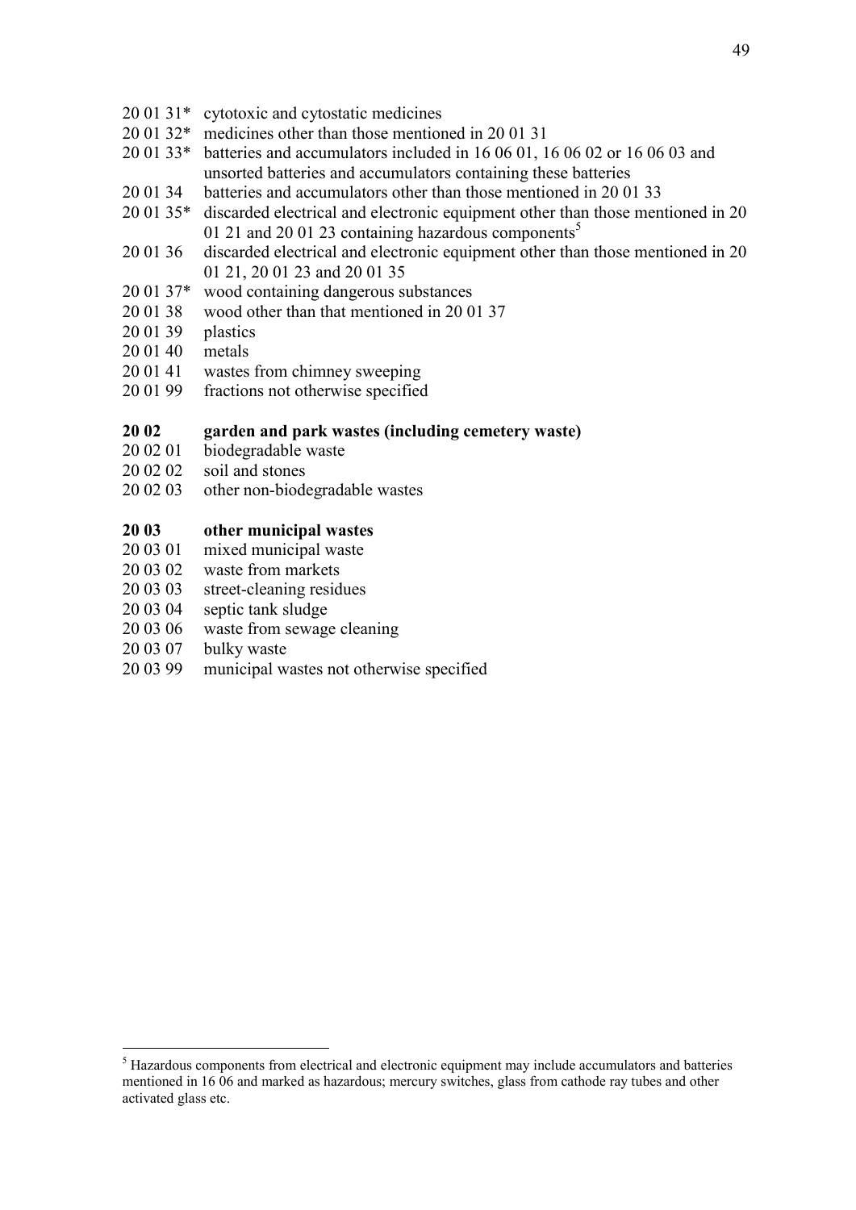20 01 31* cytotoxic and cytostatic medicines
20 01 32* medicines other than those mentioned in 20 01 31
20 01 33* batteries and accumulators included in 16 06 01, 16 06 02 or 16 06 03 and unsorted batteries and accumulators containing these batteries
20 01 34 batteries and accumulators other than those mentioned in 20 01 33
20 01 35* discarded electrical and electronic equipment other than those mentioned in 20 01 21 and 20 01 23 containing hazardous components[5]
20 01 36 discarded electrical and electronic equipment other than those mentioned in 20 01 21, 20 01 23 and 20 01 35
20 01 37* wood containing dangerous substances
20 01 38 wood other than that mentioned in 20 01 37
20 01 39 plastics
20 01 40 metals
20 01 41 wastes from chimney sweeping
20 01 99 fractions not otherwise specified

**20 02 garden and park wastes (including cemetery waste)**
20 02 01 biodegradable waste
20 02 02 soil and stones
20 02 03 other non-biodegradable wastes

**20 03 other municipal wastes**
20 03 01 mixed municipal waste
20 03 02 waste from markets
20 03 03 street-cleaning residues
20 03 04 septic tank sludge
20 03 06 waste from sewage cleaning
20 03 07 bulky waste
20 03 99 municipal wastes not otherwise specified

---

[5] Hazardous components from electrical and electronic equipment may include accumulators and batteries mentioned in 16 06 and marked as hazardous; mercury switches, glass from cathode ray tubes and other activated glass etc.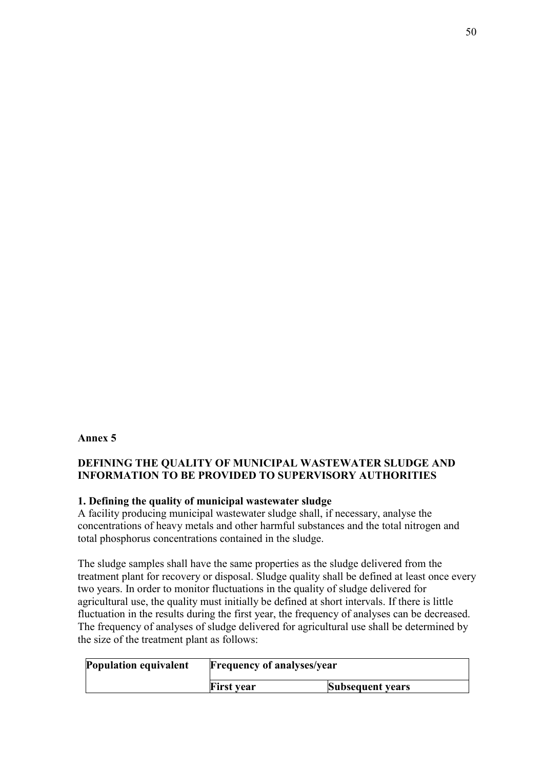**Annex 5**

## DEFINING THE QUALITY OF MUNICIPAL WASTEWATER SLUDGE AND INFORMATION TO BE PROVIDED TO SUPERVISORY AUTHORITIES

### 1. Defining the quality of municipal wastewater sludge

A facility producing municipal wastewater sludge shall, if necessary, analyse the concentrations of heavy metals and other harmful substances and the total nitrogen and total phosphorus concentrations contained in the sludge.

The sludge samples shall have the same properties as the sludge delivered from the treatment plant for recovery or disposal. Sludge quality shall be defined at least once every two years. In order to monitor fluctuations in the quality of sludge delivered for agricultural use, the quality must initially be defined at short intervals. If there is little fluctuation in the results during the first year, the frequency of analyses can be decreased. The frequency of analyses of sludge delivered for agricultural use shall be determined by the size of the treatment plant as follows:

| Population equivalent | Frequency of analyses/year | |
|---|---|---|
| | First year | Subsequent years |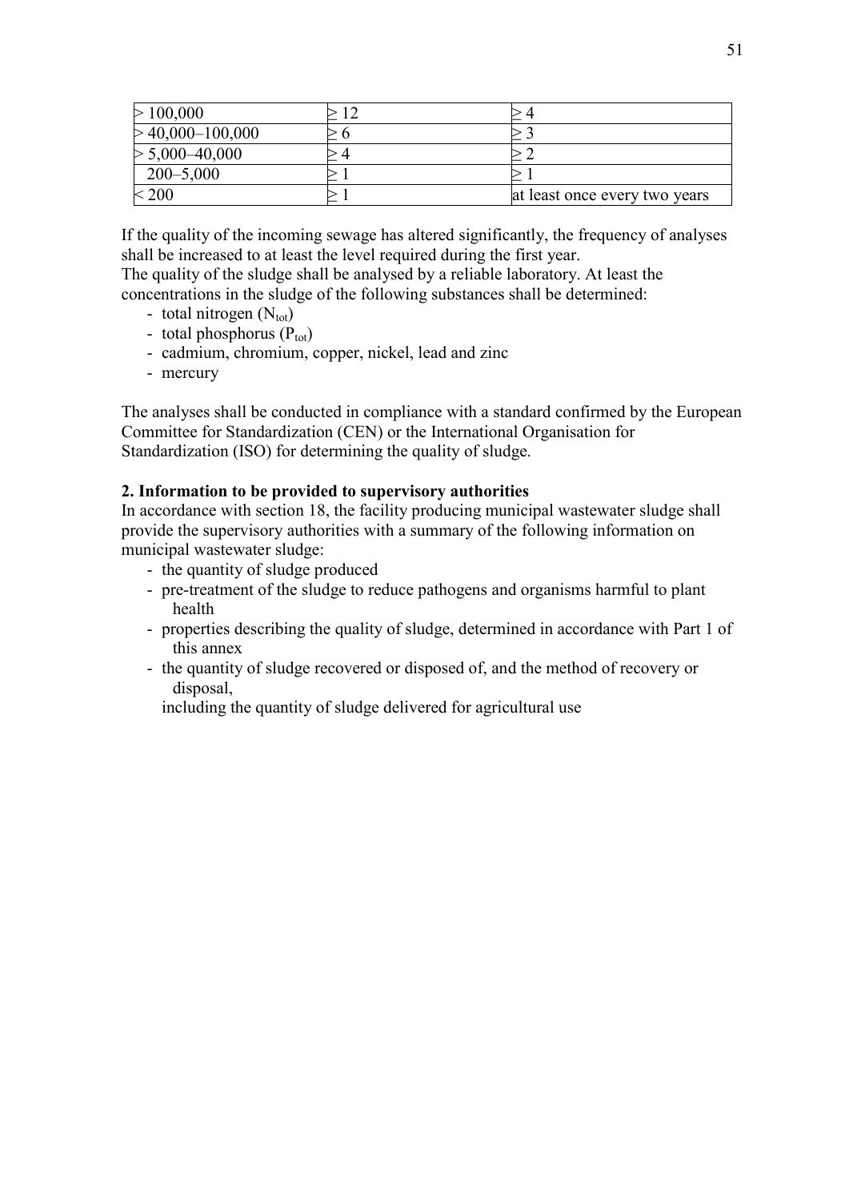| | | |
|---|---|---|
| > 100,000 | ≥ 12 | ≥ 4 |
| > 40,000–100,000 | ≥ 6 | ≥ 3 |
| > 5,000–40,000 | ≥ 4 | ≥ 2 |
| 200–5,000 | ≥ 1 | ≥ 1 |
| < 200 | ≥ 1 | at least once every two years |

If the quality of the incoming sewage has altered significantly, the frequency of analyses shall be increased to at least the level required during the first year.
The quality of the sludge shall be analysed by a reliable laboratory. At least the concentrations in the sludge of the following substances shall be determined:

- total nitrogen ($N_{tot}$)
- total phosphorus ($P_{tot}$)
- cadmium, chromium, copper, nickel, lead and zinc
- mercury

The analyses shall be conducted in compliance with a standard confirmed by the European Committee for Standardization (CEN) or the International Organisation for Standardization (ISO) for determining the quality of sludge.

**2. Information to be provided to supervisory authorities**

In accordance with section 18, the facility producing municipal wastewater sludge shall provide the supervisory authorities with a summary of the following information on municipal wastewater sludge:

- the quantity of sludge produced
- pre-treatment of the sludge to reduce pathogens and organisms harmful to plant health
- properties describing the quality of sludge, determined in accordance with Part 1 of this annex
- the quantity of sludge recovered or disposed of, and the method of recovery or disposal,

  including the quantity of sludge delivered for agricultural use